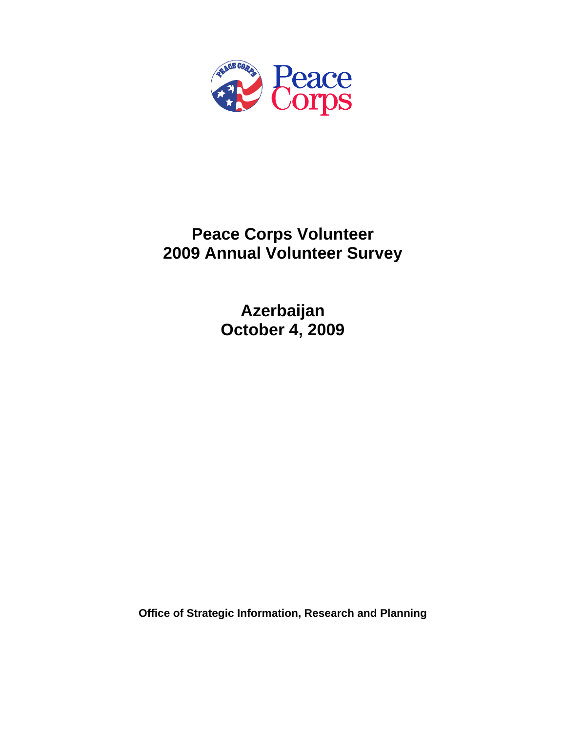Peace Corps

# Peace Corps Volunteer
# 2009 Annual Volunteer Survey

## Azerbaijan
## October 4, 2009

**Office of Strategic Information, Research and Planning**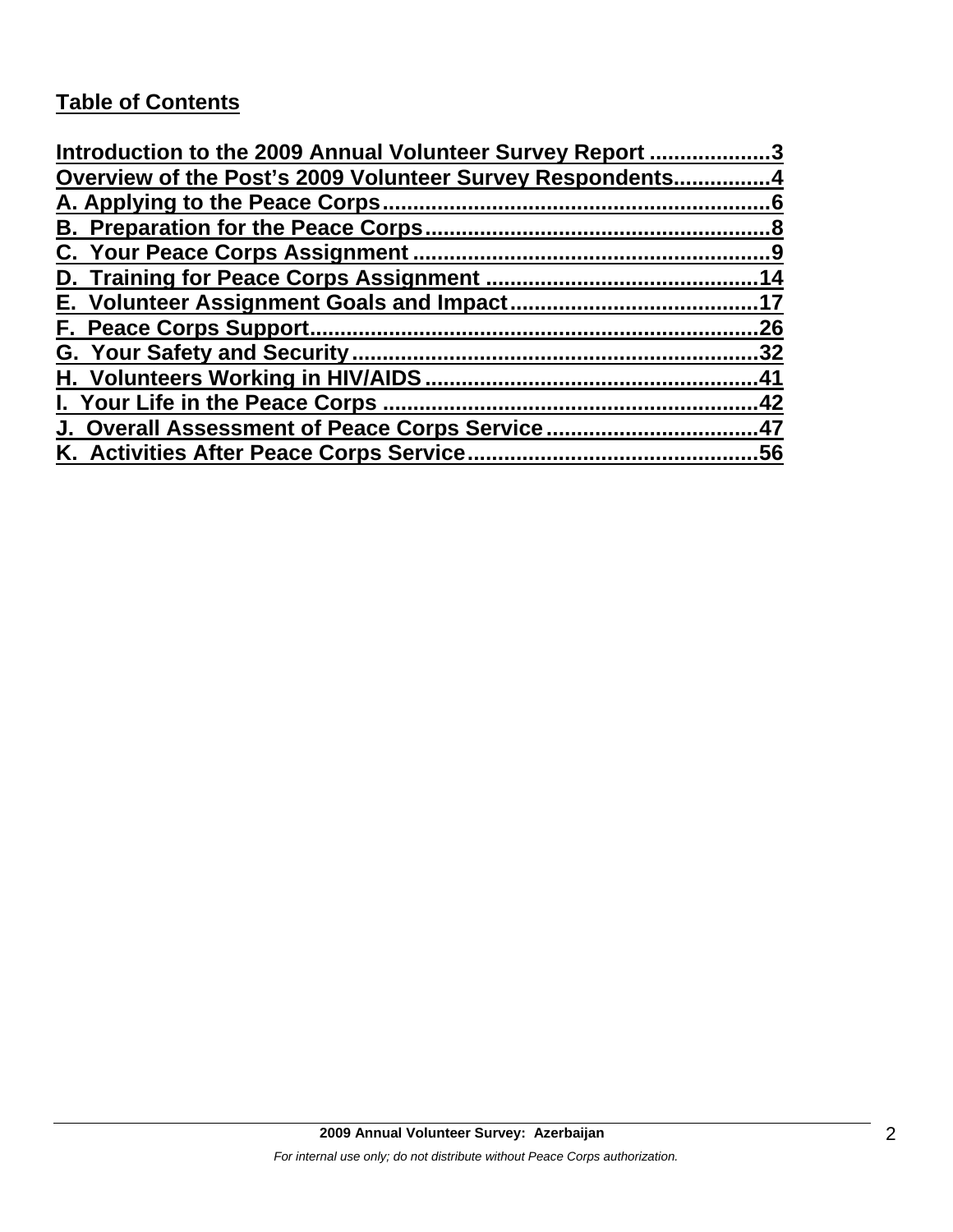## Table of Contents

Introduction to the 2009 Annual Volunteer Survey Report ....................3
Overview of the Post's 2009 Volunteer Survey Respondents................4
A. Applying to the Peace Corps................................................................6
B. Preparation for the Peace Corps.........................................................8
C. Your Peace Corps Assignment ...........................................................9
D. Training for Peace Corps Assignment ............................................14
E. Volunteer Assignment Goals and Impact........................................17
F. Peace Corps Support.........................................................................26
G. Your Safety and Security...................................................................32
H. Volunteers Working in HIV/AIDS.......................................................41
I. Your Life in the Peace Corps .............................................................42
J. Overall Assessment of Peace Corps Service ..................................47
K. Activities After Peace Corps Service...............................................56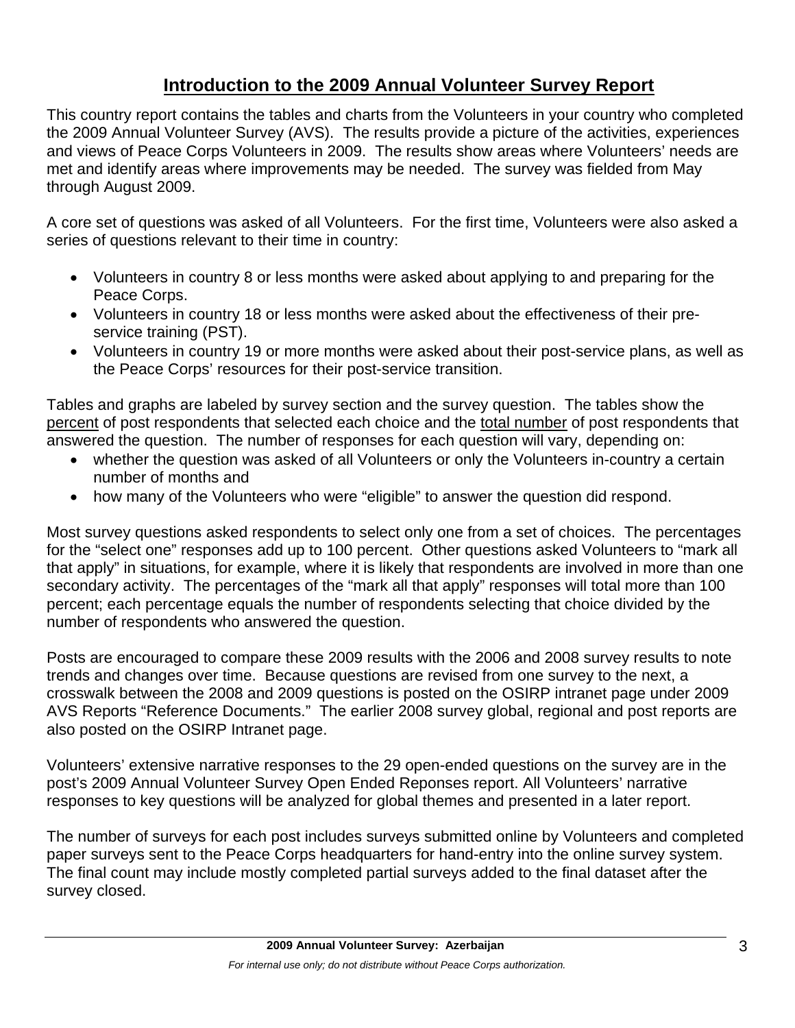# Introduction to the 2009 Annual Volunteer Survey Report

This country report contains the tables and charts from the Volunteers in your country who completed the 2009 Annual Volunteer Survey (AVS). The results provide a picture of the activities, experiences and views of Peace Corps Volunteers in 2009. The results show areas where Volunteers' needs are met and identify areas where improvements may be needed. The survey was fielded from May through August 2009.

A core set of questions was asked of all Volunteers. For the first time, Volunteers were also asked a series of questions relevant to their time in country:

- Volunteers in country 8 or less months were asked about applying to and preparing for the Peace Corps.
- Volunteers in country 18 or less months were asked about the effectiveness of their pre-service training (PST).
- Volunteers in country 19 or more months were asked about their post-service plans, as well as the Peace Corps' resources for their post-service transition.

Tables and graphs are labeled by survey section and the survey question. The tables show the percent of post respondents that selected each choice and the total number of post respondents that answered the question. The number of responses for each question will vary, depending on:

- whether the question was asked of all Volunteers or only the Volunteers in-country a certain number of months and
- how many of the Volunteers who were "eligible" to answer the question did respond.

Most survey questions asked respondents to select only one from a set of choices. The percentages for the "select one" responses add up to 100 percent. Other questions asked Volunteers to "mark all that apply" in situations, for example, where it is likely that respondents are involved in more than one secondary activity. The percentages of the "mark all that apply" responses will total more than 100 percent; each percentage equals the number of respondents selecting that choice divided by the number of respondents who answered the question.

Posts are encouraged to compare these 2009 results with the 2006 and 2008 survey results to note trends and changes over time. Because questions are revised from one survey to the next, a crosswalk between the 2008 and 2009 questions is posted on the OSIRP intranet page under 2009 AVS Reports "Reference Documents." The earlier 2008 survey global, regional and post reports are also posted on the OSIRP Intranet page.

Volunteers' extensive narrative responses to the 29 open-ended questions on the survey are in the post's 2009 Annual Volunteer Survey Open Ended Reponses report. All Volunteers' narrative responses to key questions will be analyzed for global themes and presented in a later report.

The number of surveys for each post includes surveys submitted online by Volunteers and completed paper surveys sent to the Peace Corps headquarters for hand-entry into the online survey system. The final count may include mostly completed partial surveys added to the final dataset after the survey closed.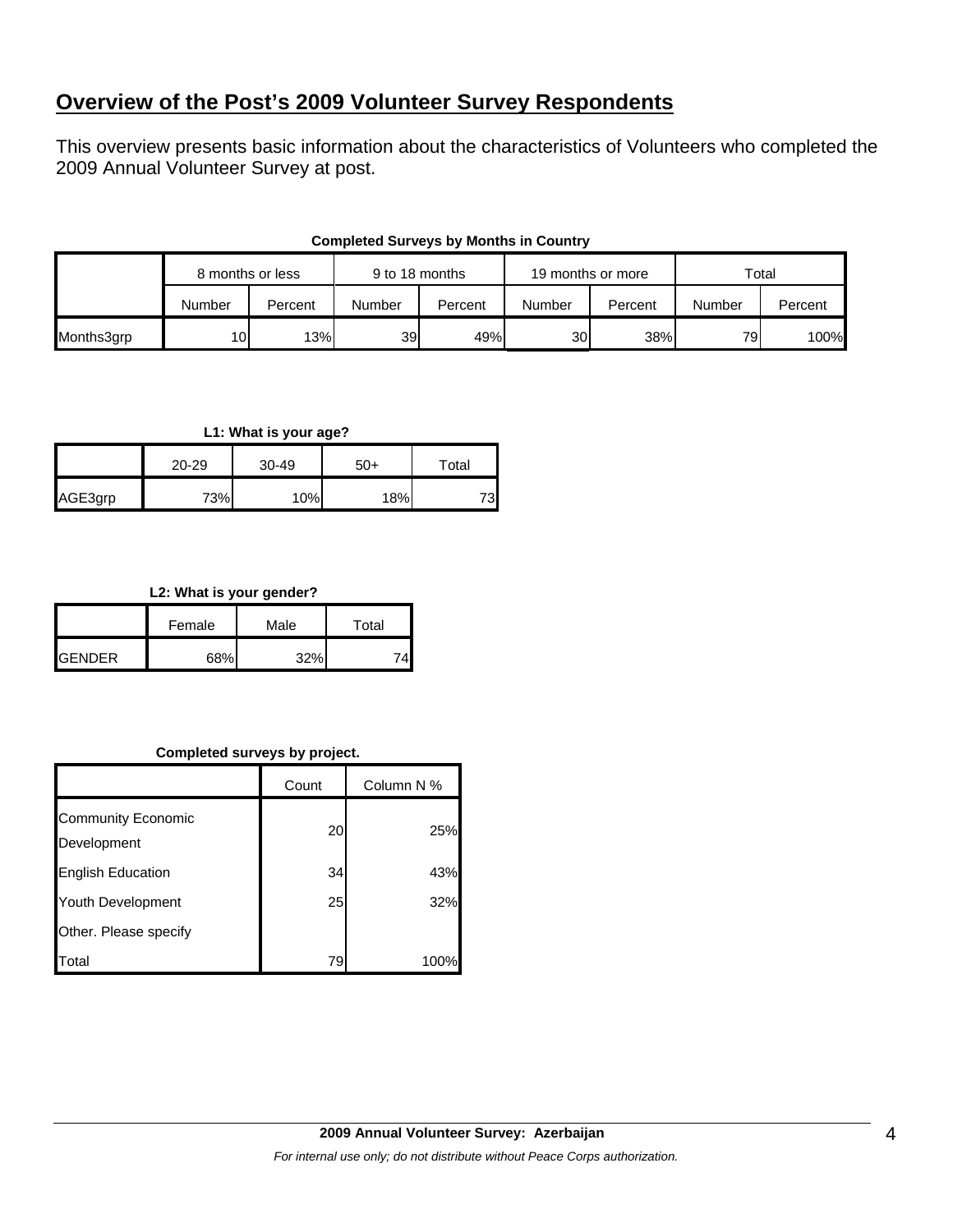## Overview of the Post's 2009 Volunteer Survey Respondents

This overview presents basic information about the characteristics of Volunteers who completed the 2009 Annual Volunteer Survey at post.

**Completed Surveys by Months in Country**

| | 8 months or less | | 9 to 18 months | | 19 months or more | | Total | |
|---|---|---|---|---|---|---|---|---|
| | Number | Percent | Number | Percent | Number | Percent | Number | Percent |
| Months3grp | 10 | 13% | 39 | 49% | 30 | 38% | 79 | 100% |

**L1: What is your age?**

| | 20-29 | 30-49 | 50+ | Total |
|---|---|---|---|---|
| AGE3grp | 73% | 10% | 18% | 73 |

**L2: What is your gender?**

| | Female | Male | Total |
|---|---|---|---|
| GENDER | 68% | 32% | 74 |

**Completed surveys by project.**

| | Count | Column N % |
|---|---|---|
| Community Economic Development | 20 | 25% |
| English Education | 34 | 43% |
| Youth Development | 25 | 32% |
| Other. Please specify | | |
| Total | 79 | 100% |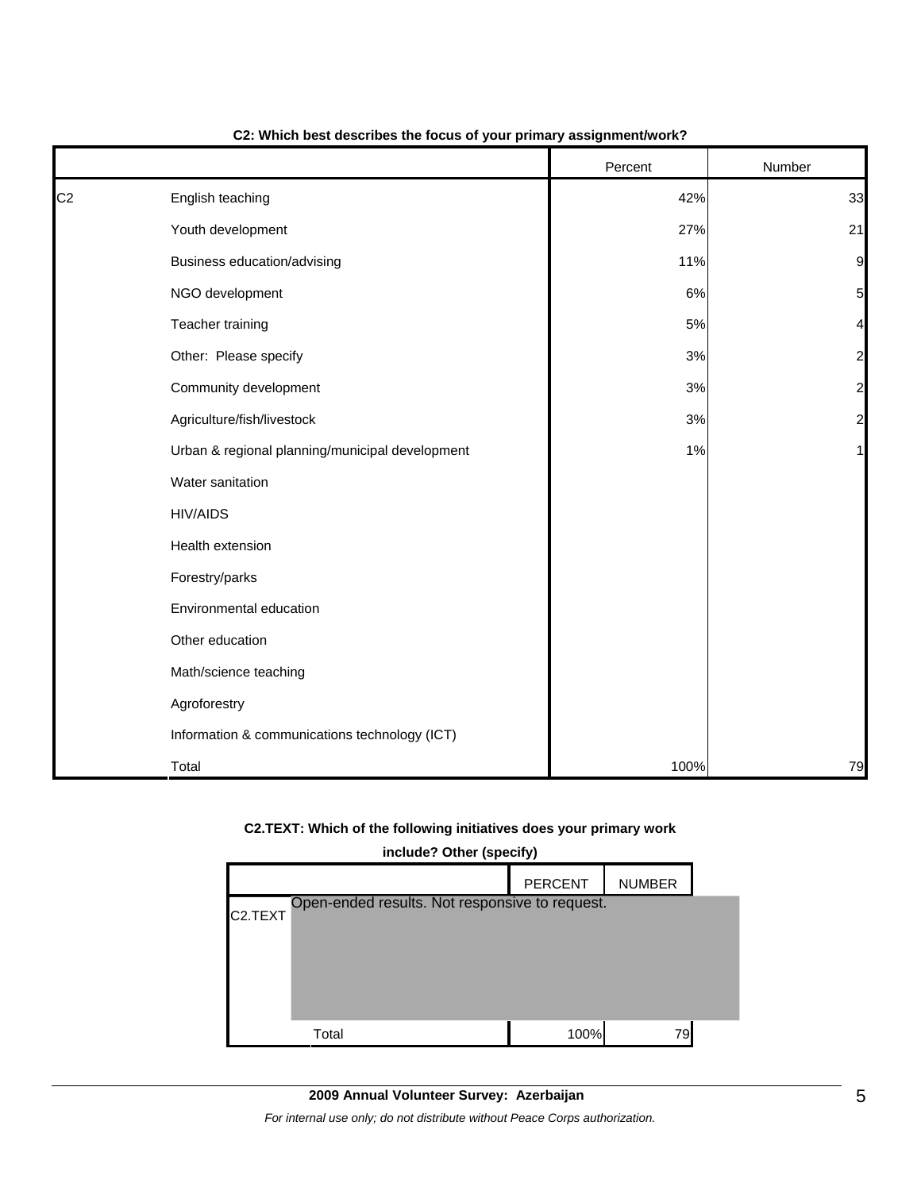**C2: Which best describes the focus of your primary assignment/work?**

| | | Percent | Number |
|---|---|---|---|
| C2 | English teaching | 42% | 33 |
| | Youth development | 27% | 21 |
| | Business education/advising | 11% | 9 |
| | NGO development | 6% | 5 |
| | Teacher training | 5% | 4 |
| | Other: Please specify | 3% | 2 |
| | Community development | 3% | 2 |
| | Agriculture/fish/livestock | 3% | 2 |
| | Urban & regional planning/municipal development | 1% | 1 |
| | Water sanitation | | |
| | HIV/AIDS | | |
| | Health extension | | |
| | Forestry/parks | | |
| | Environmental education | | |
| | Other education | | |
| | Math/science teaching | | |
| | Agroforestry | | |
| | Information & communications technology (ICT) | | |
| | Total | 100% | 79 |

**C2.TEXT: Which of the following initiatives does your primary work include? Other (specify)**

| | | PERCENT | NUMBER |
|---|---|---|---|
| C2.TEXT | Open-ended results. Not responsive to request. | | |
| | Total | 100% | 79 |

**2009 Annual Volunteer Survey: Azerbaijan**

*For internal use only; do not distribute without Peace Corps authorization.*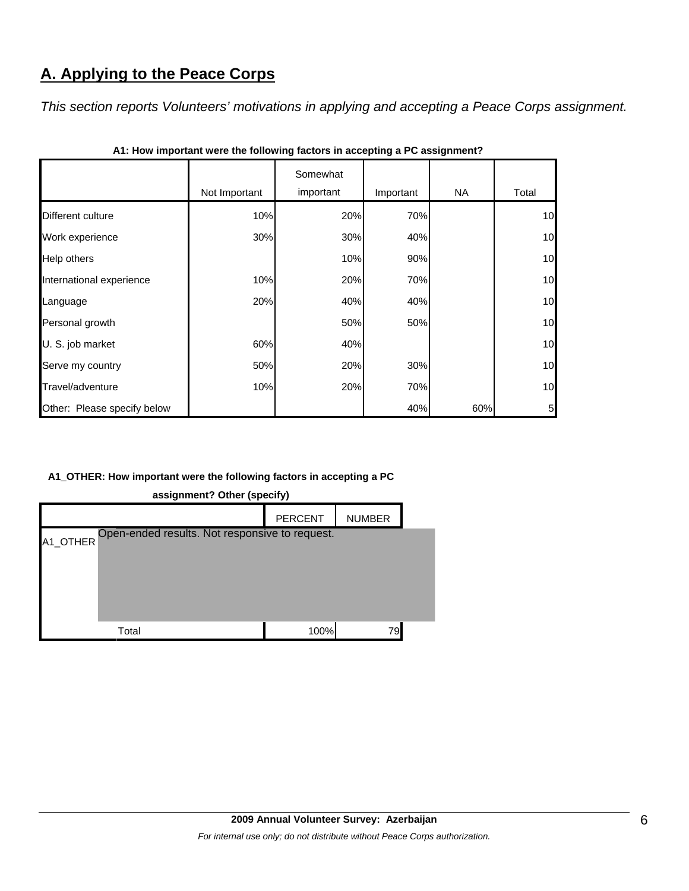## A. Applying to the Peace Corps

*This section reports Volunteers' motivations in applying and accepting a Peace Corps assignment.*

**A1: How important were the following factors in accepting a PC assignment?**

| | Not Important | Somewhat important | Important | NA | Total |
|---|---|---|---|---|---|
| Different culture | 10% | 20% | 70% | | 10 |
| Work experience | 30% | 30% | 40% | | 10 |
| Help others | | 10% | 90% | | 10 |
| International experience | 10% | 20% | 70% | | 10 |
| Language | 20% | 40% | 40% | | 10 |
| Personal growth | | 50% | 50% | | 10 |
| U. S. job market | 60% | 40% | | | 10 |
| Serve my country | 50% | 20% | 30% | | 10 |
| Travel/adventure | 10% | 20% | 70% | | 10 |
| Other: Please specify below | | | 40% | 60% | 5 |

**A1_OTHER: How important were the following factors in accepting a PC assignment? Other (specify)**

| | | PERCENT | NUMBER |
|---|---|---|---|
| A1_OTHER | Open-ended results. Not responsive to request. | | |
| | Total | 100% | 79 |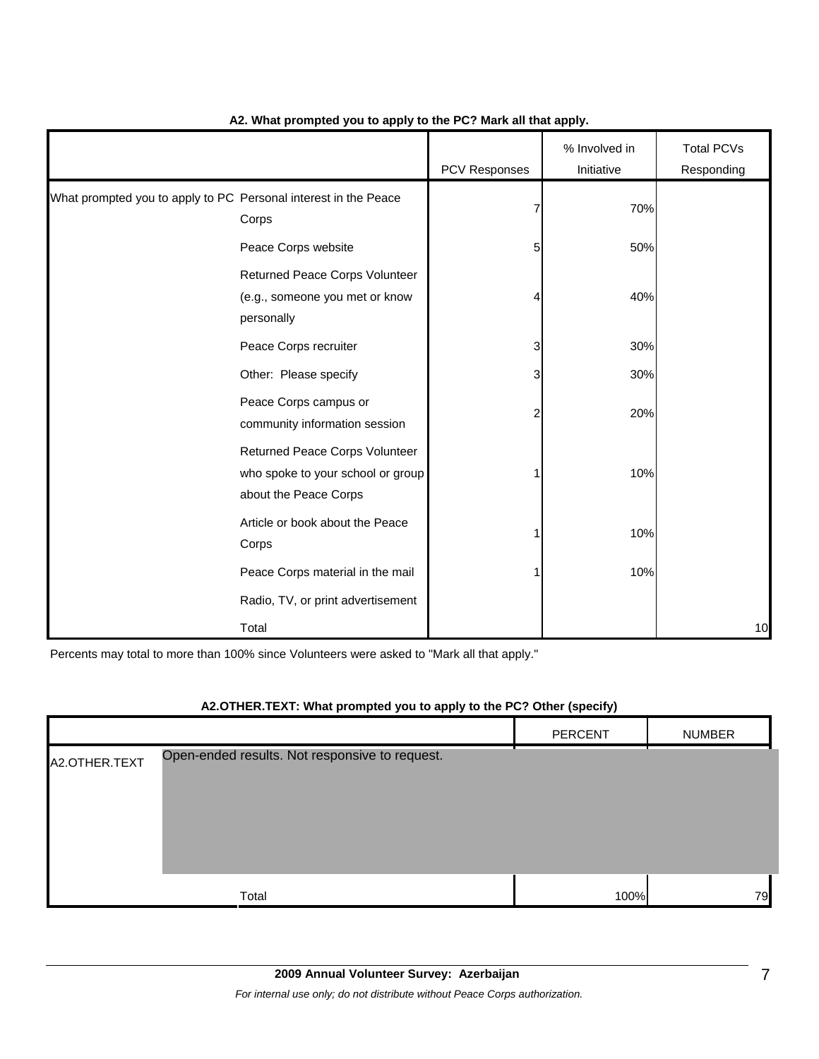**A2. What prompted you to apply to the PC? Mark all that apply.**

| | | PCV Responses | % Involved in Initiative | Total PCVs Responding |
|---|---|---|---|---|
| What prompted you to apply to PC | Personal interest in the Peace Corps | 7 | 70% | |
| | Peace Corps website | 5 | 50% | |
| | Returned Peace Corps Volunteer (e.g., someone you met or know personally | 4 | 40% | |
| | Peace Corps recruiter | 3 | 30% | |
| | Other: Please specify | 3 | 30% | |
| | Peace Corps campus or community information session | 2 | 20% | |
| | Returned Peace Corps Volunteer who spoke to your school or group about the Peace Corps | 1 | 10% | |
| | Article or book about the Peace Corps | 1 | 10% | |
| | Peace Corps material in the mail | 1 | 10% | |
| | Radio, TV, or print advertisement | | | |
| | Total | | | 10 |

Percents may total to more than 100% since Volunteers were asked to "Mark all that apply."

**A2.OTHER.TEXT: What prompted you to apply to the PC? Other (specify)**

| | | PERCENT | NUMBER |
|---|---|---|---|
| A2.OTHER.TEXT | Open-ended results. Not responsive to request. | | |
| | Total | 100% | 79 |

**2009 Annual Volunteer Survey: Azerbaijan**

*For internal use only; do not distribute without Peace Corps authorization.*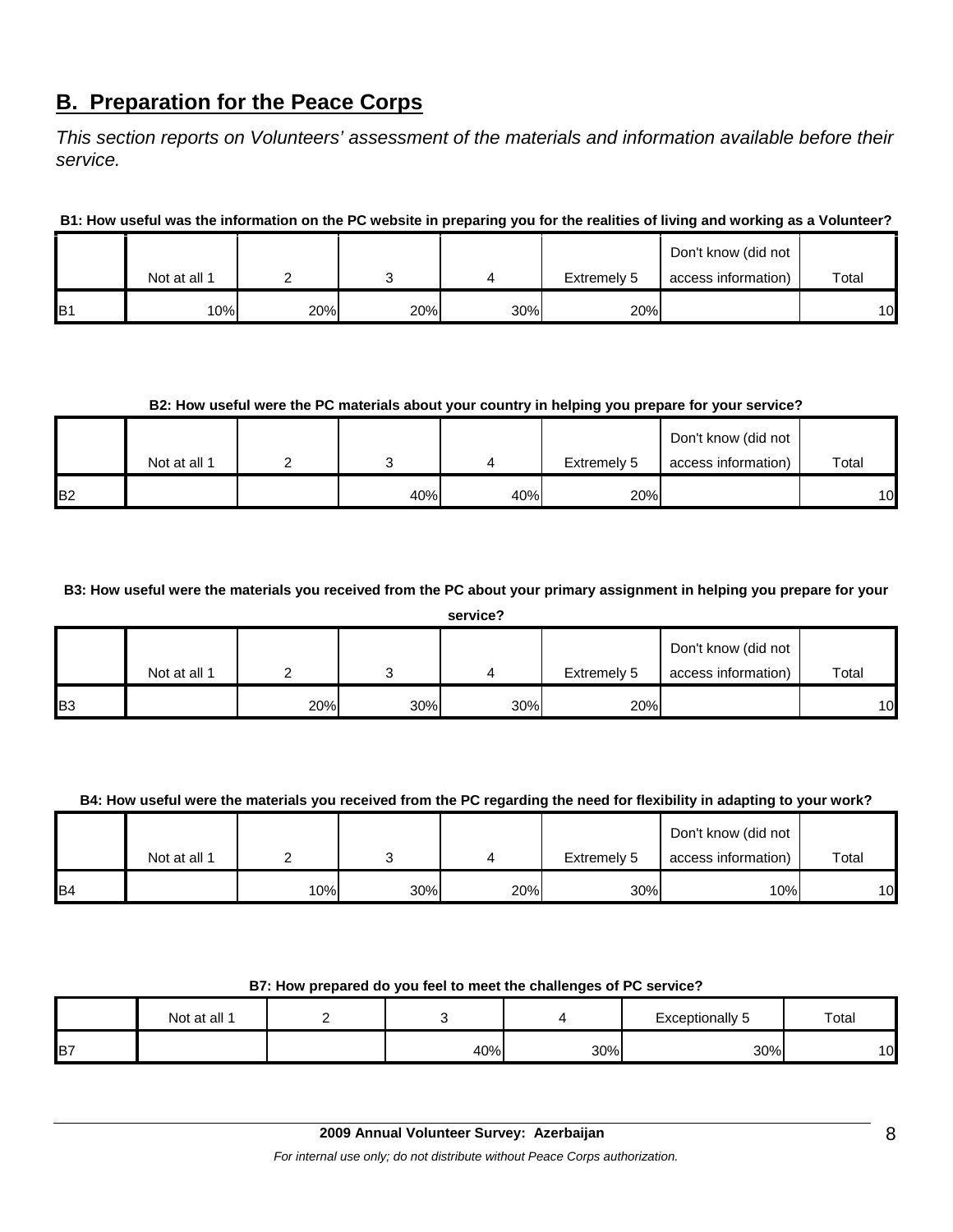## B. Preparation for the Peace Corps

*This section reports on Volunteers' assessment of the materials and information available before their service.*

**B1: How useful was the information on the PC website in preparing you for the realities of living and working as a Volunteer?**

| | Not at all 1 | 2 | 3 | 4 | Extremely 5 | Don't know (did not access information) | Total |
|---|---|---|---|---|---|---|---|
| B1 | 10% | 20% | 20% | 30% | 20% | | 10 |

**B2: How useful were the PC materials about your country in helping you prepare for your service?**

| | Not at all 1 | 2 | 3 | 4 | Extremely 5 | Don't know (did not access information) | Total |
|---|---|---|---|---|---|---|---|
| B2 | | | 40% | 40% | 20% | | 10 |

**B3: How useful were the materials you received from the PC about your primary assignment in helping you prepare for your service?**

| | Not at all 1 | 2 | 3 | 4 | Extremely 5 | Don't know (did not access information) | Total |
|---|---|---|---|---|---|---|---|
| B3 | | 20% | 30% | 30% | 20% | | 10 |

**B4: How useful were the materials you received from the PC regarding the need for flexibility in adapting to your work?**

| | Not at all 1 | 2 | 3 | 4 | Extremely 5 | Don't know (did not access information) | Total |
|---|---|---|---|---|---|---|---|
| B4 | | 10% | 30% | 20% | 30% | 10% | 10 |

**B7: How prepared do you feel to meet the challenges of PC service?**

| | Not at all 1 | 2 | 3 | 4 | Exceptionally 5 | Total |
|---|---|---|---|---|---|---|
| B7 | | | 40% | 30% | 30% | 10 |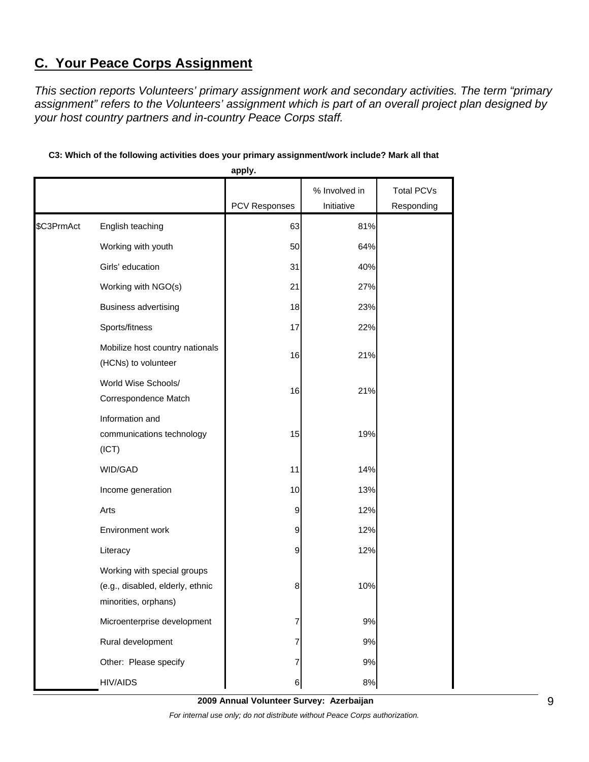## C. Your Peace Corps Assignment

*This section reports Volunteers' primary assignment work and secondary activities. The term "primary assignment" refers to the Volunteers' assignment which is part of an overall project plan designed by your host country partners and in-country Peace Corps staff.*

**C3: Which of the following activities does your primary assignment/work include? Mark all that apply.**

| | | PCV Responses | % Involved in Initiative | Total PCVs Responding |
|---|---|---|---|---|
| $C3PrmAct | English teaching | 63 | 81% | |
| | Working with youth | 50 | 64% | |
| | Girls' education | 31 | 40% | |
| | Working with NGO(s) | 21 | 27% | |
| | Business advertising | 18 | 23% | |
| | Sports/fitness | 17 | 22% | |
| | Mobilize host country nationals (HCNs) to volunteer | 16 | 21% | |
| | World Wise Schools/ Correspondence Match | 16 | 21% | |
| | Information and communications technology (ICT) | 15 | 19% | |
| | WID/GAD | 11 | 14% | |
| | Income generation | 10 | 13% | |
| | Arts | 9 | 12% | |
| | Environment work | 9 | 12% | |
| | Literacy | 9 | 12% | |
| | Working with special groups (e.g., disabled, elderly, ethnic minorities, orphans) | 8 | 10% | |
| | Microenterprise development | 7 | 9% | |
| | Rural development | 7 | 9% | |
| | Other: Please specify | 7 | 9% | |
| | HIV/AIDS | 6 | 8% | |

**2009 Annual Volunteer Survey: Azerbaijan**

*For internal use only; do not distribute without Peace Corps authorization.*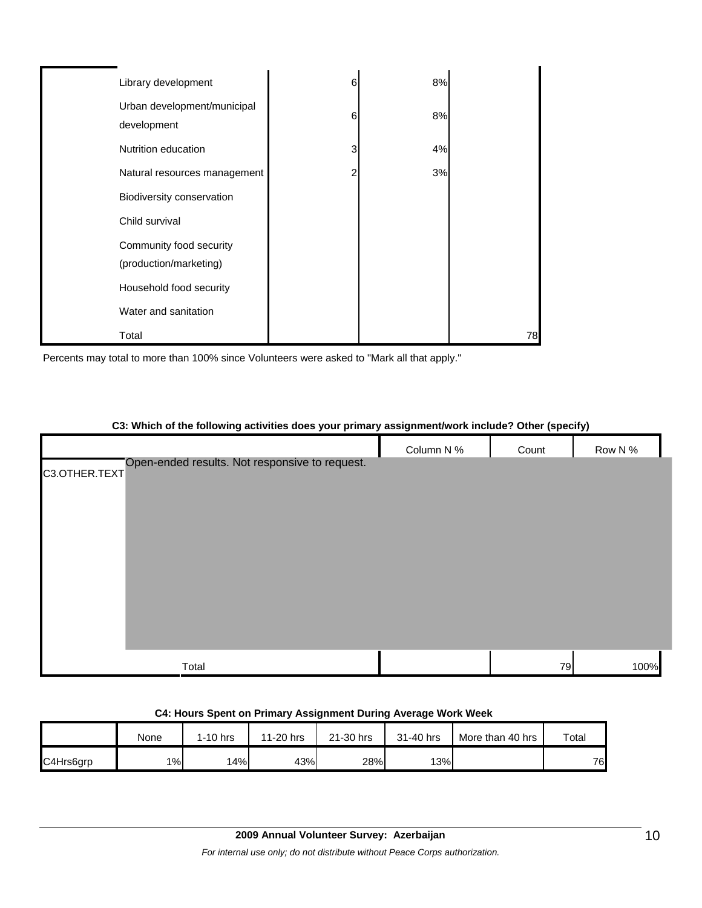| | | | | |
|---|---|---|---|---|
| | Library development | 6 | 8% | |
| | Urban development/municipal development | 6 | 8% | |
| | Nutrition education | 3 | 4% | |
| | Natural resources management | 2 | 3% | |
| | Biodiversity conservation | | | |
| | Child survival | | | |
| | Community food security (production/marketing) | | | |
| | Household food security | | | |
| | Water and sanitation | | | |
| | Total | | | 78 |

Percents may total to more than 100% since Volunteers were asked to "Mark all that apply."

**C3: Which of the following activities does your primary assignment/work include? Other (specify)**

| | | Column N % | Count | Row N % |
|---|---|---|---|---|
| C3.OTHER.TEXT | Open-ended results. Not responsive to request. | | | |
| | Total | | 79 | 100% |

**C4: Hours Spent on Primary Assignment During Average Work Week**

| | None | 1-10 hrs | 11-20 hrs | 21-30 hrs | 31-40 hrs | More than 40 hrs | Total |
|---|---|---|---|---|---|---|---|
| C4Hrs6grp | 1% | 14% | 43% | 28% | 13% | | 76 |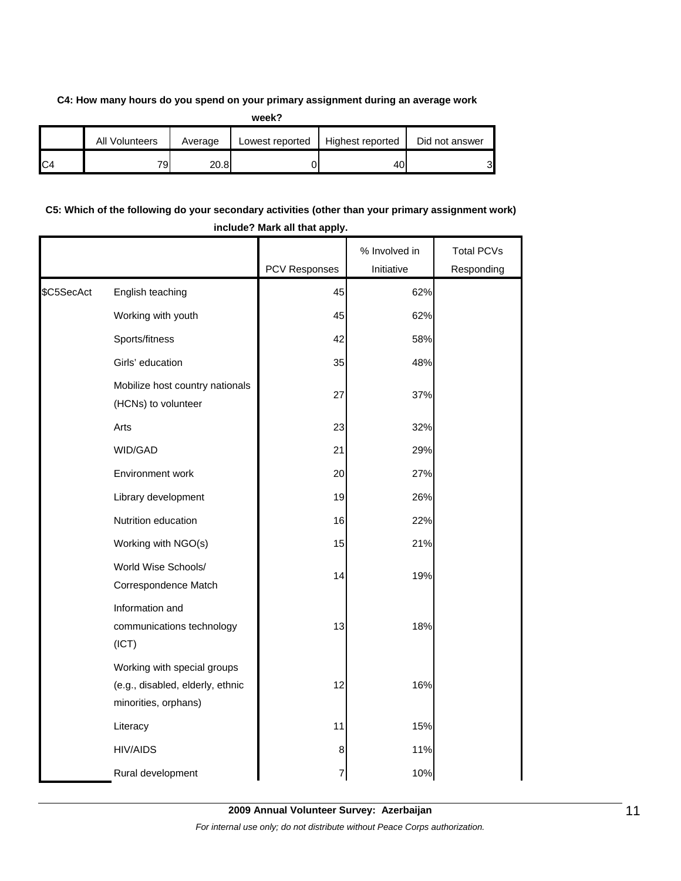**C4: How many hours do you spend on your primary assignment during an average work week?**

| | All Volunteers | Average | Lowest reported | Highest reported | Did not answer |
|---|---|---|---|---|---|
| C4 | 79 | 20.8 | 0 | 40 | 3 |

**C5: Which of the following do your secondary activities (other than your primary assignment work) include? Mark all that apply.**

| | | PCV Responses | % Involved in Initiative | Total PCVs Responding |
|---|---|---|---|---|
| $C5SecAct | English teaching | 45 | 62% | |
| | Working with youth | 45 | 62% | |
| | Sports/fitness | 42 | 58% | |
| | Girls' education | 35 | 48% | |
| | Mobilize host country nationals (HCNs) to volunteer | 27 | 37% | |
| | Arts | 23 | 32% | |
| | WID/GAD | 21 | 29% | |
| | Environment work | 20 | 27% | |
| | Library development | 19 | 26% | |
| | Nutrition education | 16 | 22% | |
| | Working with NGO(s) | 15 | 21% | |
| | World Wise Schools/ Correspondence Match | 14 | 19% | |
| | Information and communications technology (ICT) | 13 | 18% | |
| | Working with special groups (e.g., disabled, elderly, ethnic minorities, orphans) | 12 | 16% | |
| | Literacy | 11 | 15% | |
| | HIV/AIDS | 8 | 11% | |
| | Rural development | 7 | 10% | |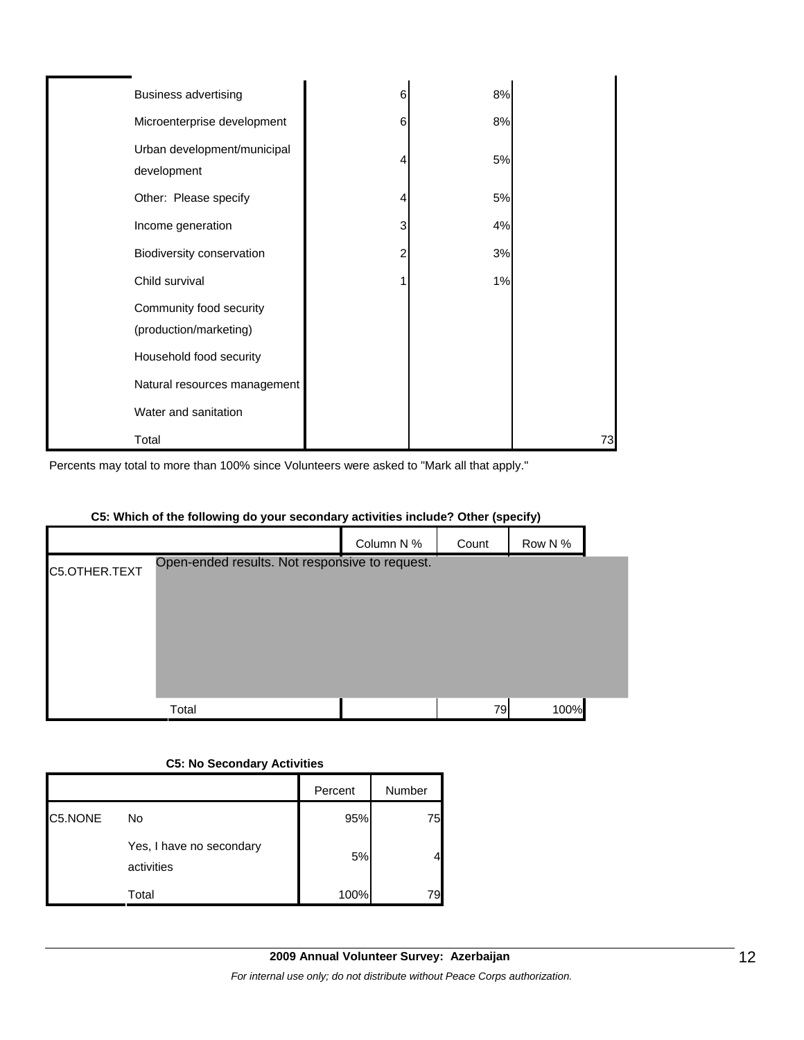| | | | |
|---|---|---|---|
| Business advertising | 6 | 8% | |
| Microenterprise development | 6 | 8% | |
| Urban development/municipal development | 4 | 5% | |
| Other: Please specify | 4 | 5% | |
| Income generation | 3 | 4% | |
| Biodiversity conservation | 2 | 3% | |
| Child survival | 1 | 1% | |
| Community food security (production/marketing) | | | |
| Household food security | | | |
| Natural resources management | | | |
| Water and sanitation | | | |
| Total | | | 73 |

Percents may total to more than 100% since Volunteers were asked to "Mark all that apply."

**C5: Which of the following do your secondary activities include? Other (specify)**

| | | Column N % | Count | Row N % |
|---|---|---|---|---|
| C5.OTHER.TEXT | Open-ended results. Not responsive to request. | | | |
| | Total | | 79 | 100% |

**C5: No Secondary Activities**

| | | Percent | Number |
|---|---|---|---|
| C5.NONE | No | 95% | 75 |
| | Yes, I have no secondary activities | 5% | 4 |
| | Total | 100% | 79 |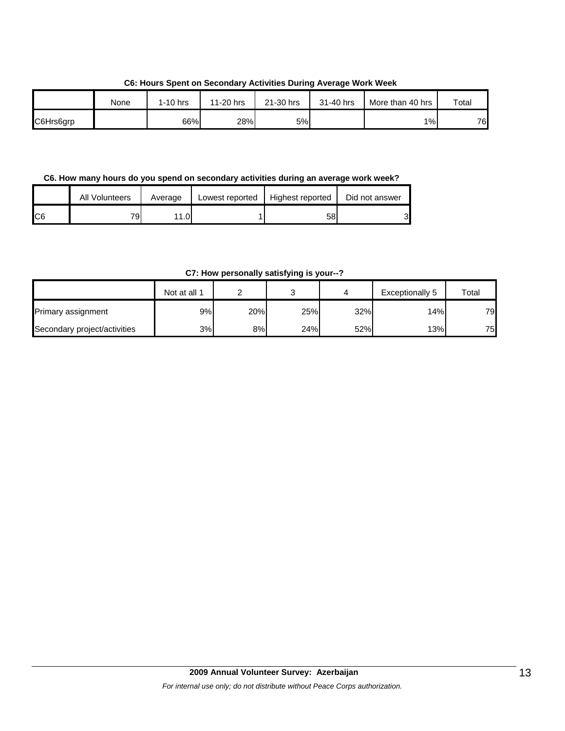**C6: Hours Spent on Secondary Activities During Average Work Week**

| | None | 1-10 hrs | 11-20 hrs | 21-30 hrs | 31-40 hrs | More than 40 hrs | Total |
|---|---|---|---|---|---|---|---|
| C6Hrs6grp | | 66% | 28% | 5% | | 1% | 76 |

**C6. How many hours do you spend on secondary activities during an average work week?**

| | All Volunteers | Average | Lowest reported | Highest reported | Did not answer |
|---|---|---|---|---|---|
| C6 | 79 | 11.0 | 1 | 58 | 3 |

**C7: How personally satisfying is your--?**

| | Not at all 1 | 2 | 3 | 4 | Exceptionally 5 | Total |
|---|---|---|---|---|---|---|
| Primary assignment | 9% | 20% | 25% | 32% | 14% | 79 |
| Secondary project/activities | 3% | 8% | 24% | 52% | 13% | 75 |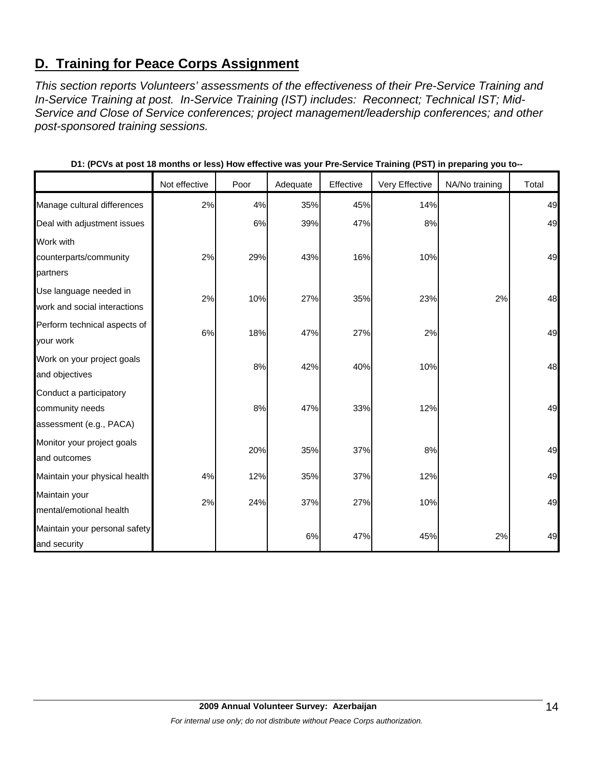## D. Training for Peace Corps Assignment

*This section reports Volunteers' assessments of the effectiveness of their Pre-Service Training and In-Service Training at post. In-Service Training (IST) includes: Reconnect; Technical IST; Mid-Service and Close of Service conferences; project management/leadership conferences; and other post-sponsored training sessions.*

**D1: (PCVs at post 18 months or less) How effective was your Pre-Service Training (PST) in preparing you to--**

| | Not effective | Poor | Adequate | Effective | Very Effective | NA/No training | Total |
|---|---|---|---|---|---|---|---|
| Manage cultural differences | 2% | 4% | 35% | 45% | 14% | | 49 |
| Deal with adjustment issues | | 6% | 39% | 47% | 8% | | 49 |
| Work with counterparts/community partners | 2% | 29% | 43% | 16% | 10% | | 49 |
| Use language needed in work and social interactions | 2% | 10% | 27% | 35% | 23% | 2% | 48 |
| Perform technical aspects of your work | 6% | 18% | 47% | 27% | 2% | | 49 |
| Work on your project goals and objectives | | 8% | 42% | 40% | 10% | | 48 |
| Conduct a participatory community needs assessment (e.g., PACA) | | 8% | 47% | 33% | 12% | | 49 |
| Monitor your project goals and outcomes | | 20% | 35% | 37% | 8% | | 49 |
| Maintain your physical health | 4% | 12% | 35% | 37% | 12% | | 49 |
| Maintain your mental/emotional health | 2% | 24% | 37% | 27% | 10% | | 49 |
| Maintain your personal safety and security | | | 6% | 47% | 45% | 2% | 49 |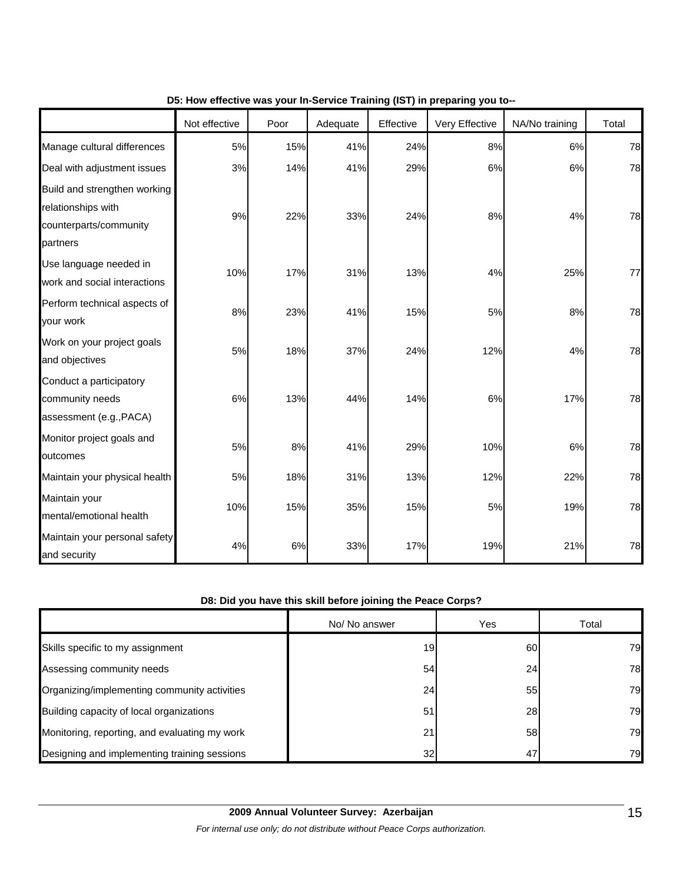**D5: How effective was your In-Service Training (IST) in preparing you to--**

| | Not effective | Poor | Adequate | Effective | Very Effective | NA/No training | Total |
|---|---|---|---|---|---|---|---|
| Manage cultural differences | 5% | 15% | 41% | 24% | 8% | 6% | 78 |
| Deal with adjustment issues | 3% | 14% | 41% | 29% | 6% | 6% | 78 |
| Build and strengthen working relationships with counterparts/community partners | 9% | 22% | 33% | 24% | 8% | 4% | 78 |
| Use language needed in work and social interactions | 10% | 17% | 31% | 13% | 4% | 25% | 77 |
| Perform technical aspects of your work | 8% | 23% | 41% | 15% | 5% | 8% | 78 |
| Work on your project goals and objectives | 5% | 18% | 37% | 24% | 12% | 4% | 78 |
| Conduct a participatory community needs assessment (e.g.,PACA) | 6% | 13% | 44% | 14% | 6% | 17% | 78 |
| Monitor project goals and outcomes | 5% | 8% | 41% | 29% | 10% | 6% | 78 |
| Maintain your physical health | 5% | 18% | 31% | 13% | 12% | 22% | 78 |
| Maintain your mental/emotional health | 10% | 15% | 35% | 15% | 5% | 19% | 78 |
| Maintain your personal safety and security | 4% | 6% | 33% | 17% | 19% | 21% | 78 |

**D8: Did you have this skill before joining the Peace Corps?**

| | No/ No answer | Yes | Total |
|---|---|---|---|
| Skills specific to my assignment | 19 | 60 | 79 |
| Assessing community needs | 54 | 24 | 78 |
| Organizing/implementing community activities | 24 | 55 | 79 |
| Building capacity of local organizations | 51 | 28 | 79 |
| Monitoring, reporting, and evaluating my work | 21 | 58 | 79 |
| Designing and implementing training sessions | 32 | 47 | 79 |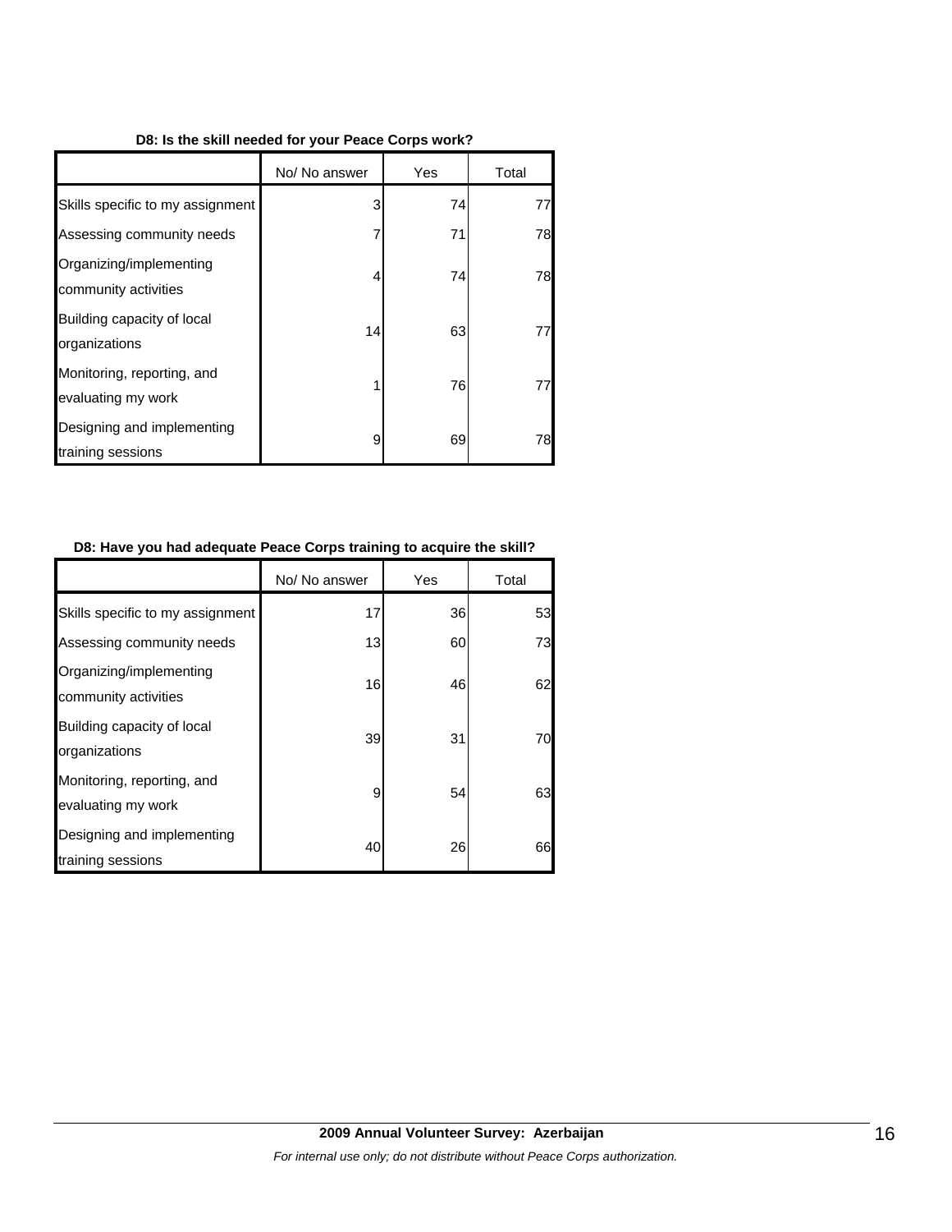**D8: Is the skill needed for your Peace Corps work?**

| | No/ No answer | Yes | Total |
|---|---|---|---|
| Skills specific to my assignment | 3 | 74 | 77 |
| Assessing community needs | 7 | 71 | 78 |
| Organizing/implementing community activities | 4 | 74 | 78 |
| Building capacity of local organizations | 14 | 63 | 77 |
| Monitoring, reporting, and evaluating my work | 1 | 76 | 77 |
| Designing and implementing training sessions | 9 | 69 | 78 |

**D8: Have you had adequate Peace Corps training to acquire the skill?**

| | No/ No answer | Yes | Total |
|---|---|---|---|
| Skills specific to my assignment | 17 | 36 | 53 |
| Assessing community needs | 13 | 60 | 73 |
| Organizing/implementing community activities | 16 | 46 | 62 |
| Building capacity of local organizations | 39 | 31 | 70 |
| Monitoring, reporting, and evaluating my work | 9 | 54 | 63 |
| Designing and implementing training sessions | 40 | 26 | 66 |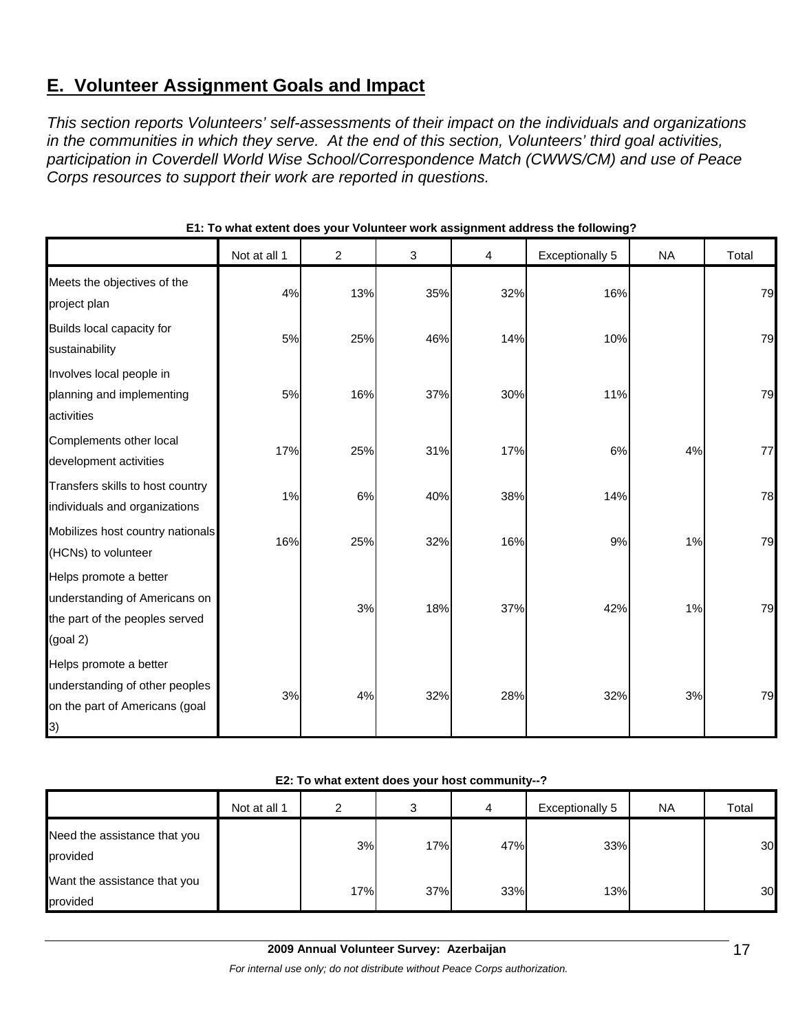## E. Volunteer Assignment Goals and Impact

*This section reports Volunteers' self-assessments of their impact on the individuals and organizations in the communities in which they serve. At the end of this section, Volunteers' third goal activities, participation in Coverdell World Wise School/Correspondence Match (CWWS/CM) and use of Peace Corps resources to support their work are reported in questions.*

**E1: To what extent does your Volunteer work assignment address the following?**

| | Not at all 1 | 2 | 3 | 4 | Exceptionally 5 | NA | Total |
|---|---|---|---|---|---|---|---|
| Meets the objectives of the project plan | 4% | 13% | 35% | 32% | 16% | | 79 |
| Builds local capacity for sustainability | 5% | 25% | 46% | 14% | 10% | | 79 |
| Involves local people in planning and implementing activities | 5% | 16% | 37% | 30% | 11% | | 79 |
| Complements other local development activities | 17% | 25% | 31% | 17% | 6% | 4% | 77 |
| Transfers skills to host country individuals and organizations | 1% | 6% | 40% | 38% | 14% | | 78 |
| Mobilizes host country nationals (HCNs) to volunteer | 16% | 25% | 32% | 16% | 9% | 1% | 79 |
| Helps promote a better understanding of Americans on the part of the peoples served (goal 2) | | 3% | 18% | 37% | 42% | 1% | 79 |
| Helps promote a better understanding of other peoples on the part of Americans (goal 3) | 3% | 4% | 32% | 28% | 32% | 3% | 79 |

**E2: To what extent does your host community--?**

| | Not at all 1 | 2 | 3 | 4 | Exceptionally 5 | NA | Total |
|---|---|---|---|---|---|---|---|
| Need the assistance that you provided | | 3% | 17% | 47% | 33% | | 30 |
| Want the assistance that you provided | | 17% | 37% | 33% | 13% | | 30 |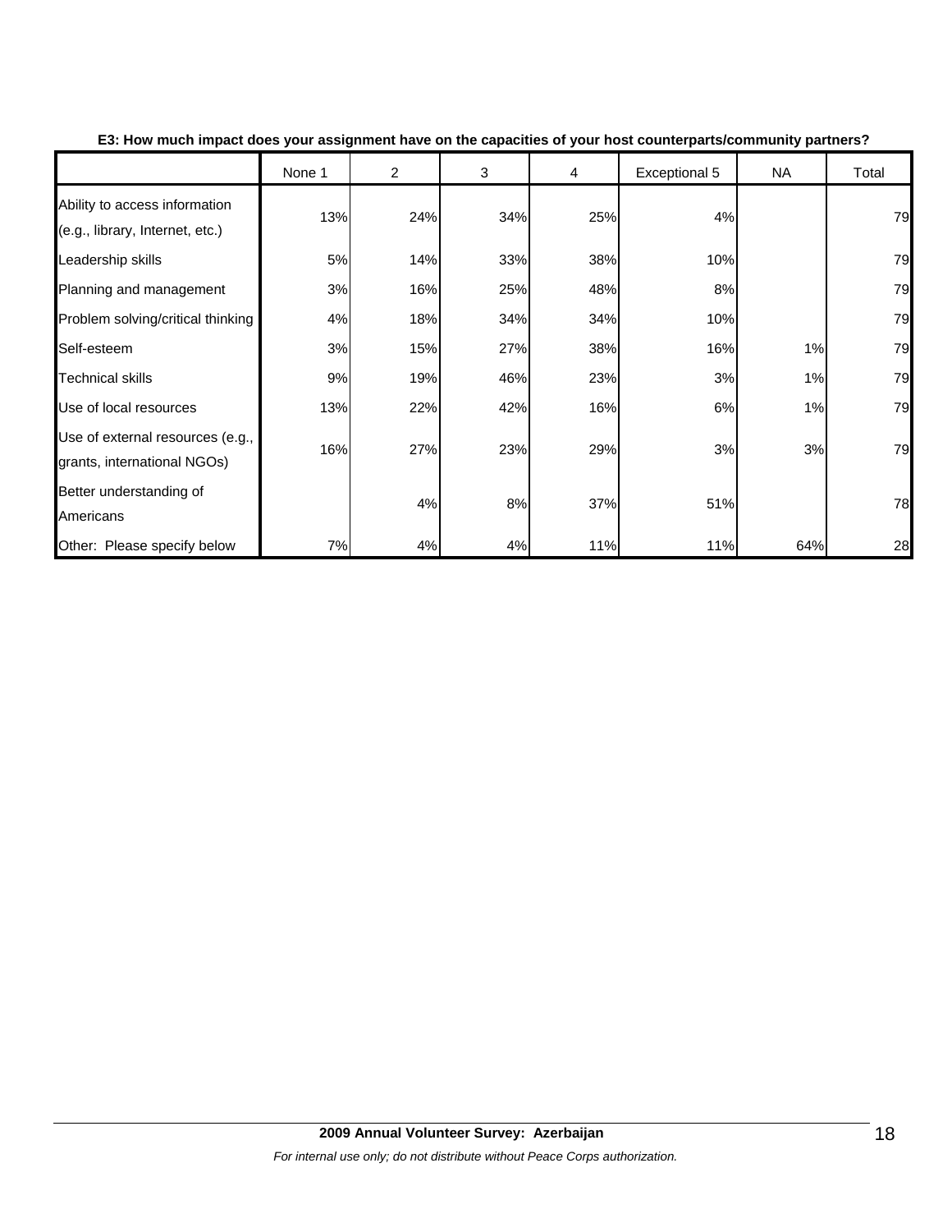**E3: How much impact does your assignment have on the capacities of your host counterparts/community partners?**

| | None 1 | 2 | 3 | 4 | Exceptional 5 | NA | Total |
|---|---|---|---|---|---|---|---|
| Ability to access information (e.g., library, Internet, etc.) | 13% | 24% | 34% | 25% | 4% | | 79 |
| Leadership skills | 5% | 14% | 33% | 38% | 10% | | 79 |
| Planning and management | 3% | 16% | 25% | 48% | 8% | | 79 |
| Problem solving/critical thinking | 4% | 18% | 34% | 34% | 10% | | 79 |
| Self-esteem | 3% | 15% | 27% | 38% | 16% | 1% | 79 |
| Technical skills | 9% | 19% | 46% | 23% | 3% | 1% | 79 |
| Use of local resources | 13% | 22% | 42% | 16% | 6% | 1% | 79 |
| Use of external resources (e.g., grants, international NGOs) | 16% | 27% | 23% | 29% | 3% | 3% | 79 |
| Better understanding of Americans | | 4% | 8% | 37% | 51% | | 78 |
| Other: Please specify below | 7% | 4% | 4% | 11% | 11% | 64% | 28 |

**2009 Annual Volunteer Survey: Azerbaijan**

*For internal use only; do not distribute without Peace Corps authorization.*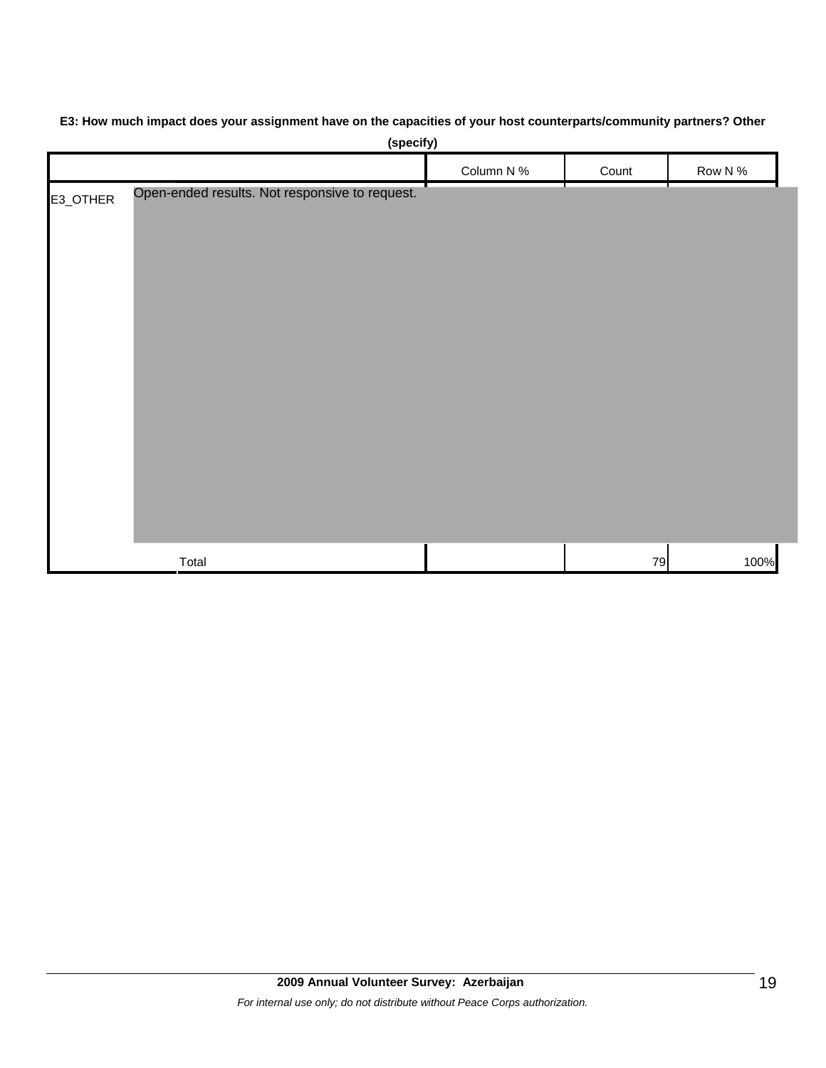**E3: How much impact does your assignment have on the capacities of your host counterparts/community partners? Other (specify)**

| | | Column N % | Count | Row N % |
|---|---|---|---|---|
| E3_OTHER | Open-ended results. Not responsive to request. | | | |
| | Total | | 79 | 100% |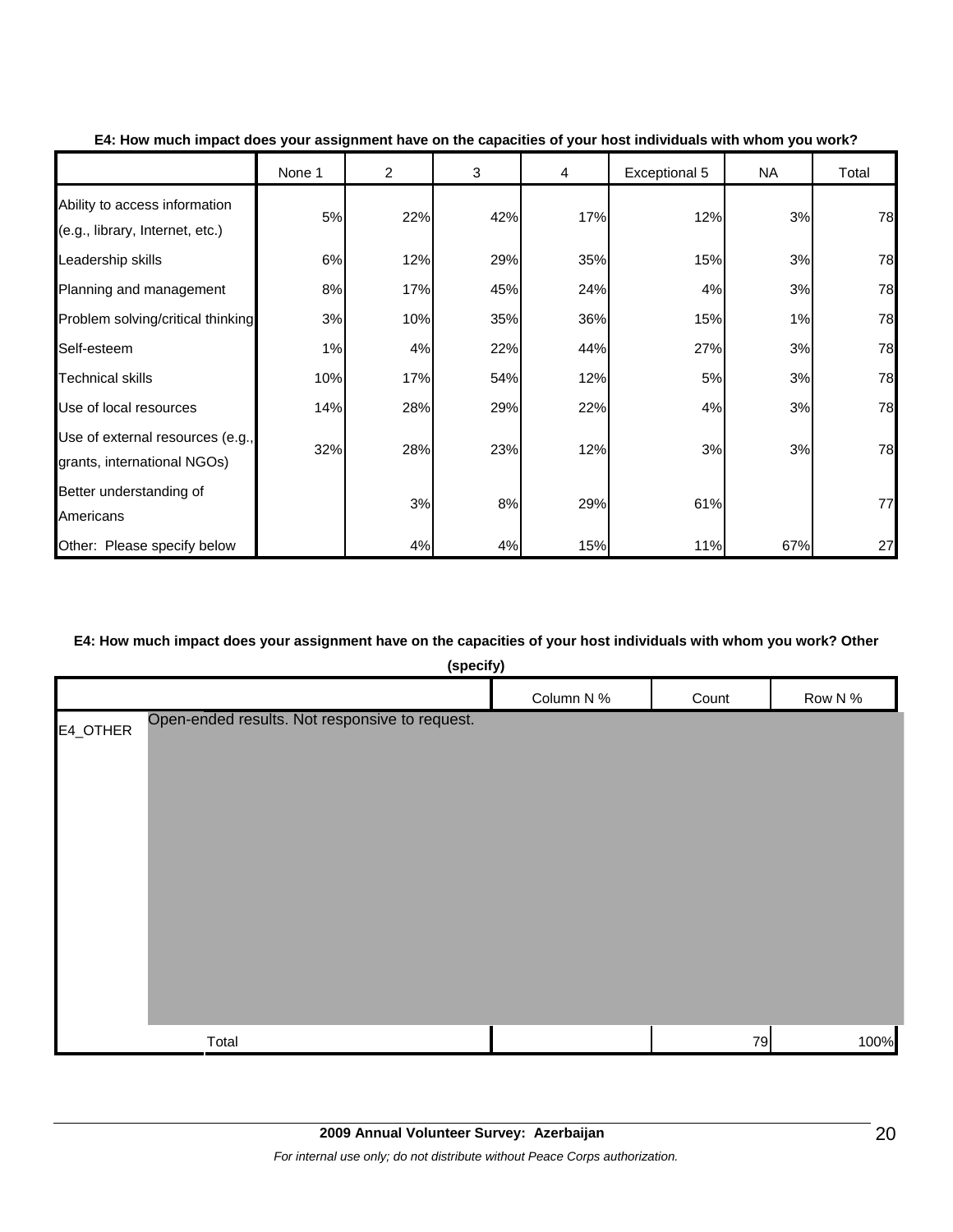**E4: How much impact does your assignment have on the capacities of your host individuals with whom you work?**

| | None 1 | 2 | 3 | 4 | Exceptional 5 | NA | Total |
|---|---|---|---|---|---|---|---|
| Ability to access information (e.g., library, Internet, etc.) | 5% | 22% | 42% | 17% | 12% | 3% | 78 |
| Leadership skills | 6% | 12% | 29% | 35% | 15% | 3% | 78 |
| Planning and management | 8% | 17% | 45% | 24% | 4% | 3% | 78 |
| Problem solving/critical thinking | 3% | 10% | 35% | 36% | 15% | 1% | 78 |
| Self-esteem | 1% | 4% | 22% | 44% | 27% | 3% | 78 |
| Technical skills | 10% | 17% | 54% | 12% | 5% | 3% | 78 |
| Use of local resources | 14% | 28% | 29% | 22% | 4% | 3% | 78 |
| Use of external resources (e.g., grants, international NGOs) | 32% | 28% | 23% | 12% | 3% | 3% | 78 |
| Better understanding of Americans | | 3% | 8% | 29% | 61% | | 77 |
| Other: Please specify below | | 4% | 4% | 15% | 11% | 67% | 27 |

**E4: How much impact does your assignment have on the capacities of your host individuals with whom you work? Other (specify)**

| | | Column N % | Count | Row N % |
|---|---|---|---|---|
| E4_OTHER | Open-ended results. Not responsive to request. | | | |
| | Total | | 79 | 100% |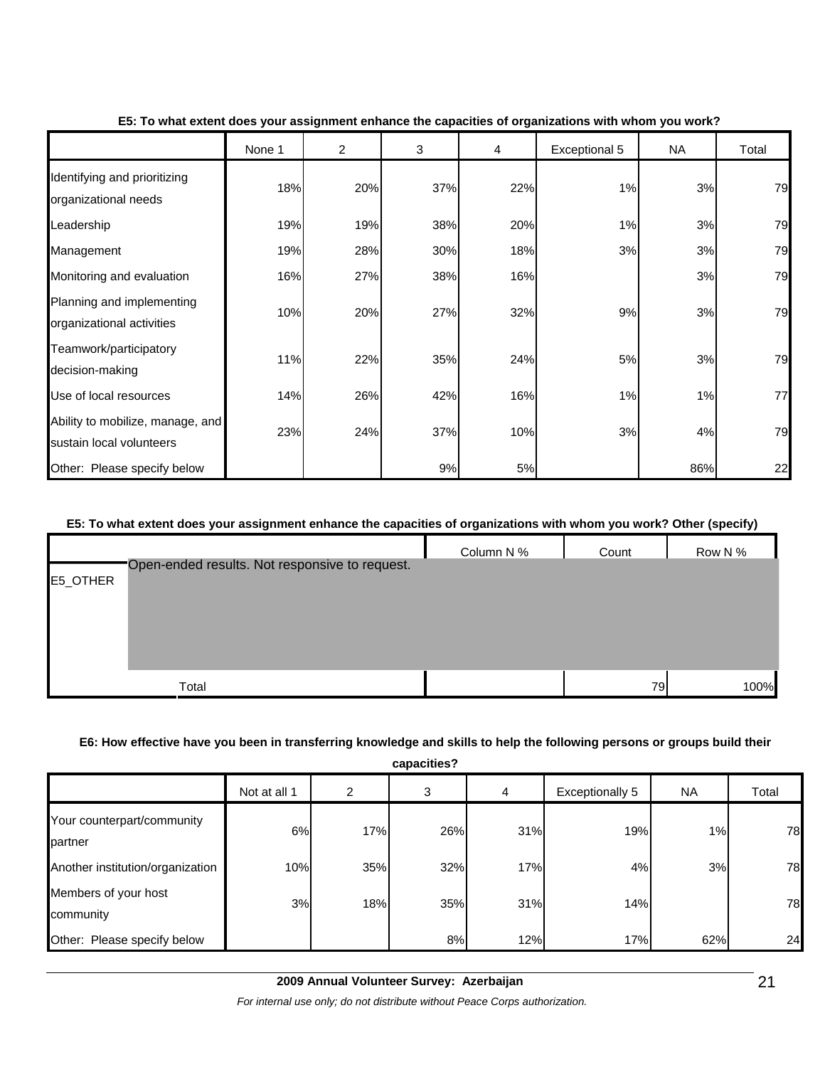**E5: To what extent does your assignment enhance the capacities of organizations with whom you work?**

| | None 1 | 2 | 3 | 4 | Exceptional 5 | NA | Total |
|---|---|---|---|---|---|---|---|
| Identifying and prioritizing organizational needs | 18% | 20% | 37% | 22% | 1% | 3% | 79 |
| Leadership | 19% | 19% | 38% | 20% | 1% | 3% | 79 |
| Management | 19% | 28% | 30% | 18% | 3% | 3% | 79 |
| Monitoring and evaluation | 16% | 27% | 38% | 16% | | 3% | 79 |
| Planning and implementing organizational activities | 10% | 20% | 27% | 32% | 9% | 3% | 79 |
| Teamwork/participatory decision-making | 11% | 22% | 35% | 24% | 5% | 3% | 79 |
| Use of local resources | 14% | 26% | 42% | 16% | 1% | 1% | 77 |
| Ability to mobilize, manage, and sustain local volunteers | 23% | 24% | 37% | 10% | 3% | 4% | 79 |
| Other: Please specify below | | | 9% | 5% | | 86% | 22 |

**E5: To what extent does your assignment enhance the capacities of organizations with whom you work? Other (specify)**

| | | Column N % | Count | Row N % |
|---|---|---|---|---|
| E5_OTHER | Open-ended results. Not responsive to request. | | | |
| | Total | | 79 | 100% |

**E6: How effective have you been in transferring knowledge and skills to help the following persons or groups build their capacities?**

| | Not at all 1 | 2 | 3 | 4 | Exceptionally 5 | NA | Total |
|---|---|---|---|---|---|---|---|
| Your counterpart/community partner | 6% | 17% | 26% | 31% | 19% | 1% | 78 |
| Another institution/organization | 10% | 35% | 32% | 17% | 4% | 3% | 78 |
| Members of your host community | 3% | 18% | 35% | 31% | 14% | | 78 |
| Other: Please specify below | | | 8% | 12% | 17% | 62% | 24 |

**2009 Annual Volunteer Survey: Azerbaijan**

*For internal use only; do not distribute without Peace Corps authorization.*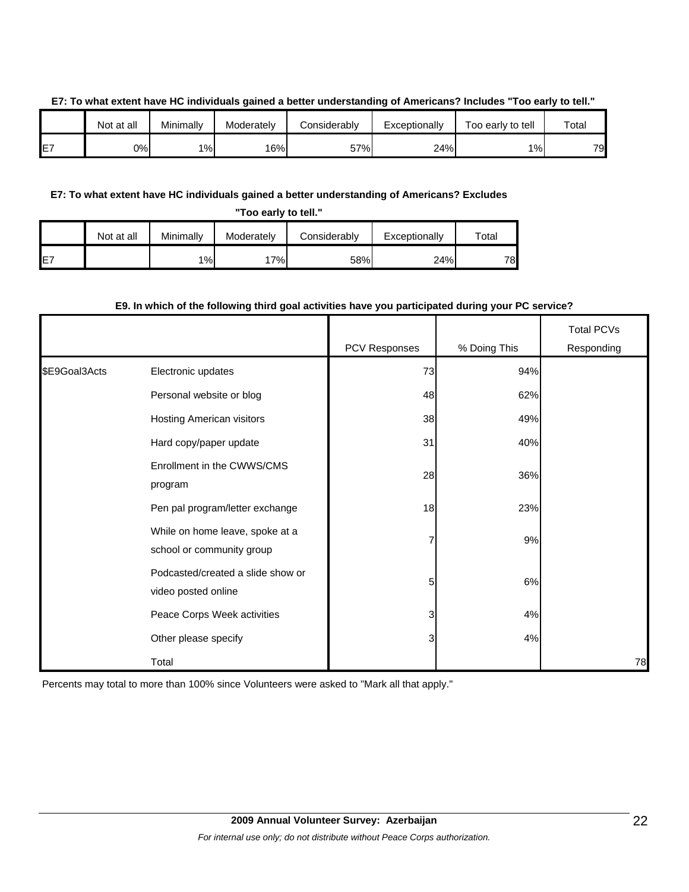**E7: To what extent have HC individuals gained a better understanding of Americans? Includes "Too early to tell."**

| | Not at all | Minimally | Moderately | Considerably | Exceptionally | Too early to tell | Total |
|---|---|---|---|---|---|---|---|
| E7 | 0% | 1% | 16% | 57% | 24% | 1% | 79 |

**E7: To what extent have HC individuals gained a better understanding of Americans? Excludes "Too early to tell."**

| | Not at all | Minimally | Moderately | Considerably | Exceptionally | Total |
|---|---|---|---|---|---|---|
| E7 | | 1% | 17% | 58% | 24% | 78 |

**E9. In which of the following third goal activities have you participated during your PC service?**

| | | PCV Responses | % Doing This | Total PCVs Responding |
|---|---|---|---|---|
| $E9Goal3Acts | Electronic updates | 73 | 94% | |
| | Personal website or blog | 48 | 62% | |
| | Hosting American visitors | 38 | 49% | |
| | Hard copy/paper update | 31 | 40% | |
| | Enrollment in the CWWS/CMS program | 28 | 36% | |
| | Pen pal program/letter exchange | 18 | 23% | |
| | While on home leave, spoke at a school or community group | 7 | 9% | |
| | Podcasted/created a slide show or video posted online | 5 | 6% | |
| | Peace Corps Week activities | 3 | 4% | |
| | Other please specify | 3 | 4% | |
| | Total | | | 78 |

Percents may total to more than 100% since Volunteers were asked to "Mark all that apply."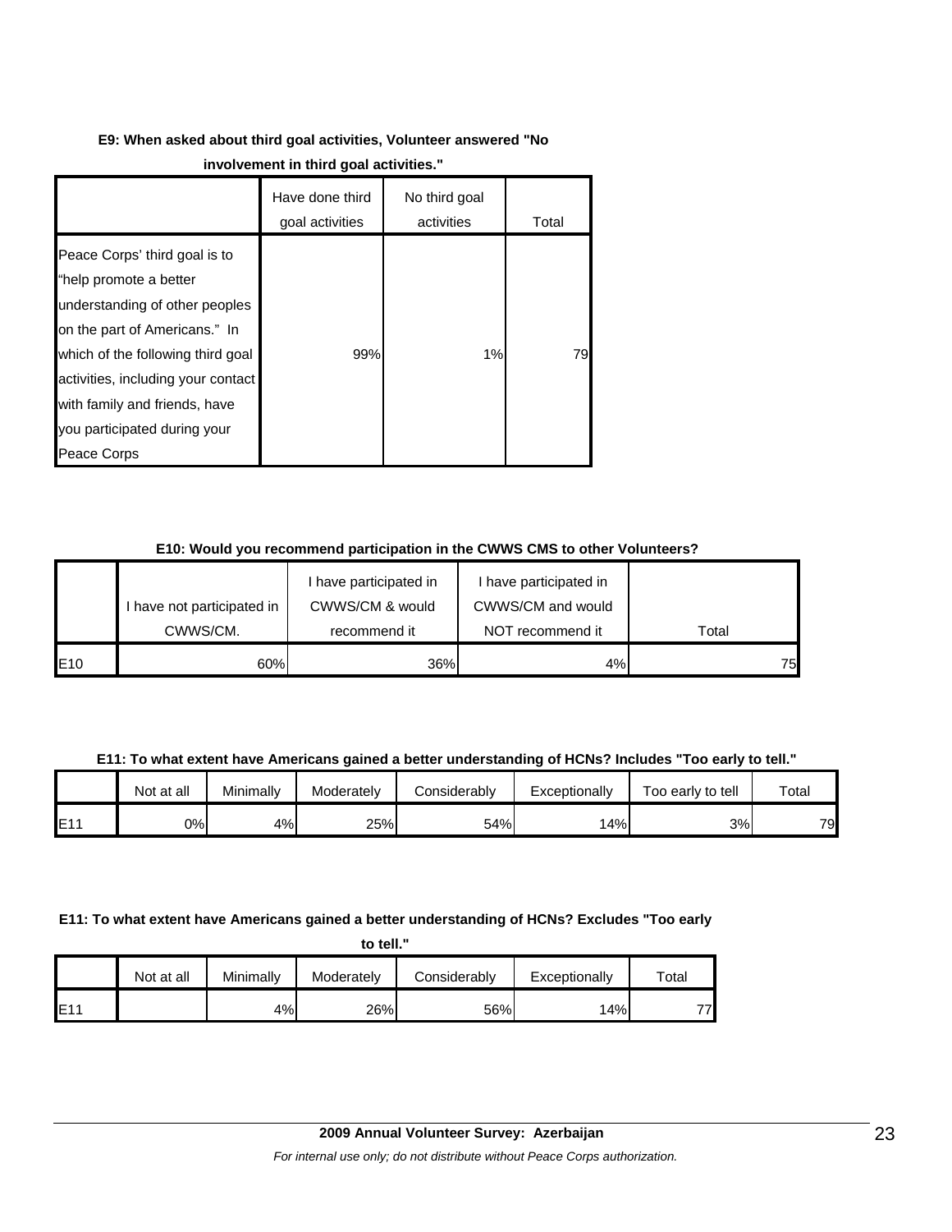**E9: When asked about third goal activities, Volunteer answered "No involvement in third goal activities."**

| | Have done third goal activities | No third goal activities | Total |
|---|---|---|---|
| Peace Corps' third goal is to "help promote a better understanding of other peoples on the part of Americans." In which of the following third goal activities, including your contact with family and friends, have you participated during your Peace Corps | 99% | 1% | 79 |

**E10: Would you recommend participation in the CWWS CMS to other Volunteers?**

| | I have not participated in CWWS/CM. | I have participated in CWWS/CM & would recommend it | I have participated in CWWS/CM and would NOT recommend it | Total |
|---|---|---|---|---|
| E10 | 60% | 36% | 4% | 75 |

**E11: To what extent have Americans gained a better understanding of HCNs? Includes "Too early to tell."**

| | Not at all | Minimally | Moderately | Considerably | Exceptionally | Too early to tell | Total |
|---|---|---|---|---|---|---|---|
| E11 | 0% | 4% | 25% | 54% | 14% | 3% | 79 |

**E11: To what extent have Americans gained a better understanding of HCNs? Excludes "Too early to tell."**

| | Not at all | Minimally | Moderately | Considerably | Exceptionally | Total |
|---|---|---|---|---|---|---|
| E11 | | 4% | 26% | 56% | 14% | 77 |

**2009 Annual Volunteer Survey: Azerbaijan**

*For internal use only; do not distribute without Peace Corps authorization.*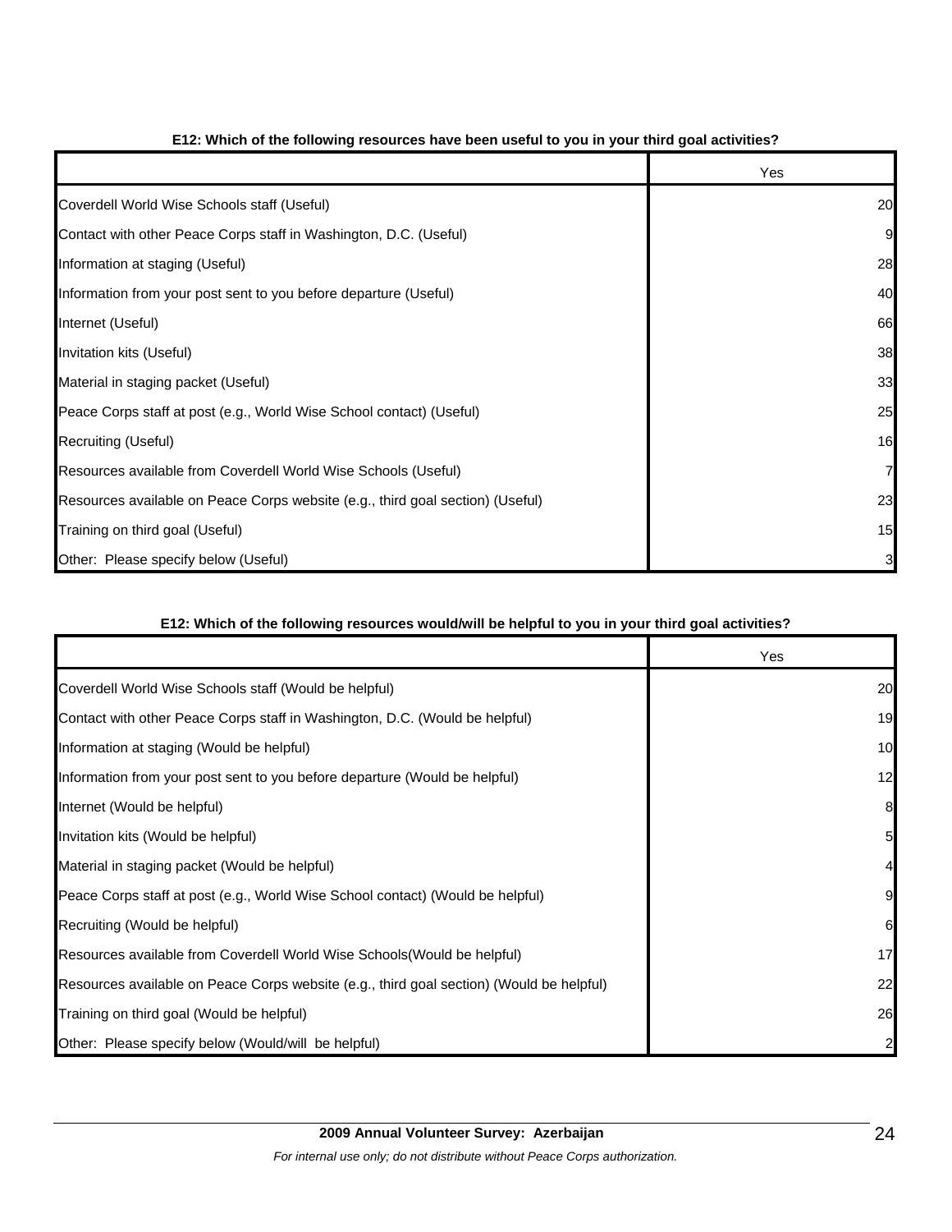**E12: Which of the following resources have been useful to you in your third goal activities?**

| | Yes |
|---|---|
| Coverdell World Wise Schools staff (Useful) | 20 |
| Contact with other Peace Corps staff in Washington, D.C. (Useful) | 9 |
| Information at staging (Useful) | 28 |
| Information from your post sent to you before departure (Useful) | 40 |
| Internet (Useful) | 66 |
| Invitation kits (Useful) | 38 |
| Material in staging packet (Useful) | 33 |
| Peace Corps staff at post (e.g., World Wise School contact) (Useful) | 25 |
| Recruiting (Useful) | 16 |
| Resources available from Coverdell World Wise Schools (Useful) | 7 |
| Resources available on Peace Corps website (e.g., third goal section) (Useful) | 23 |
| Training on third goal (Useful) | 15 |
| Other: Please specify below (Useful) | 3 |

**E12: Which of the following resources would/will be helpful to you in your third goal activities?**

| | Yes |
|---|---|
| Coverdell World Wise Schools staff (Would be helpful) | 20 |
| Contact with other Peace Corps staff in Washington, D.C. (Would be helpful) | 19 |
| Information at staging (Would be helpful) | 10 |
| Information from your post sent to you before departure (Would be helpful) | 12 |
| Internet (Would be helpful) | 8 |
| Invitation kits (Would be helpful) | 5 |
| Material in staging packet (Would be helpful) | 4 |
| Peace Corps staff at post (e.g., World Wise School contact) (Would be helpful) | 9 |
| Recruiting (Would be helpful) | 6 |
| Resources available from Coverdell World Wise Schools(Would be helpful) | 17 |
| Resources available on Peace Corps website (e.g., third goal section) (Would be helpful) | 22 |
| Training on third goal (Would be helpful) | 26 |
| Other: Please specify below (Would/will be helpful) | 2 |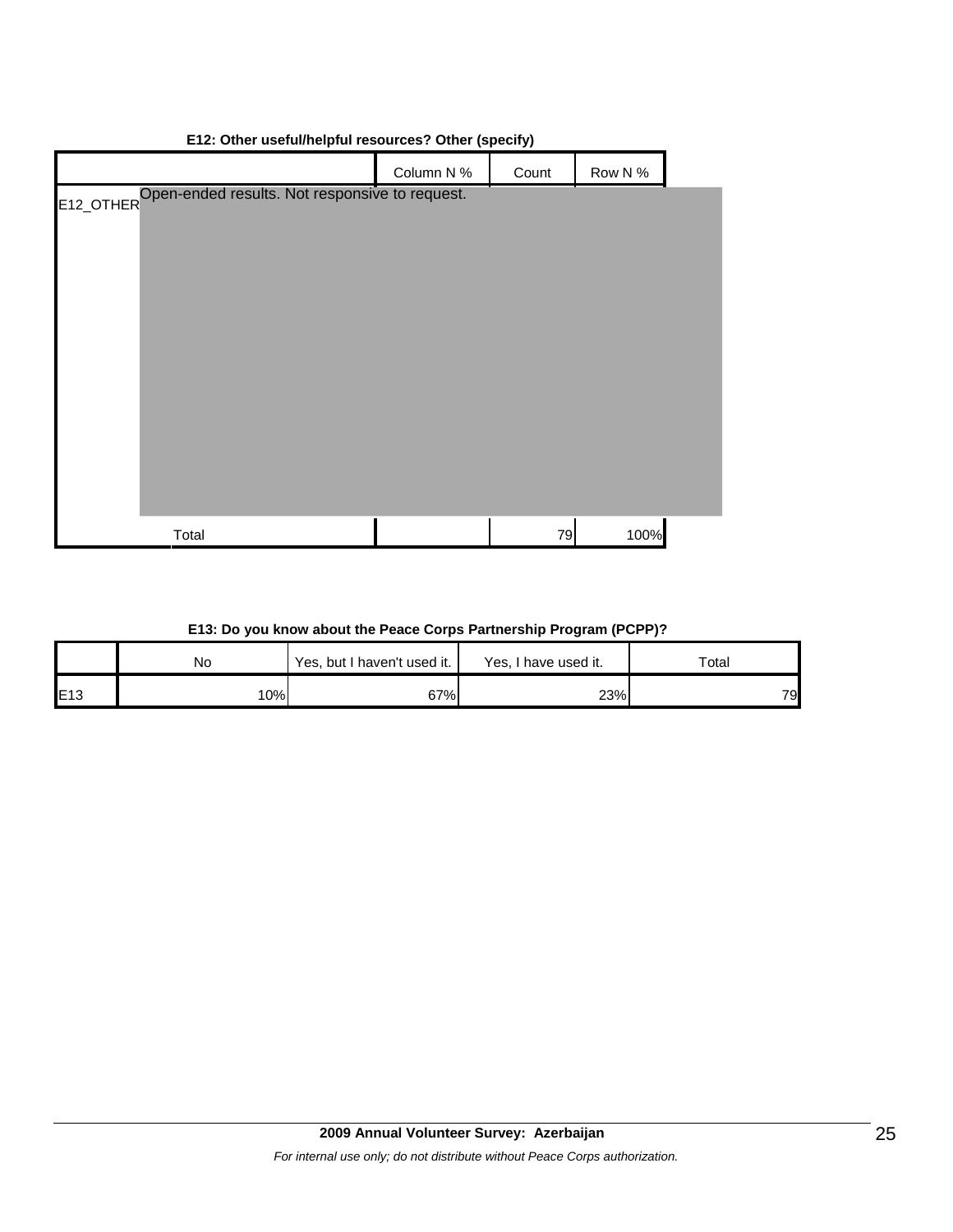**E12: Other useful/helpful resources? Other (specify)**

| | | Column N % | Count | Row N % |
|---|---|---|---|---|
| E12_OTHER | Open-ended results. Not responsive to request. | | | |
| | Total | | 79 | 100% |

**E13: Do you know about the Peace Corps Partnership Program (PCPP)?**

| | No | Yes, but I haven't used it. | Yes, I have used it. | Total |
|---|---|---|---|---|
| E13 | 10% | 67% | 23% | 79 |

**2009 Annual Volunteer Survey: Azerbaijan**

*For internal use only; do not distribute without Peace Corps authorization.*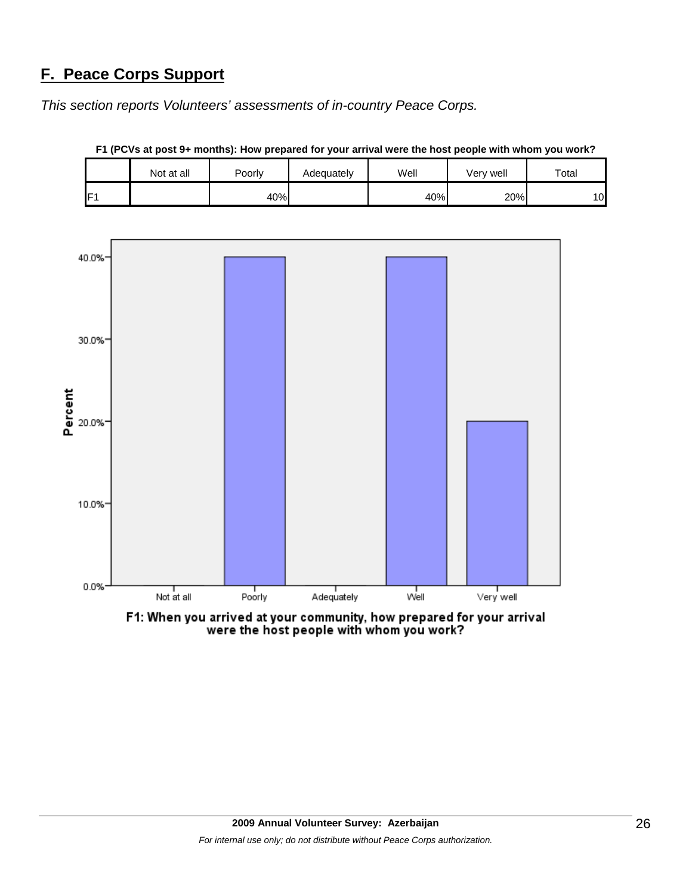## F. Peace Corps Support

*This section reports Volunteers' assessments of in-country Peace Corps.*

**F1 (PCVs at post 9+ months): How prepared for your arrival were the host people with whom you work?**

| | Not at all | Poorly | Adequately | Well | Very well | Total |
|---|---|---|---|---|---|---|
| F1 | | 40% | | 40% | 20% | 10 |

F1: When you arrived at your community, how prepared for your arrival were the host people with whom you work?

*For internal use only; do not distribute without Peace Corps authorization.*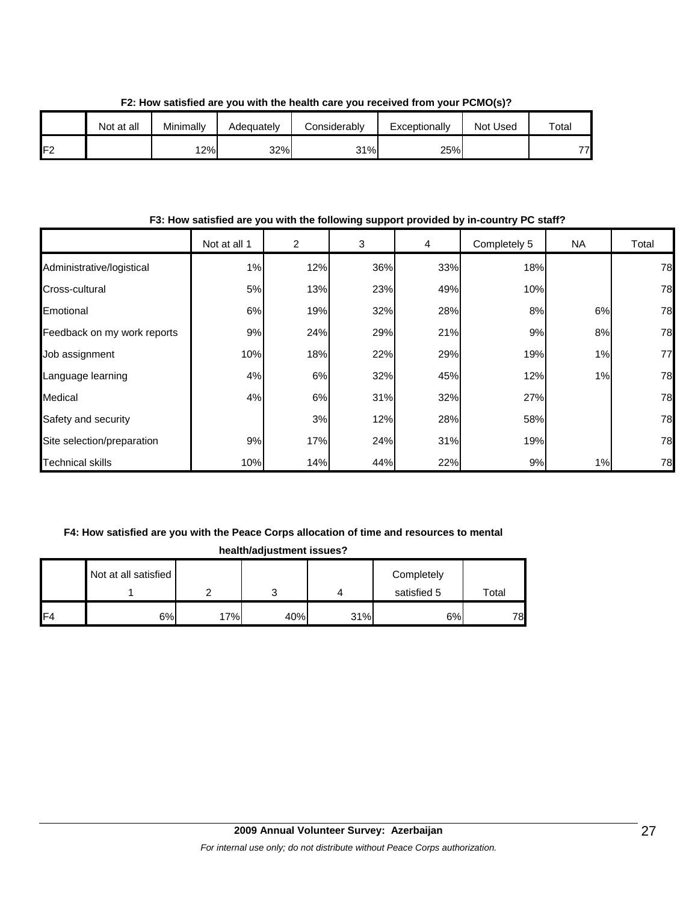**F2: How satisfied are you with the health care you received from your PCMO(s)?**

| | Not at all | Minimally | Adequately | Considerably | Exceptionally | Not Used | Total |
|---|---|---|---|---|---|---|---|
| F2 | | 12% | 32% | 31% | 25% | | 77 |

**F3: How satisfied are you with the following support provided by in-country PC staff?**

| | Not at all 1 | 2 | 3 | 4 | Completely 5 | NA | Total |
|---|---|---|---|---|---|---|---|
| Administrative/logistical | 1% | 12% | 36% | 33% | 18% | | 78 |
| Cross-cultural | 5% | 13% | 23% | 49% | 10% | | 78 |
| Emotional | 6% | 19% | 32% | 28% | 8% | 6% | 78 |
| Feedback on my work reports | 9% | 24% | 29% | 21% | 9% | 8% | 78 |
| Job assignment | 10% | 18% | 22% | 29% | 19% | 1% | 77 |
| Language learning | 4% | 6% | 32% | 45% | 12% | 1% | 78 |
| Medical | 4% | 6% | 31% | 32% | 27% | | 78 |
| Safety and security | | 3% | 12% | 28% | 58% | | 78 |
| Site selection/preparation | 9% | 17% | 24% | 31% | 19% | | 78 |
| Technical skills | 10% | 14% | 44% | 22% | 9% | 1% | 78 |

**F4: How satisfied are you with the Peace Corps allocation of time and resources to mental health/adjustment issues?**

| | Not at all satisfied 1 | 2 | 3 | 4 | Completely satisfied 5 | Total |
|---|---|---|---|---|---|---|
| F4 | 6% | 17% | 40% | 31% | 6% | 78 |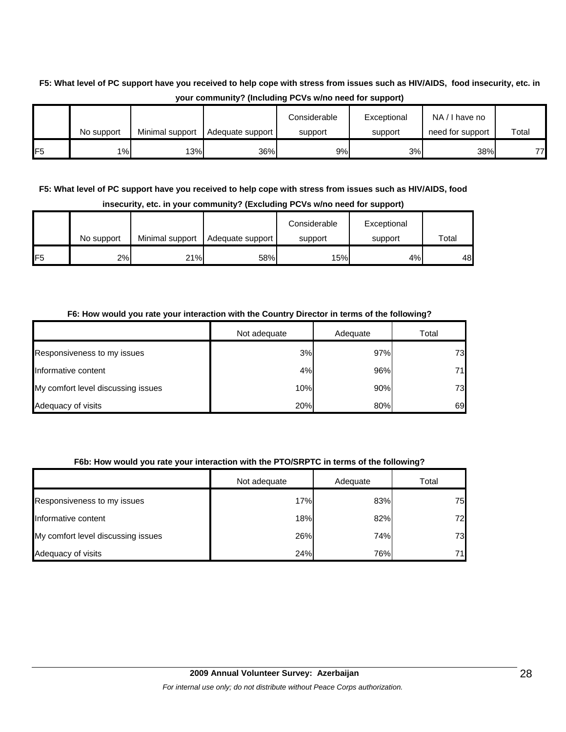**F5: What level of PC support have you received to help cope with stress from issues such as HIV/AIDS, food insecurity, etc. in your community? (Including PCVs w/no need for support)**

| | No support | Minimal support | Adequate support | Considerable support | Exceptional support | NA / I have no need for support | Total |
|---|---|---|---|---|---|---|---|
| F5 | 1% | 13% | 36% | 9% | 3% | 38% | 77 |

**F5: What level of PC support have you received to help cope with stress from issues such as HIV/AIDS, food insecurity, etc. in your community? (Excluding PCVs w/no need for support)**

| | No support | Minimal support | Adequate support | Considerable support | Exceptional support | Total |
|---|---|---|---|---|---|---|
| F5 | 2% | 21% | 58% | 15% | 4% | 48 |

**F6: How would you rate your interaction with the Country Director in terms of the following?**

| | Not adequate | Adequate | Total |
|---|---|---|---|
| Responsiveness to my issues | 3% | 97% | 73 |
| Informative content | 4% | 96% | 71 |
| My comfort level discussing issues | 10% | 90% | 73 |
| Adequacy of visits | 20% | 80% | 69 |

**F6b: How would you rate your interaction with the PTO/SRPTC in terms of the following?**

| | Not adequate | Adequate | Total |
|---|---|---|---|
| Responsiveness to my issues | 17% | 83% | 75 |
| Informative content | 18% | 82% | 72 |
| My comfort level discussing issues | 26% | 74% | 73 |
| Adequacy of visits | 24% | 76% | 71 |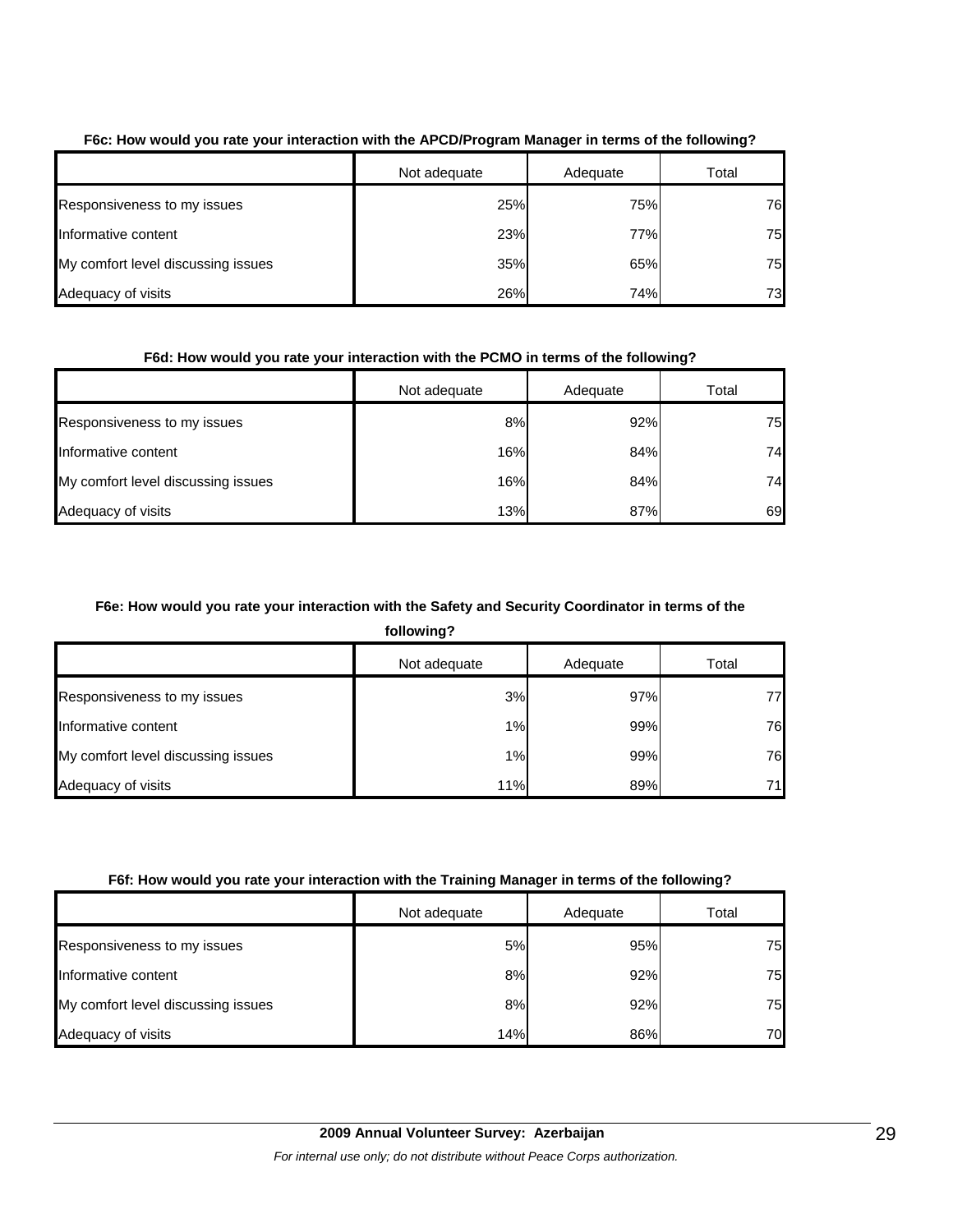**F6c: How would you rate your interaction with the APCD/Program Manager in terms of the following?**

| | Not adequate | Adequate | Total |
|---|---|---|---|
| Responsiveness to my issues | 25% | 75% | 76 |
| Informative content | 23% | 77% | 75 |
| My comfort level discussing issues | 35% | 65% | 75 |
| Adequacy of visits | 26% | 74% | 73 |

**F6d: How would you rate your interaction with the PCMO in terms of the following?**

| | Not adequate | Adequate | Total |
|---|---|---|---|
| Responsiveness to my issues | 8% | 92% | 75 |
| Informative content | 16% | 84% | 74 |
| My comfort level discussing issues | 16% | 84% | 74 |
| Adequacy of visits | 13% | 87% | 69 |

**F6e: How would you rate your interaction with the Safety and Security Coordinator in terms of the following?**

| | Not adequate | Adequate | Total |
|---|---|---|---|
| Responsiveness to my issues | 3% | 97% | 77 |
| Informative content | 1% | 99% | 76 |
| My comfort level discussing issues | 1% | 99% | 76 |
| Adequacy of visits | 11% | 89% | 71 |

**F6f: How would you rate your interaction with the Training Manager in terms of the following?**

| | Not adequate | Adequate | Total |
|---|---|---|---|
| Responsiveness to my issues | 5% | 95% | 75 |
| Informative content | 8% | 92% | 75 |
| My comfort level discussing issues | 8% | 92% | 75 |
| Adequacy of visits | 14% | 86% | 70 |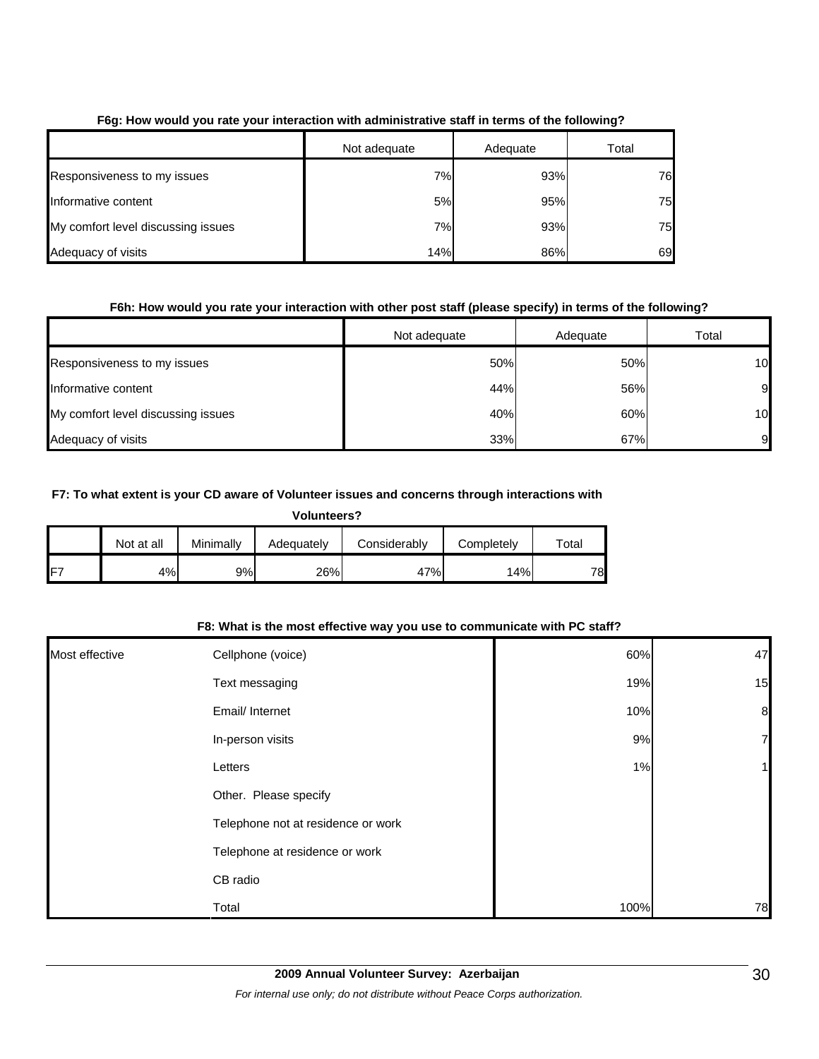**F6g: How would you rate your interaction with administrative staff in terms of the following?**

| | Not adequate | Adequate | Total |
|---|---|---|---|
| Responsiveness to my issues | 7% | 93% | 76 |
| Informative content | 5% | 95% | 75 |
| My comfort level discussing issues | 7% | 93% | 75 |
| Adequacy of visits | 14% | 86% | 69 |

**F6h: How would you rate your interaction with other post staff (please specify) in terms of the following?**

| | Not adequate | Adequate | Total |
|---|---|---|---|
| Responsiveness to my issues | 50% | 50% | 10 |
| Informative content | 44% | 56% | 9 |
| My comfort level discussing issues | 40% | 60% | 10 |
| Adequacy of visits | 33% | 67% | 9 |

**F7: To what extent is your CD aware of Volunteer issues and concerns through interactions with Volunteers?**

| | Not at all | Minimally | Adequately | Considerably | Completely | Total |
|---|---|---|---|---|---|---|
| F7 | 4% | 9% | 26% | 47% | 14% | 78 |

**F8: What is the most effective way you use to communicate with PC staff?**

| | | | |
|---|---|---|---|
| Most effective | Cellphone (voice) | 60% | 47 |
| | Text messaging | 19% | 15 |
| | Email/ Internet | 10% | 8 |
| | In-person visits | 9% | 7 |
| | Letters | 1% | 1 |
| | Other. Please specify | | |
| | Telephone not at residence or work | | |
| | Telephone at residence or work | | |
| | CB radio | | |
| | Total | 100% | 78 |

**2009 Annual Volunteer Survey: Azerbaijan**

*For internal use only; do not distribute without Peace Corps authorization.*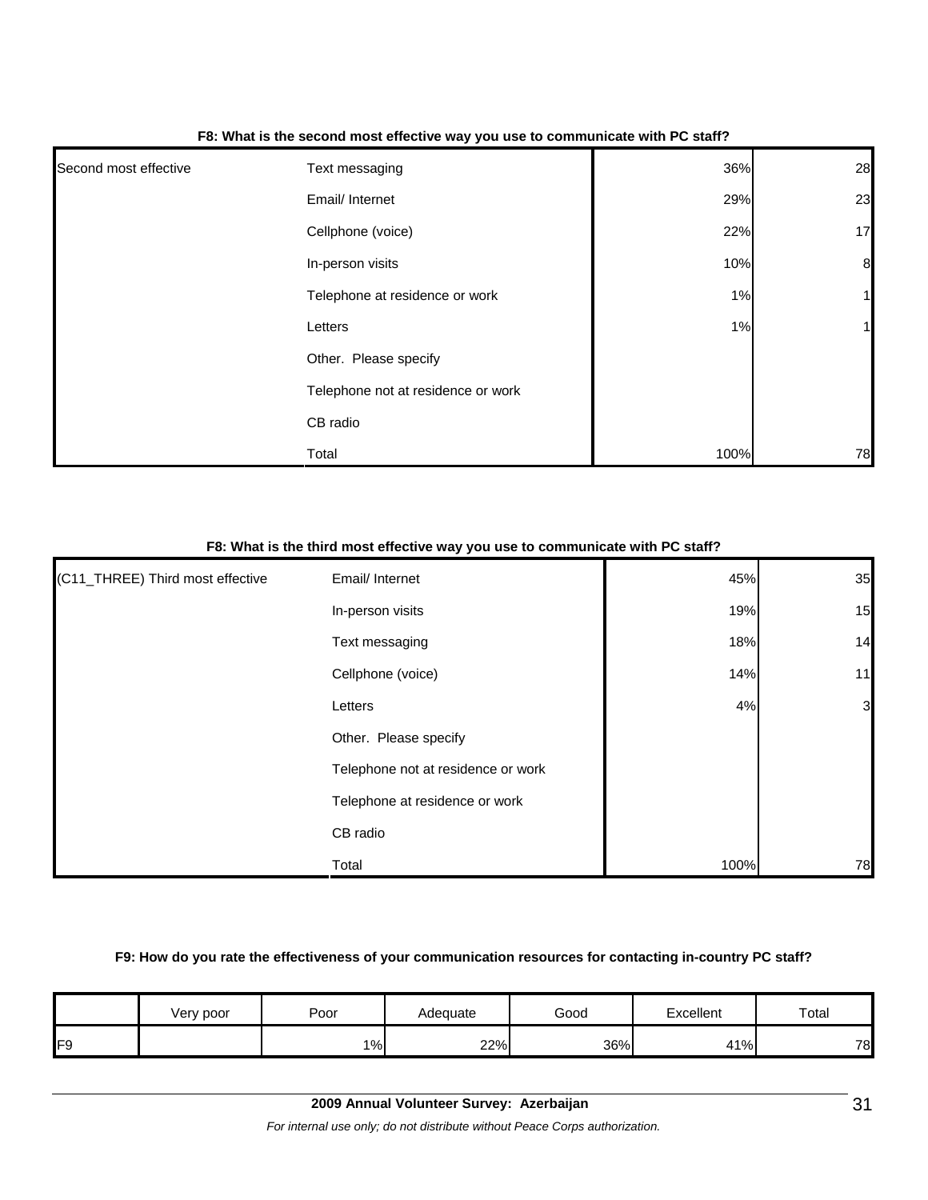**F8: What is the second most effective way you use to communicate with PC staff?**

| | | | |
|---|---|---|---|
| Second most effective | Text messaging | 36% | 28 |
| | Email/ Internet | 29% | 23 |
| | Cellphone (voice) | 22% | 17 |
| | In-person visits | 10% | 8 |
| | Telephone at residence or work | 1% | 1 |
| | Letters | 1% | 1 |
| | Other. Please specify | | |
| | Telephone not at residence or work | | |
| | CB radio | | |
| | Total | 100% | 78 |

**F8: What is the third most effective way you use to communicate with PC staff?**

| | | | |
|---|---|---|---|
| (C11_THREE) Third most effective | Email/ Internet | 45% | 35 |
| | In-person visits | 19% | 15 |
| | Text messaging | 18% | 14 |
| | Cellphone (voice) | 14% | 11 |
| | Letters | 4% | 3 |
| | Other. Please specify | | |
| | Telephone not at residence or work | | |
| | Telephone at residence or work | | |
| | CB radio | | |
| | Total | 100% | 78 |

**F9: How do you rate the effectiveness of your communication resources for contacting in-country PC staff?**

| | Very poor | Poor | Adequate | Good | Excellent | Total |
|---|---|---|---|---|---|---|
| F9 | | 1% | 22% | 36% | 41% | 78 |

**2009 Annual Volunteer Survey: Azerbaijan**

*For internal use only; do not distribute without Peace Corps authorization.*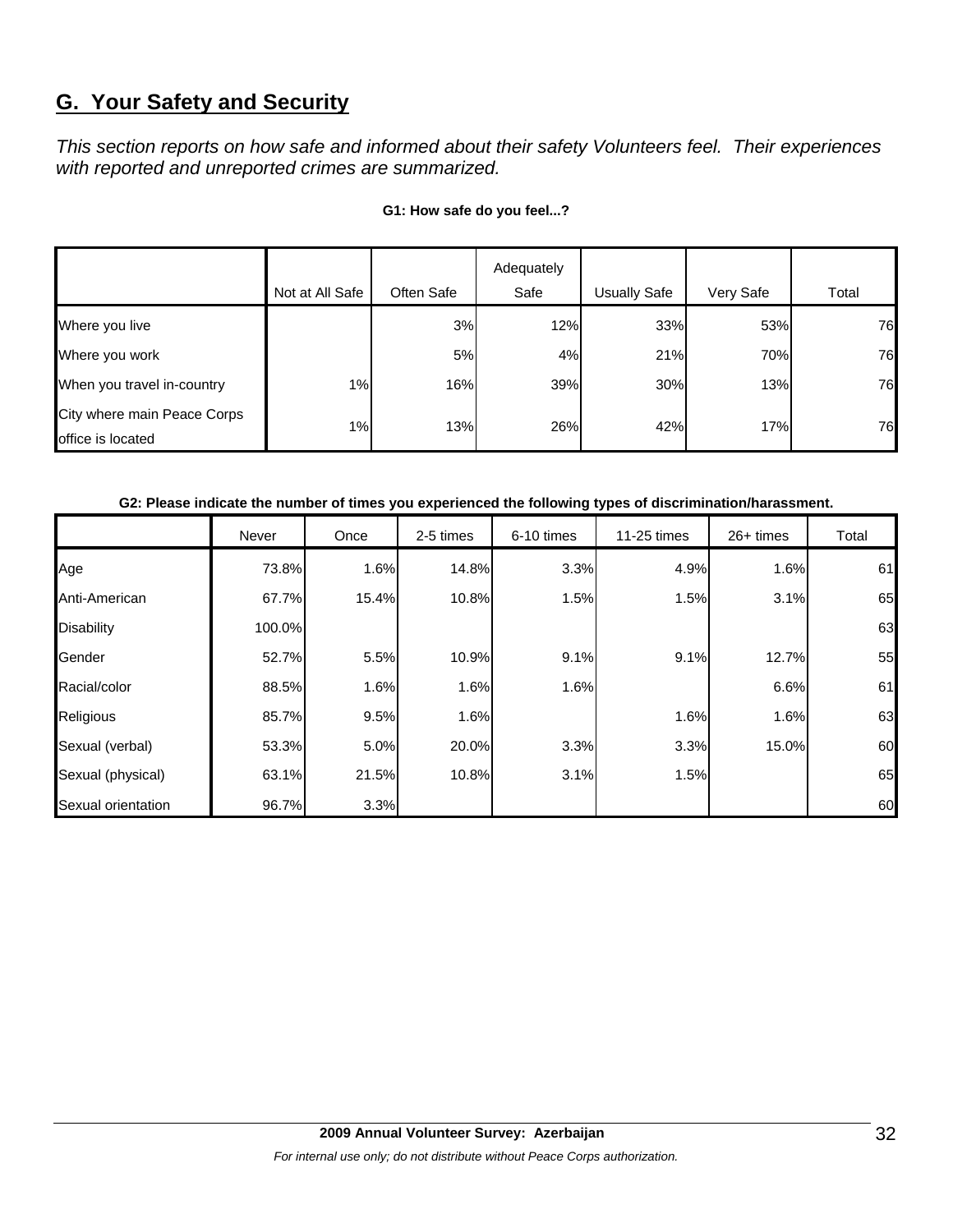## G. Your Safety and Security

*This section reports on how safe and informed about their safety Volunteers feel. Their experiences with reported and unreported crimes are summarized.*

**G1: How safe do you feel...?**

| | Not at All Safe | Often Safe | Adequately Safe | Usually Safe | Very Safe | Total |
|---|---|---|---|---|---|---|
| Where you live | | 3% | 12% | 33% | 53% | 76 |
| Where you work | | 5% | 4% | 21% | 70% | 76 |
| When you travel in-country | 1% | 16% | 39% | 30% | 13% | 76 |
| City where main Peace Corps office is located | 1% | 13% | 26% | 42% | 17% | 76 |

**G2: Please indicate the number of times you experienced the following types of discrimination/harassment.**

| | Never | Once | 2-5 times | 6-10 times | 11-25 times | 26+ times | Total |
|---|---|---|---|---|---|---|---|
| Age | 73.8% | 1.6% | 14.8% | 3.3% | 4.9% | 1.6% | 61 |
| Anti-American | 67.7% | 15.4% | 10.8% | 1.5% | 1.5% | 3.1% | 65 |
| Disability | 100.0% | | | | | | 63 |
| Gender | 52.7% | 5.5% | 10.9% | 9.1% | 9.1% | 12.7% | 55 |
| Racial/color | 88.5% | 1.6% | 1.6% | 1.6% | | 6.6% | 61 |
| Religious | 85.7% | 9.5% | 1.6% | | 1.6% | 1.6% | 63 |
| Sexual (verbal) | 53.3% | 5.0% | 20.0% | 3.3% | 3.3% | 15.0% | 60 |
| Sexual (physical) | 63.1% | 21.5% | 10.8% | 3.1% | 1.5% | | 65 |
| Sexual orientation | 96.7% | 3.3% | | | | | 60 |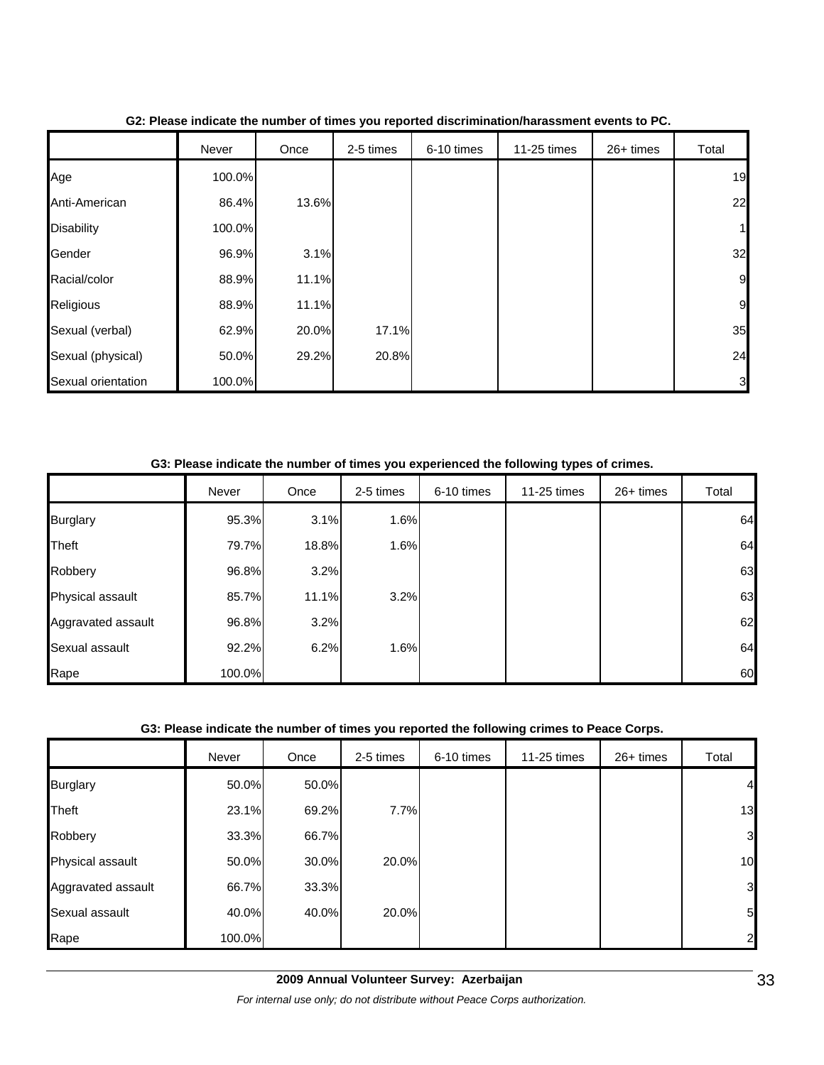**G2: Please indicate the number of times you reported discrimination/harassment events to PC.**

| | Never | Once | 2-5 times | 6-10 times | 11-25 times | 26+ times | Total |
|---|---|---|---|---|---|---|---|
| Age | 100.0% | | | | | | 19 |
| Anti-American | 86.4% | 13.6% | | | | | 22 |
| Disability | 100.0% | | | | | | 1 |
| Gender | 96.9% | 3.1% | | | | | 32 |
| Racial/color | 88.9% | 11.1% | | | | | 9 |
| Religious | 88.9% | 11.1% | | | | | 9 |
| Sexual (verbal) | 62.9% | 20.0% | 17.1% | | | | 35 |
| Sexual (physical) | 50.0% | 29.2% | 20.8% | | | | 24 |
| Sexual orientation | 100.0% | | | | | | 3 |

**G3: Please indicate the number of times you experienced the following types of crimes.**

| | Never | Once | 2-5 times | 6-10 times | 11-25 times | 26+ times | Total |
|---|---|---|---|---|---|---|---|
| Burglary | 95.3% | 3.1% | 1.6% | | | | 64 |
| Theft | 79.7% | 18.8% | 1.6% | | | | 64 |
| Robbery | 96.8% | 3.2% | | | | | 63 |
| Physical assault | 85.7% | 11.1% | 3.2% | | | | 63 |
| Aggravated assault | 96.8% | 3.2% | | | | | 62 |
| Sexual assault | 92.2% | 6.2% | 1.6% | | | | 64 |
| Rape | 100.0% | | | | | | 60 |

**G3: Please indicate the number of times you reported the following crimes to Peace Corps.**

| | Never | Once | 2-5 times | 6-10 times | 11-25 times | 26+ times | Total |
|---|---|---|---|---|---|---|---|
| Burglary | 50.0% | 50.0% | | | | | 4 |
| Theft | 23.1% | 69.2% | 7.7% | | | | 13 |
| Robbery | 33.3% | 66.7% | | | | | 3 |
| Physical assault | 50.0% | 30.0% | 20.0% | | | | 10 |
| Aggravated assault | 66.7% | 33.3% | | | | | 3 |
| Sexual assault | 40.0% | 40.0% | 20.0% | | | | 5 |
| Rape | 100.0% | | | | | | 2 |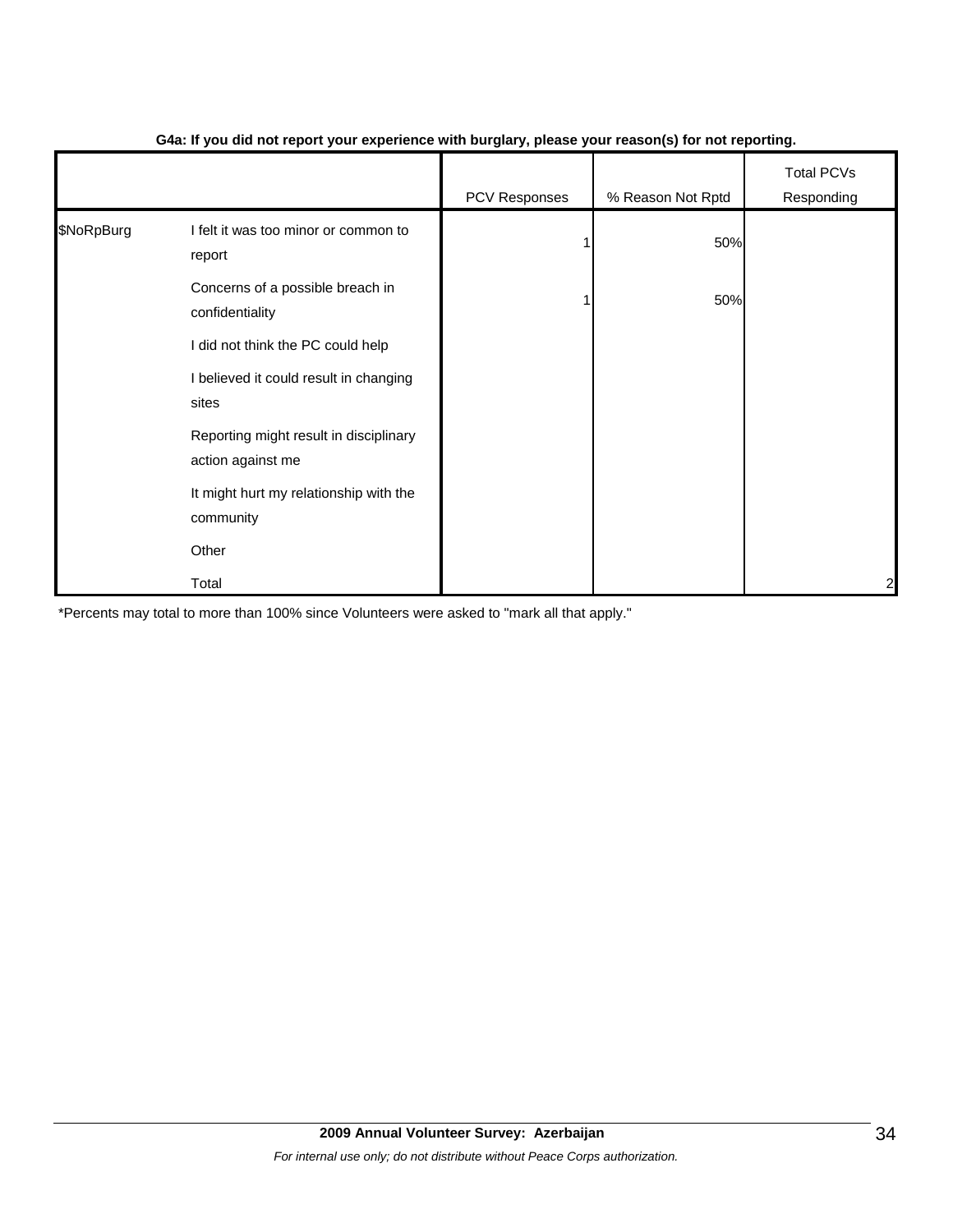**G4a: If you did not report your experience with burglary, please your reason(s) for not reporting.**

| | | PCV Responses | % Reason Not Rptd | Total PCVs Responding |
|---|---|---|---|---|
| $NoRpBurg | I felt it was too minor or common to report | 1 | 50% | |
| | Concerns of a possible breach in confidentiality | 1 | 50% | |
| | I did not think the PC could help | | | |
| | I believed it could result in changing sites | | | |
| | Reporting might result in disciplinary action against me | | | |
| | It might hurt my relationship with the community | | | |
| | Other | | | |
| | Total | | | 2 |

*Percents may total to more than 100% since Volunteers were asked to "mark all that apply."

**2009 Annual Volunteer Survey: Azerbaijan**

*For internal use only; do not distribute without Peace Corps authorization.*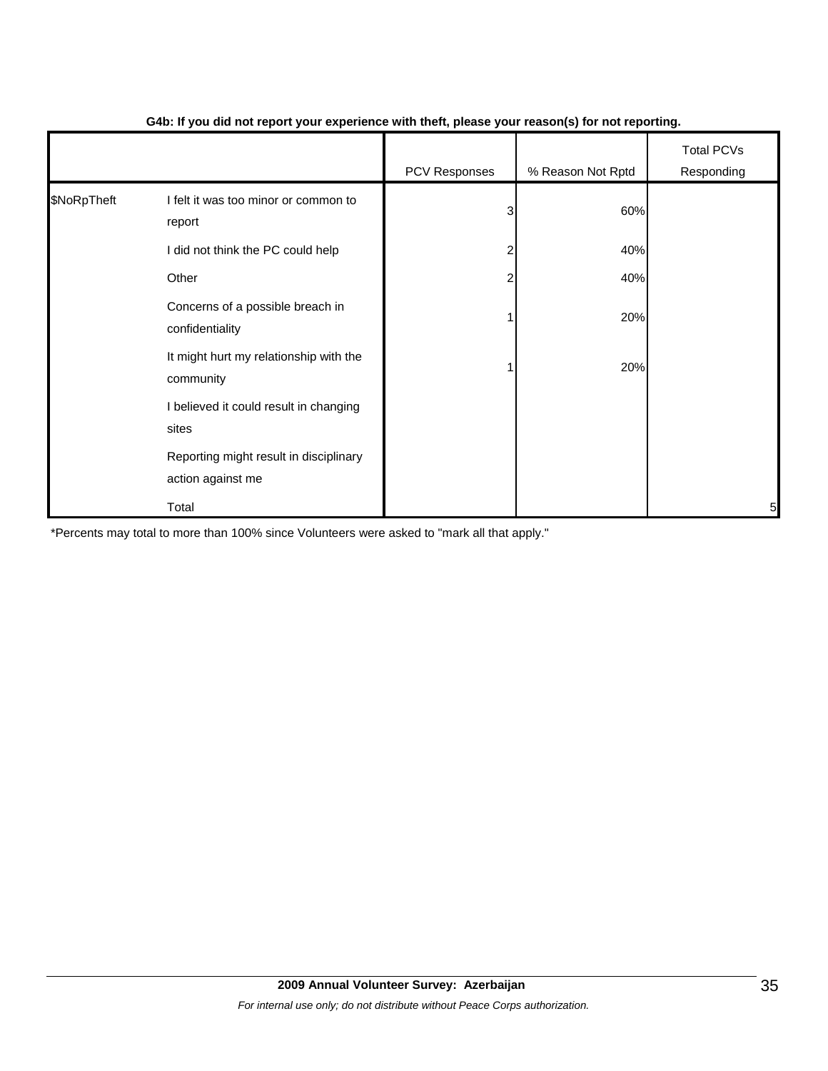**G4b: If you did not report your experience with theft, please your reason(s) for not reporting.**

| | | PCV Responses | % Reason Not Rptd | Total PCVs Responding |
|---|---|---|---|---|
| $NoRpTheft | I felt it was too minor or common to report | 3 | 60% | |
| | I did not think the PC could help | 2 | 40% | |
| | Other | 2 | 40% | |
| | Concerns of a possible breach in confidentiality | 1 | 20% | |
| | It might hurt my relationship with the community | 1 | 20% | |
| | I believed it could result in changing sites | | | |
| | Reporting might result in disciplinary action against me | | | |
| | Total | | | 5 |

*Percents may total to more than 100% since Volunteers were asked to "mark all that apply."

**2009 Annual Volunteer Survey: Azerbaijan**

*For internal use only; do not distribute without Peace Corps authorization.*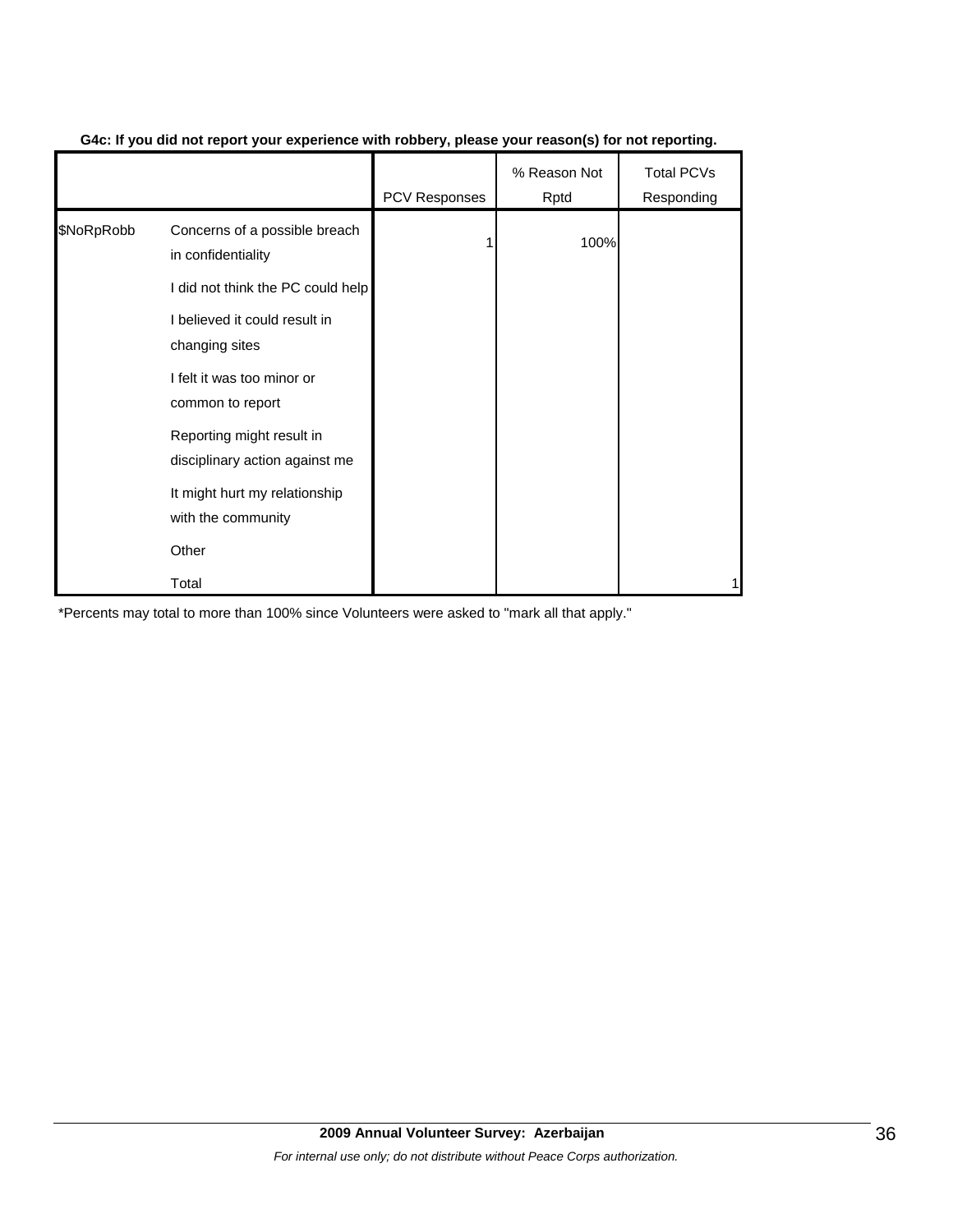**G4c: If you did not report your experience with robbery, please your reason(s) for not reporting.**

| | | PCV Responses | % Reason Not Rptd | Total PCVs Responding |
|---|---|---|---|---|
| $NoRpRobb | Concerns of a possible breach in confidentiality | 1 | 100% | |
| | I did not think the PC could help | | | |
| | I believed it could result in changing sites | | | |
| | I felt it was too minor or common to report | | | |
| | Reporting might result in disciplinary action against me | | | |
| | It might hurt my relationship with the community | | | |
| | Other | | | |
| | Total | | | 1 |

*Percents may total to more than 100% since Volunteers were asked to "mark all that apply."

**2009 Annual Volunteer Survey: Azerbaijan**

*For internal use only; do not distribute without Peace Corps authorization.*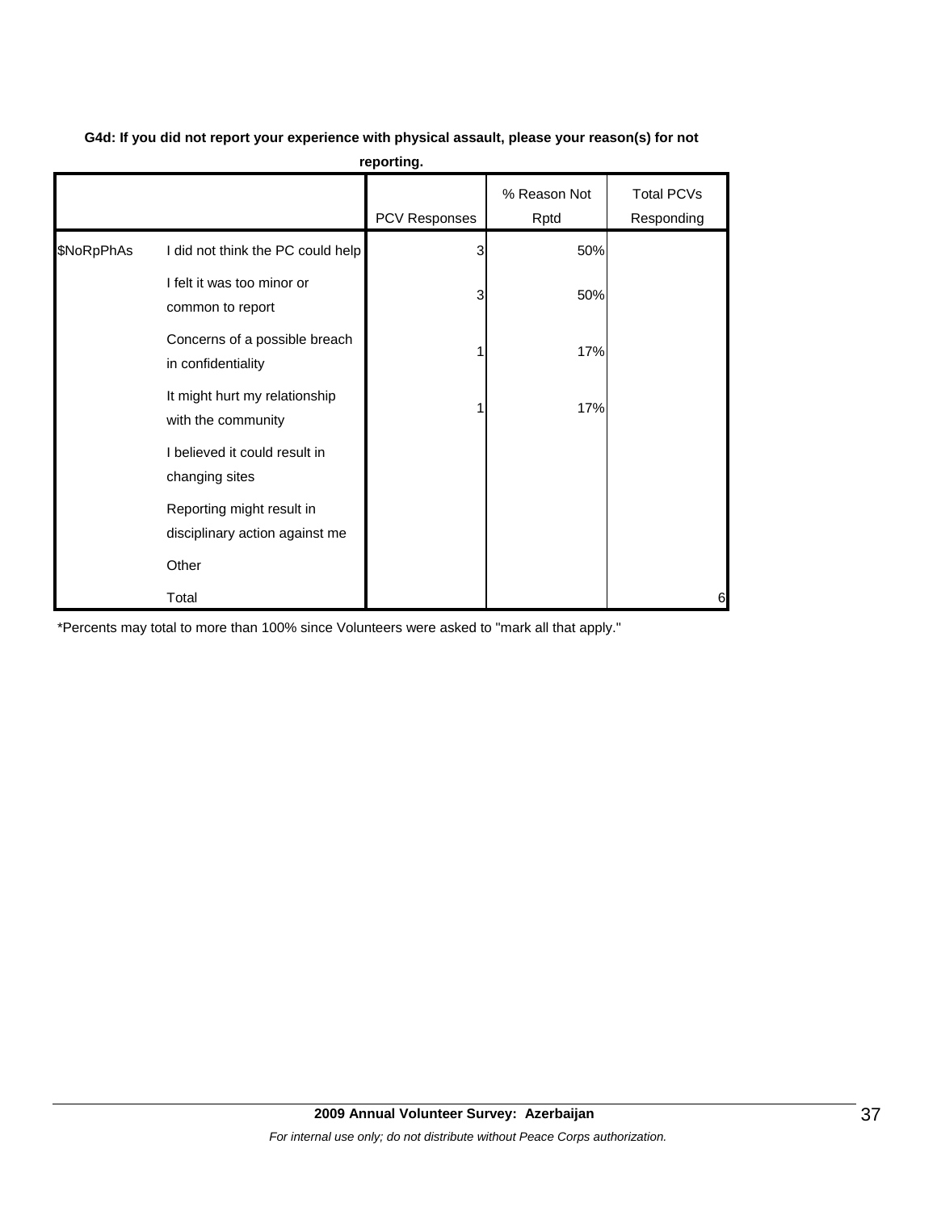**G4d: If you did not report your experience with physical assault, please your reason(s) for not reporting.**

| | | PCV Responses | % Reason Not Rptd | Total PCVs Responding |
|---|---|---|---|---|
| $NoRpPhAs | I did not think the PC could help | 3 | 50% | |
| | I felt it was too minor or common to report | 3 | 50% | |
| | Concerns of a possible breach in confidentiality | 1 | 17% | |
| | It might hurt my relationship with the community | 1 | 17% | |
| | I believed it could result in changing sites | | | |
| | Reporting might result in disciplinary action against me | | | |
| | Other | | | |
| | Total | | | 6 |

*Percents may total to more than 100% since Volunteers were asked to "mark all that apply."

**2009 Annual Volunteer Survey: Azerbaijan**

*For internal use only; do not distribute without Peace Corps authorization.*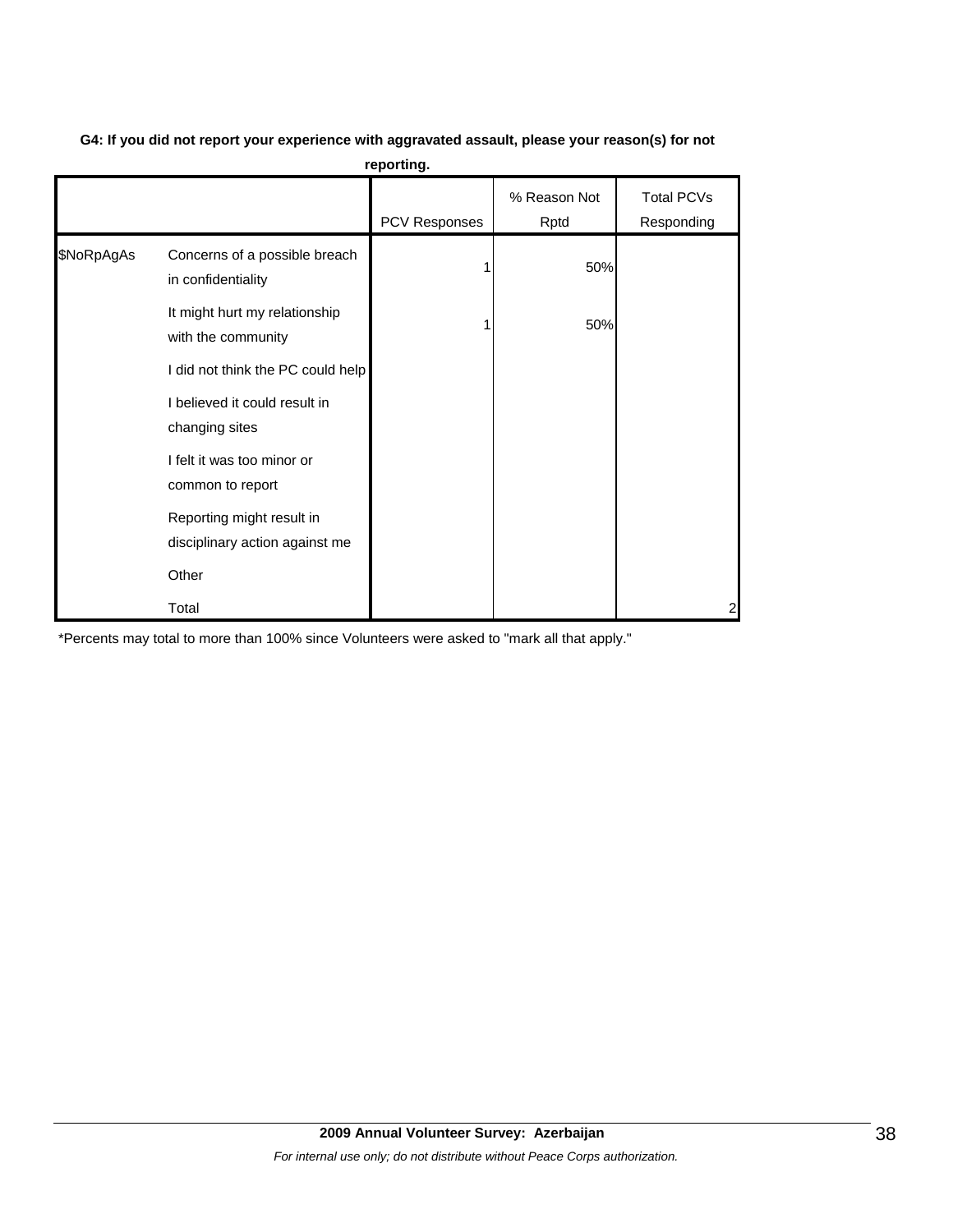**G4: If you did not report your experience with aggravated assault, please your reason(s) for not reporting.**

| | | PCV Responses | % Reason Not Rptd | Total PCVs Responding |
|---|---|---|---|---|
| $NoRpAgAs | Concerns of a possible breach in confidentiality | 1 | 50% | |
| | It might hurt my relationship with the community | 1 | 50% | |
| | I did not think the PC could help | | | |
| | I believed it could result in changing sites | | | |
| | I felt it was too minor or common to report | | | |
| | Reporting might result in disciplinary action against me | | | |
| | Other | | | |
| | Total | | | 2 |

*Percents may total to more than 100% since Volunteers were asked to "mark all that apply."

**2009 Annual Volunteer Survey: Azerbaijan**

*For internal use only; do not distribute without Peace Corps authorization.*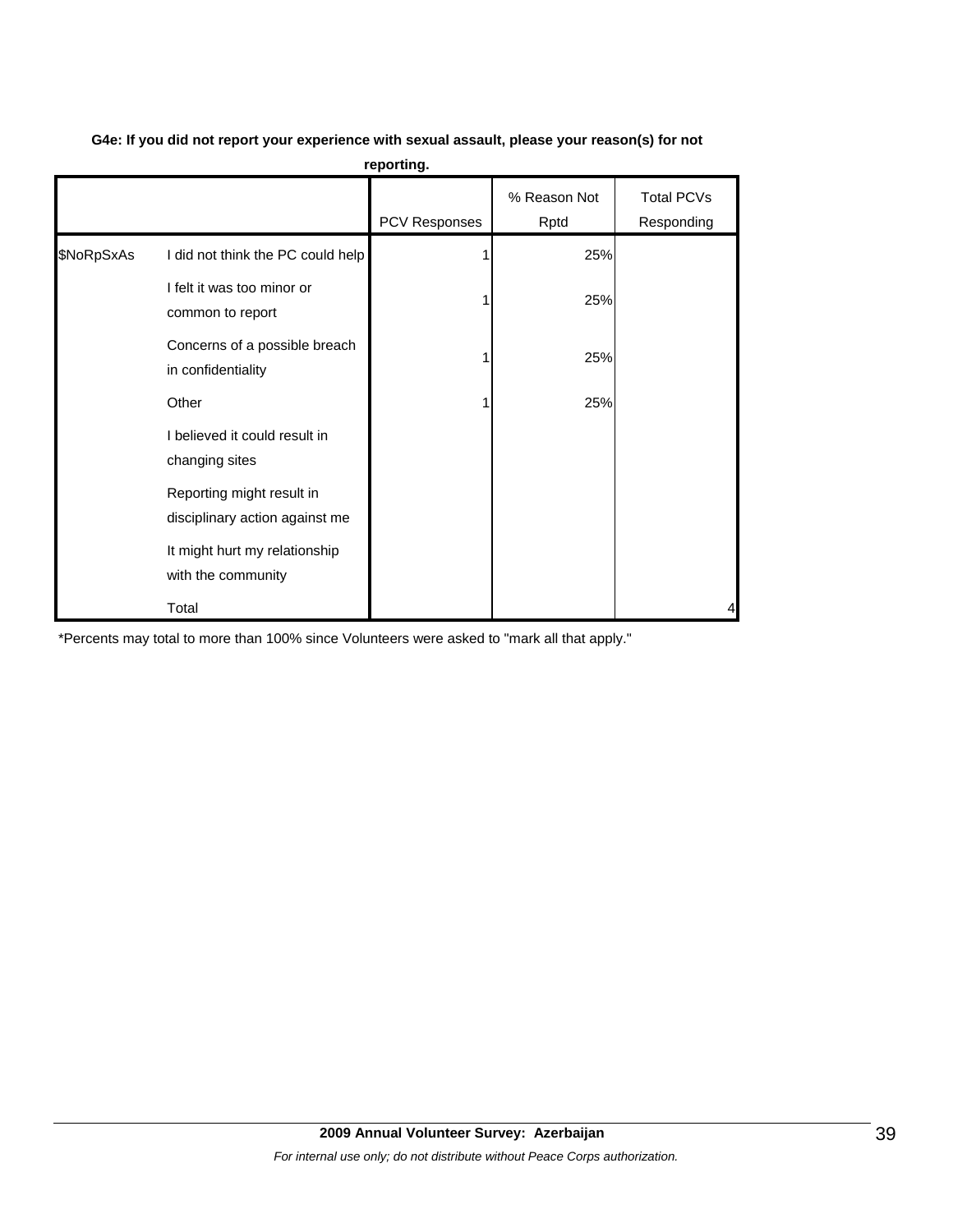**G4e: If you did not report your experience with sexual assault, please your reason(s) for not reporting.**

| | | PCV Responses | % Reason Not Rptd | Total PCVs Responding |
|---|---|---|---|---|
| $NoRpSxAs | I did not think the PC could help | 1 | 25% | |
| | I felt it was too minor or common to report | 1 | 25% | |
| | Concerns of a possible breach in confidentiality | 1 | 25% | |
| | Other | 1 | 25% | |
| | I believed it could result in changing sites | | | |
| | Reporting might result in disciplinary action against me | | | |
| | It might hurt my relationship with the community | | | |
| | Total | | | 4 |

*Percents may total to more than 100% since Volunteers were asked to "mark all that apply."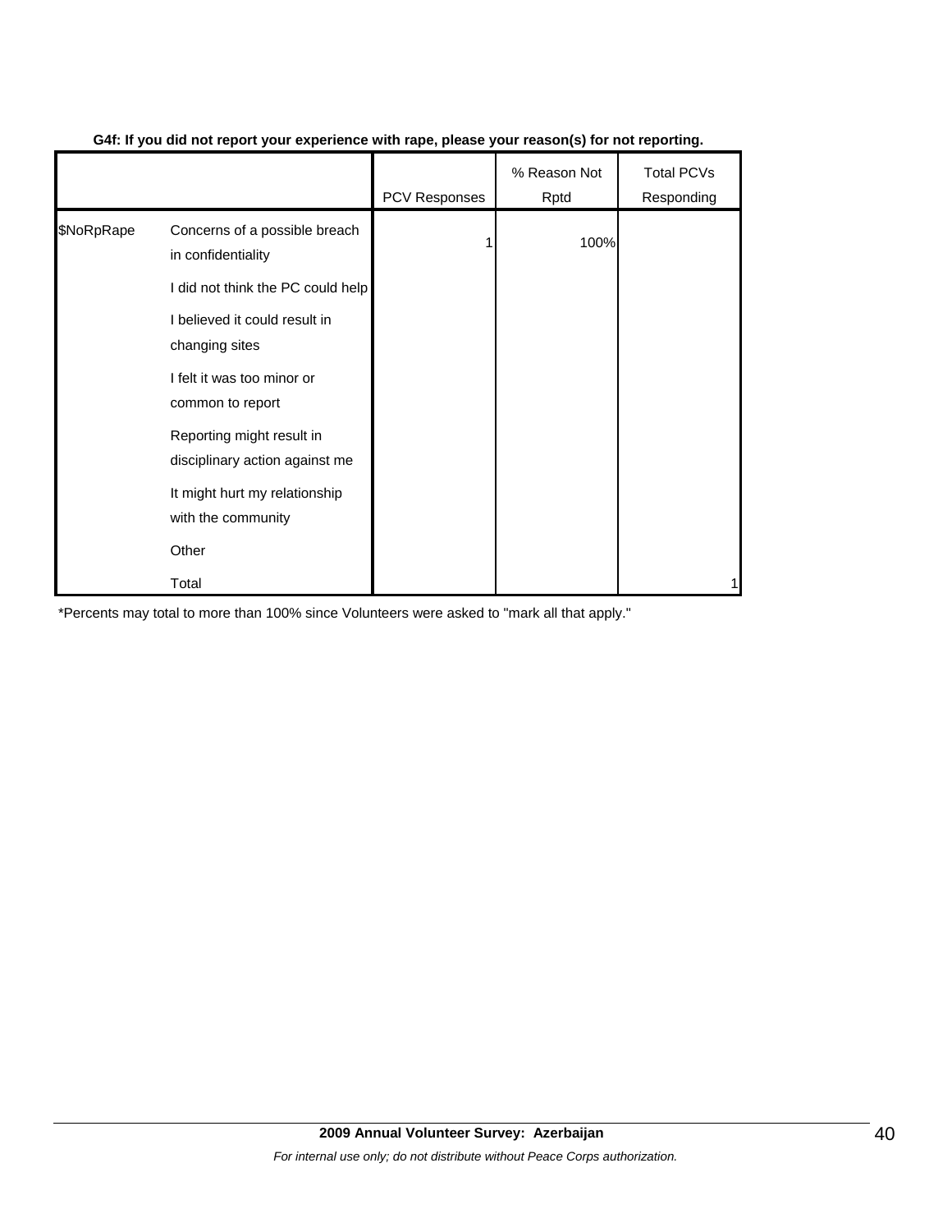**G4f: If you did not report your experience with rape, please your reason(s) for not reporting.**

| | | PCV Responses | % Reason Not Rptd | Total PCVs Responding |
|---|---|---|---|---|
| $NoRpRape | Concerns of a possible breach in confidentiality | 1 | 100% | |
| | I did not think the PC could help | | | |
| | I believed it could result in changing sites | | | |
| | I felt it was too minor or common to report | | | |
| | Reporting might result in disciplinary action against me | | | |
| | It might hurt my relationship with the community | | | |
| | Other | | | |
| | Total | | | 1 |

*Percents may total to more than 100% since Volunteers were asked to "mark all that apply."

**2009 Annual Volunteer Survey: Azerbaijan**

*For internal use only; do not distribute without Peace Corps authorization.*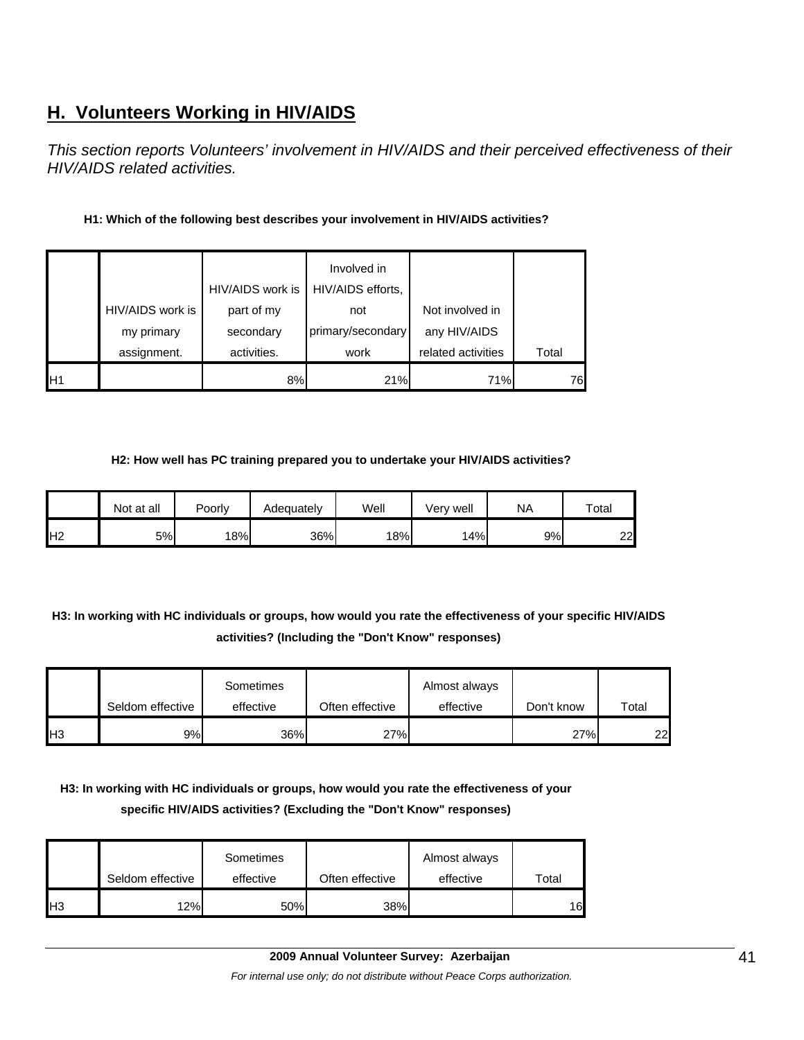## H. Volunteers Working in HIV/AIDS

*This section reports Volunteers' involvement in HIV/AIDS and their perceived effectiveness of their HIV/AIDS related activities.*

**H1: Which of the following best describes your involvement in HIV/AIDS activities?**

| | HIV/AIDS work is my primary assignment. | HIV/AIDS work is part of my secondary activities. | Involved in HIV/AIDS efforts, not primary/secondary work | Not involved in any HIV/AIDS related activities | Total |
|---|---|---|---|---|---|
| H1 | | 8% | 21% | 71% | 76 |

**H2: How well has PC training prepared you to undertake your HIV/AIDS activities?**

| | Not at all | Poorly | Adequately | Well | Very well | NA | Total |
|---|---|---|---|---|---|---|---|
| H2 | 5% | 18% | 36% | 18% | 14% | 9% | 22 |

**H3: In working with HC individuals or groups, how would you rate the effectiveness of your specific HIV/AIDS activities? (Including the "Don't Know" responses)**

| | Seldom effective | Sometimes effective | Often effective | Almost always effective | Don't know | Total |
|---|---|---|---|---|---|---|
| H3 | 9% | 36% | 27% | | 27% | 22 |

**H3: In working with HC individuals or groups, how would you rate the effectiveness of your specific HIV/AIDS activities? (Excluding the "Don't Know" responses)**

| | Seldom effective | Sometimes effective | Often effective | Almost always effective | Total |
|---|---|---|---|---|---|
| H3 | 12% | 50% | 38% | | 16 |

**2009 Annual Volunteer Survey: Azerbaijan**

*For internal use only; do not distribute without Peace Corps authorization.*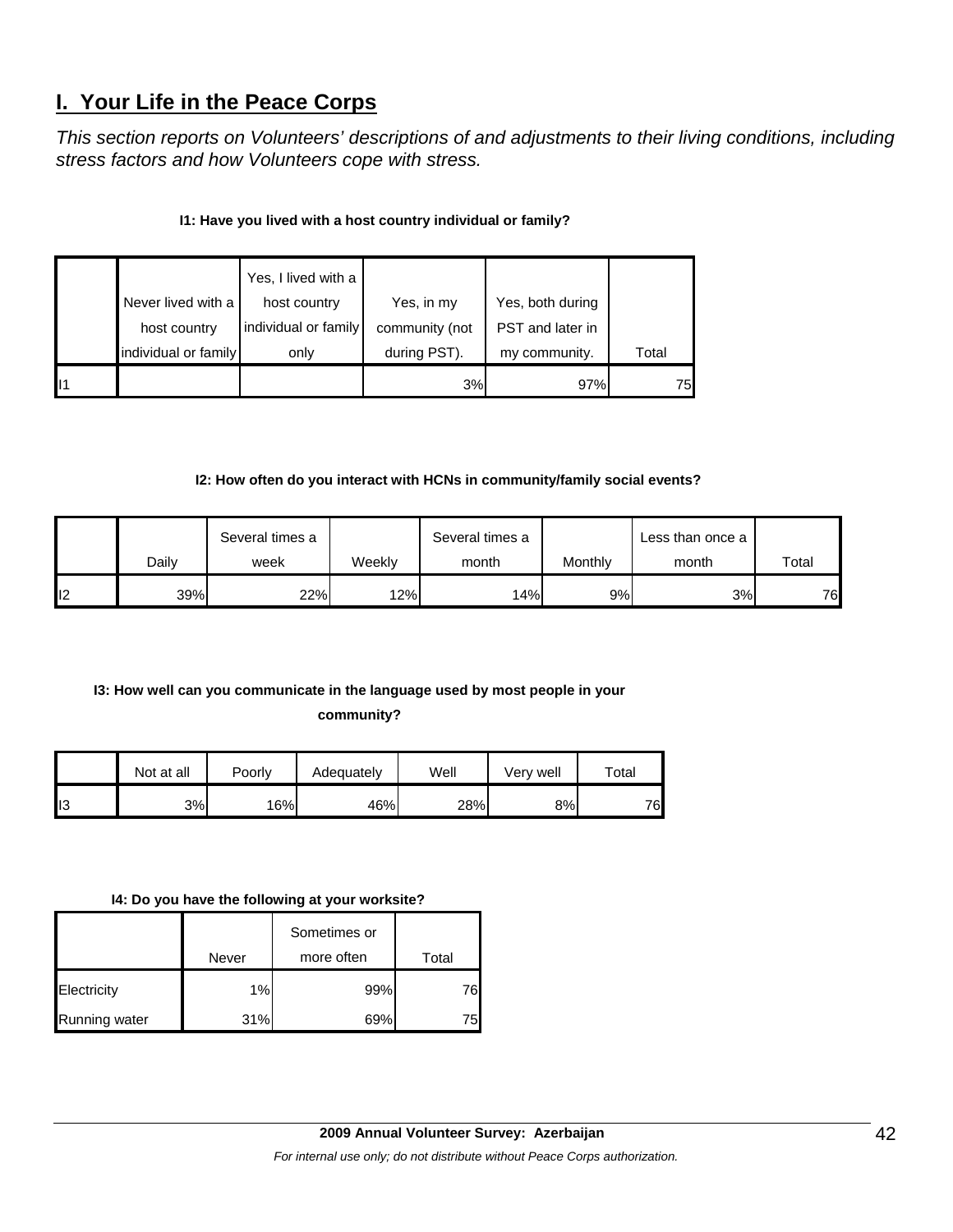## I. Your Life in the Peace Corps

*This section reports on Volunteers' descriptions of and adjustments to their living conditions, including stress factors and how Volunteers cope with stress.*

**I1: Have you lived with a host country individual or family?**

| | Never lived with a host country individual or family | Yes, I lived with a host country individual or family only | Yes, in my community (not during PST). | Yes, both during PST and later in my community. | Total |
|---|---|---|---|---|---|
| I1 | | | 3% | 97% | 75 |

**I2: How often do you interact with HCNs in community/family social events?**

| | Daily | Several times a week | Weekly | Several times a month | Monthly | Less than once a month | Total |
|---|---|---|---|---|---|---|---|
| I2 | 39% | 22% | 12% | 14% | 9% | 3% | 76 |

**I3: How well can you communicate in the language used by most people in your community?**

| | Not at all | Poorly | Adequately | Well | Very well | Total |
|---|---|---|---|---|---|---|
| I3 | 3% | 16% | 46% | 28% | 8% | 76 |

**I4: Do you have the following at your worksite?**

| | Never | Sometimes or more often | Total |
|---|---|---|---|
| Electricity | 1% | 99% | 76 |
| Running water | 31% | 69% | 75 |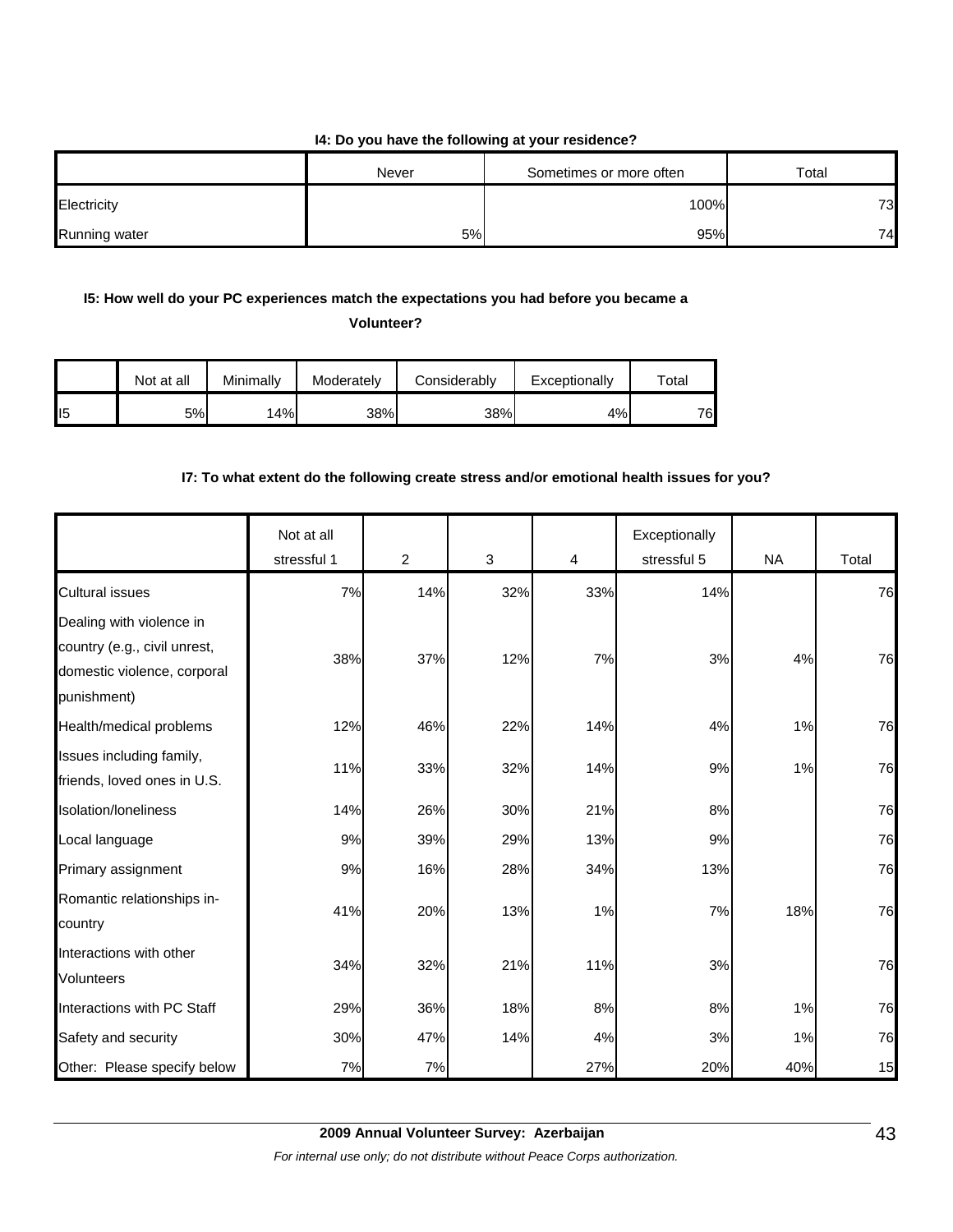**I4: Do you have the following at your residence?**

| | Never | Sometimes or more often | Total |
|---|---|---|---|
| Electricity | | 100% | 73 |
| Running water | 5% | 95% | 74 |

**I5: How well do your PC experiences match the expectations you had before you became a Volunteer?**

| | Not at all | Minimally | Moderately | Considerably | Exceptionally | Total |
|---|---|---|---|---|---|---|
| I5 | 5% | 14% | 38% | 38% | 4% | 76 |

**I7: To what extent do the following create stress and/or emotional health issues for you?**

| | Not at all stressful 1 | 2 | 3 | 4 | Exceptionally stressful 5 | NA | Total |
|---|---|---|---|---|---|---|---|
| Cultural issues | 7% | 14% | 32% | 33% | 14% | | 76 |
| Dealing with violence in country (e.g., civil unrest, domestic violence, corporal punishment) | 38% | 37% | 12% | 7% | 3% | 4% | 76 |
| Health/medical problems | 12% | 46% | 22% | 14% | 4% | 1% | 76 |
| Issues including family, friends, loved ones in U.S. | 11% | 33% | 32% | 14% | 9% | 1% | 76 |
| Isolation/loneliness | 14% | 26% | 30% | 21% | 8% | | 76 |
| Local language | 9% | 39% | 29% | 13% | 9% | | 76 |
| Primary assignment | 9% | 16% | 28% | 34% | 13% | | 76 |
| Romantic relationships in-country | 41% | 20% | 13% | 1% | 7% | 18% | 76 |
| Interactions with other Volunteers | 34% | 32% | 21% | 11% | 3% | | 76 |
| Interactions with PC Staff | 29% | 36% | 18% | 8% | 8% | 1% | 76 |
| Safety and security | 30% | 47% | 14% | 4% | 3% | 1% | 76 |
| Other: Please specify below | 7% | 7% | | 27% | 20% | 40% | 15 |

**2009 Annual Volunteer Survey: Azerbaijan**

*For internal use only; do not distribute without Peace Corps authorization.*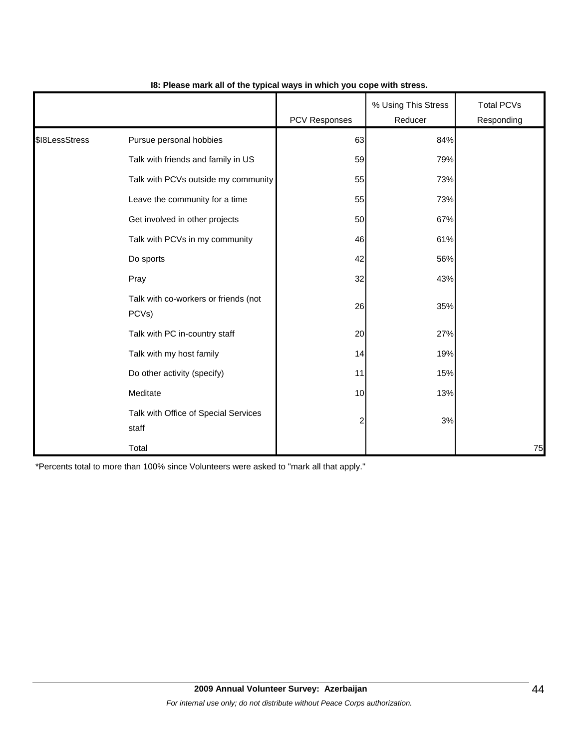**I8: Please mark all of the typical ways in which you cope with stress.**

| | | PCV Responses | % Using This Stress Reducer | Total PCVs Responding |
|---|---|---|---|---|
| $I8LessStress | Pursue personal hobbies | 63 | 84% | |
| | Talk with friends and family in US | 59 | 79% | |
| | Talk with PCVs outside my community | 55 | 73% | |
| | Leave the community for a time | 55 | 73% | |
| | Get involved in other projects | 50 | 67% | |
| | Talk with PCVs in my community | 46 | 61% | |
| | Do sports | 42 | 56% | |
| | Pray | 32 | 43% | |
| | Talk with co-workers or friends (not PCVs) | 26 | 35% | |
| | Talk with PC in-country staff | 20 | 27% | |
| | Talk with my host family | 14 | 19% | |
| | Do other activity (specify) | 11 | 15% | |
| | Meditate | 10 | 13% | |
| | Talk with Office of Special Services staff | 2 | 3% | |
| | Total | | | 75 |

*Percents total to more than 100% since Volunteers were asked to "mark all that apply."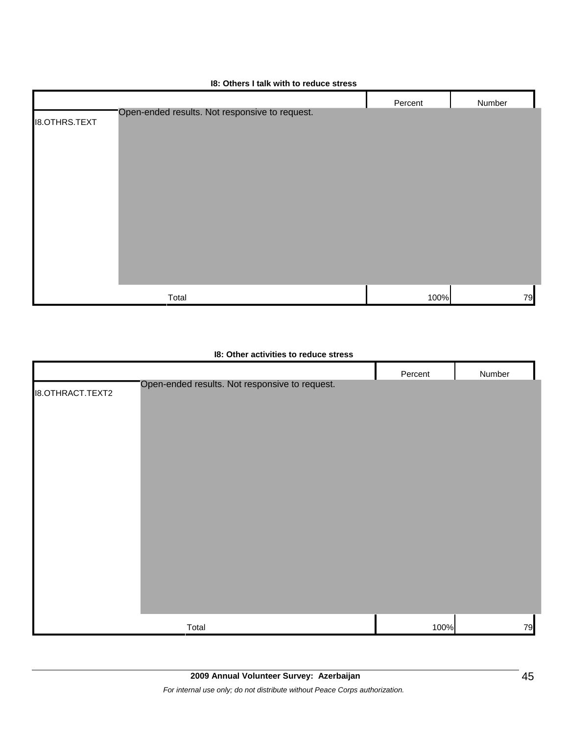**I8: Others I talk with to reduce stress**

| | | Percent | Number |
|---|---|---|---|
| I8.OTHRS.TEXT | Open-ended results. Not responsive to request. | | |
| | Total | 100% | 79 |

**I8: Other activities to reduce stress**

| | | Percent | Number |
|---|---|---|---|
| I8.OTHRACT.TEXT2 | Open-ended results. Not responsive to request. | | |
| | Total | 100% | 79 |

**2009 Annual Volunteer Survey: Azerbaijan**

*For internal use only; do not distribute without Peace Corps authorization.*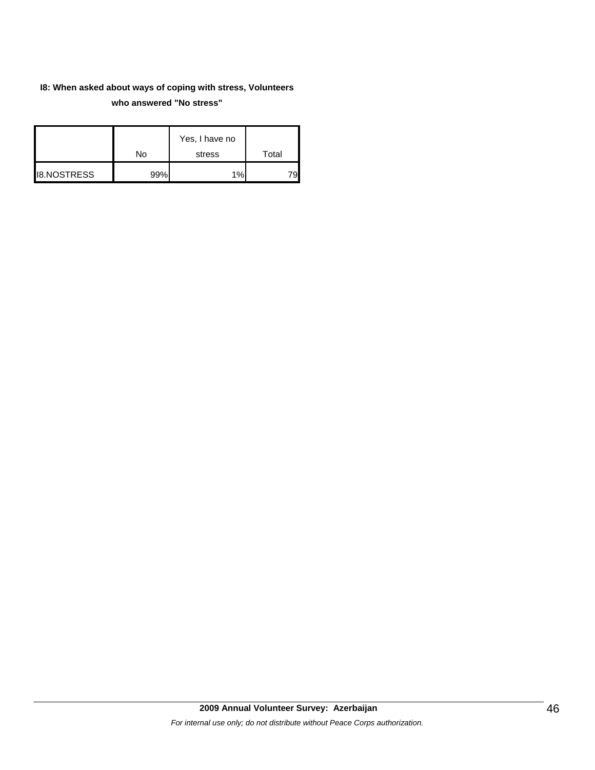**I8: When asked about ways of coping with stress, Volunteers who answered "No stress"**

| | No | Yes, I have no stress | Total |
|---|---|---|---|
| I8.NOSTRESS | 99% | 1% | 79 |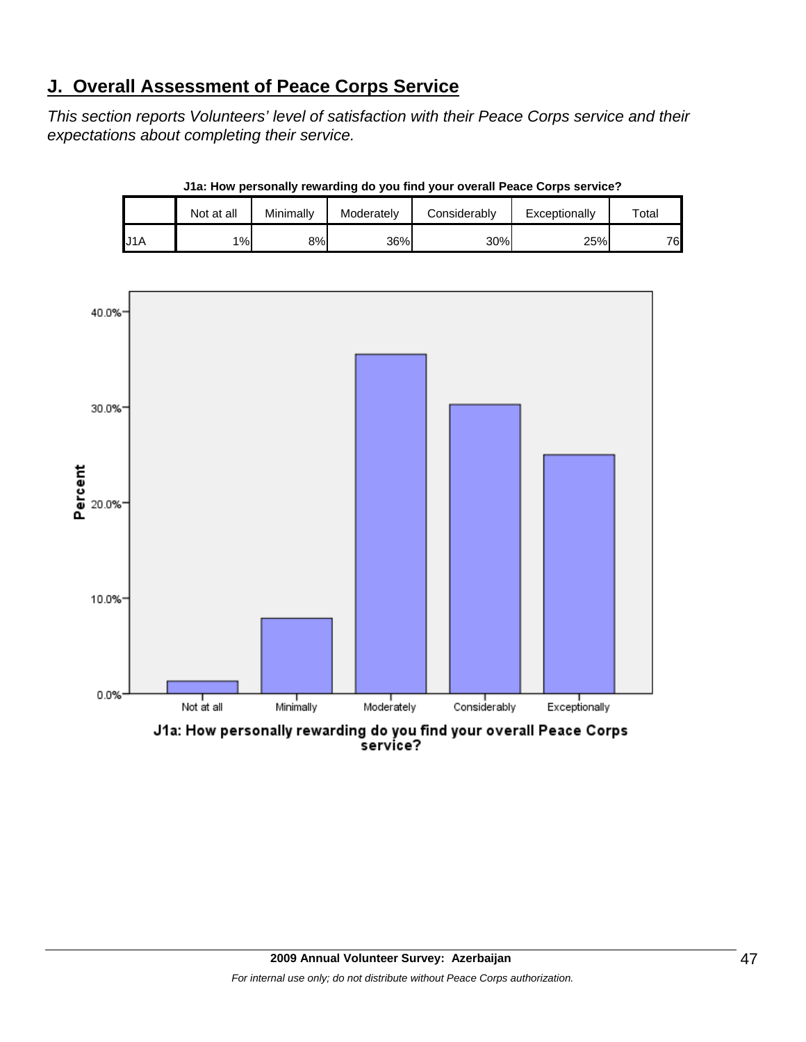## J. Overall Assessment of Peace Corps Service

*This section reports Volunteers' level of satisfaction with their Peace Corps service and their expectations about completing their service.*

**J1a: How personally rewarding do you find your overall Peace Corps service?**

| | Not at all | Minimally | Moderately | Considerably | Exceptionally | Total |
|---|---|---|---|---|---|---|
| J1A | 1% | 8% | 36% | 30% | 25% | 76 |

J1a: How personally rewarding do you find your overall Peace Corps service?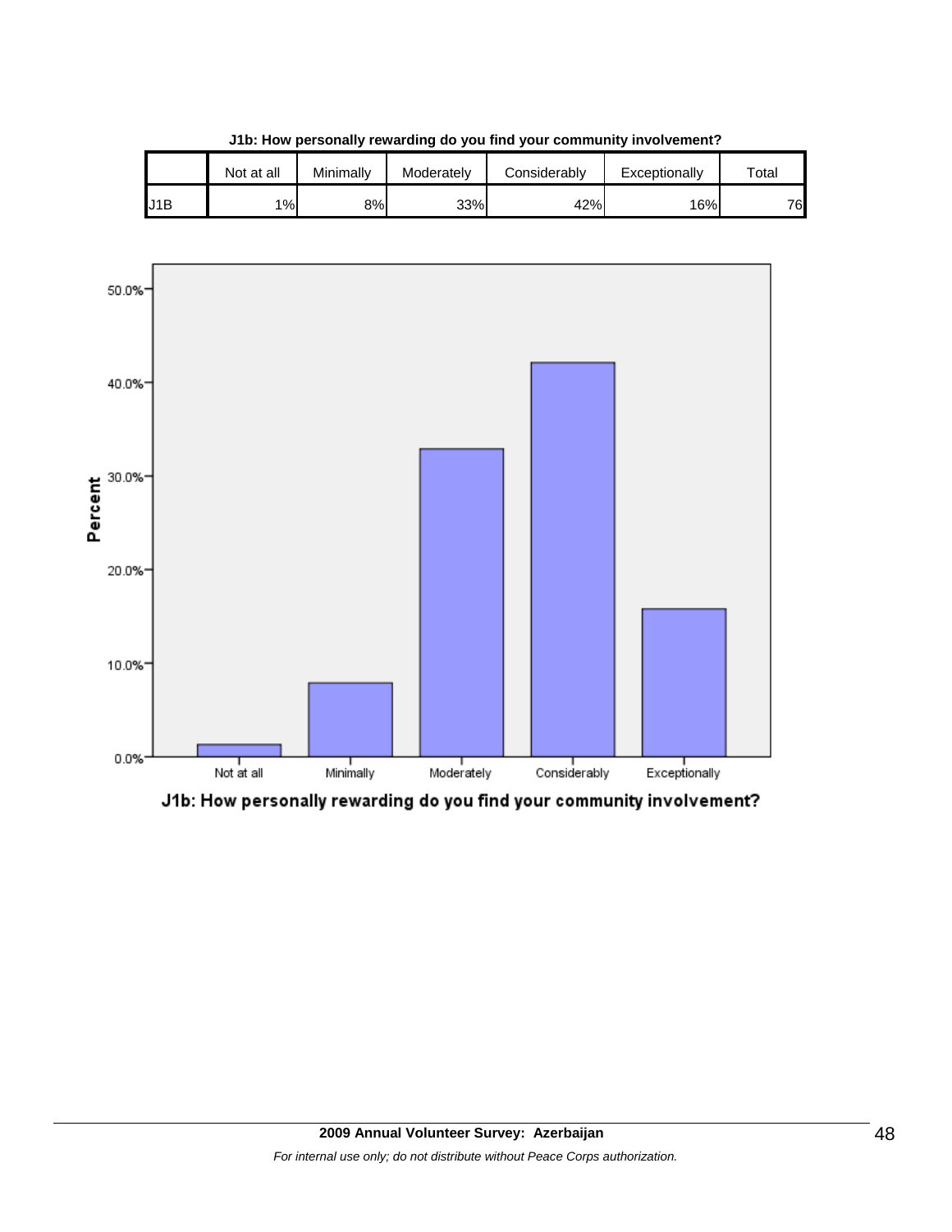**J1b: How personally rewarding do you find your community involvement?**

| | Not at all | Minimally | Moderately | Considerably | Exceptionally | Total |
|---|---|---|---|---|---|---|
| J1B | 1% | 8% | 33% | 42% | 16% | 76 |

J1b: How personally rewarding do you find your community involvement?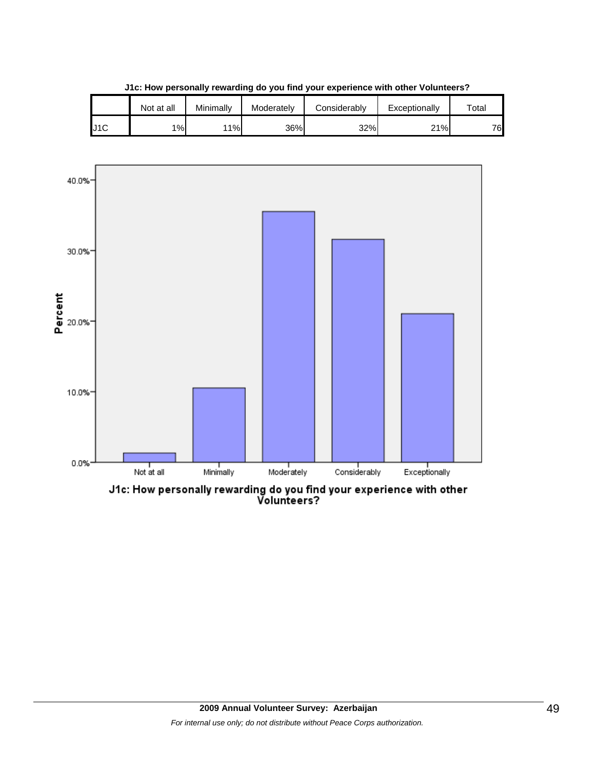**J1c: How personally rewarding do you find your experience with other Volunteers?**

| | Not at all | Minimally | Moderately | Considerably | Exceptionally | Total |
|---|---|---|---|---|---|---|
| J1C | 1% | 11% | 36% | 32% | 21% | 76 |

J1c: How personally rewarding do you find your experience with other Volunteers?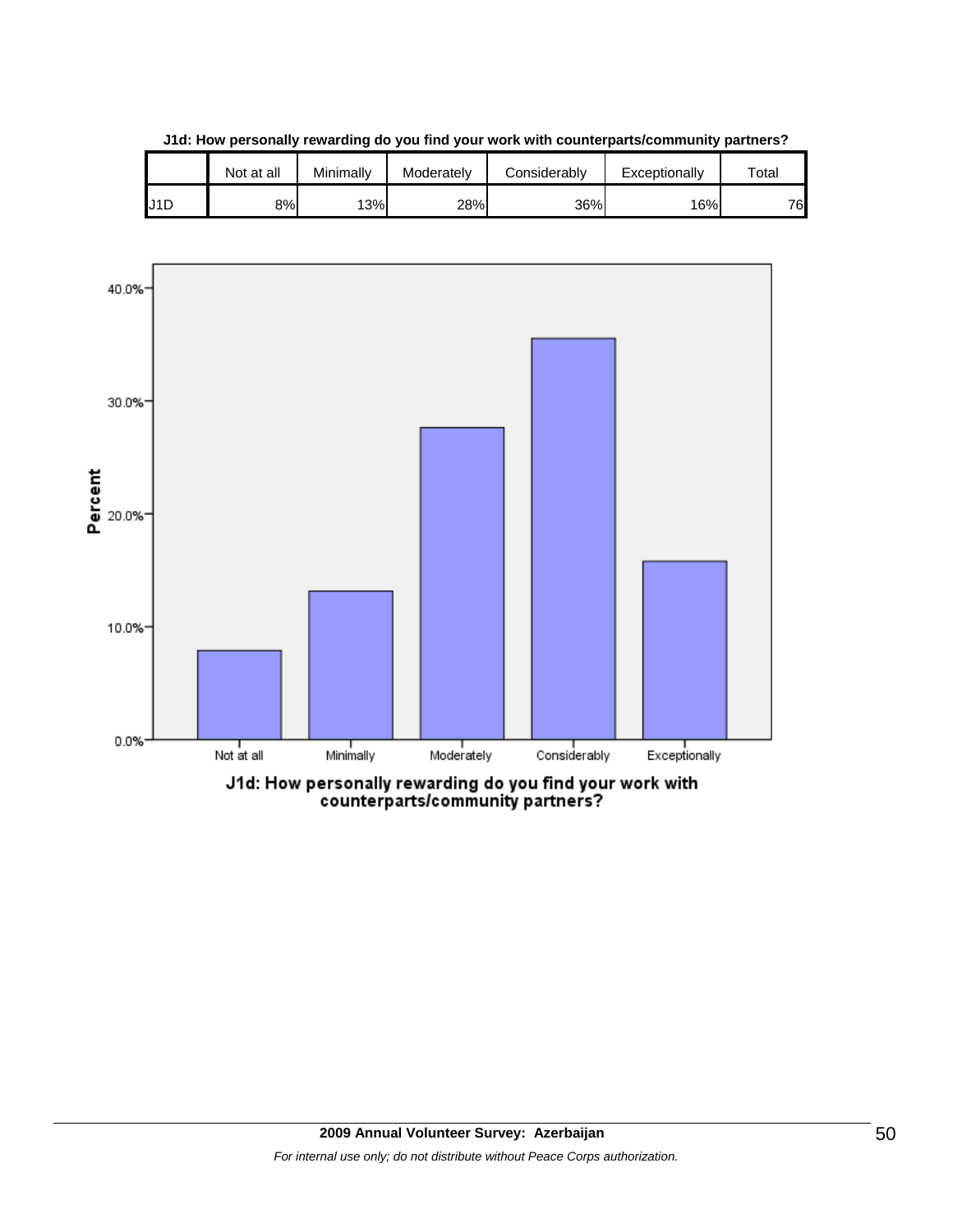**J1d: How personally rewarding do you find your work with counterparts/community partners?**

| | Not at all | Minimally | Moderately | Considerably | Exceptionally | Total |
|---|---|---|---|---|---|---|
| J1D | 8% | 13% | 28% | 36% | 16% | 76 |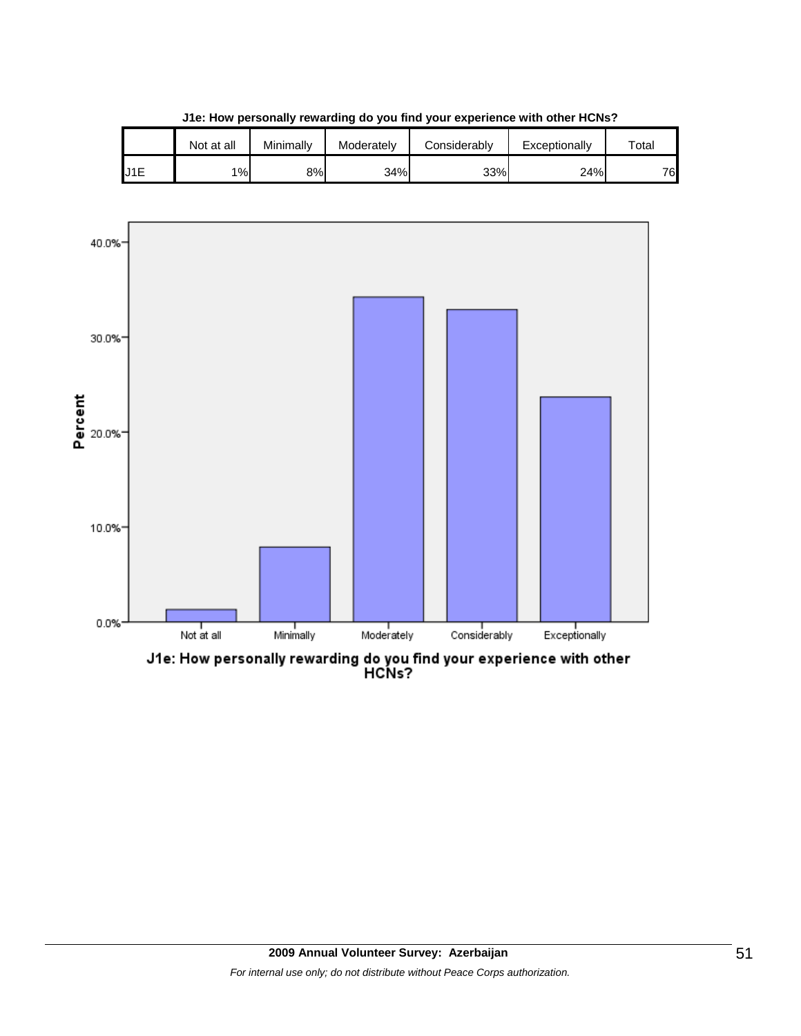**J1e: How personally rewarding do you find your experience with other HCNs?**

| | Not at all | Minimally | Moderately | Considerably | Exceptionally | Total |
|---|---|---|---|---|---|---|
| J1E | 1% | 8% | 34% | 33% | 24% | 76 |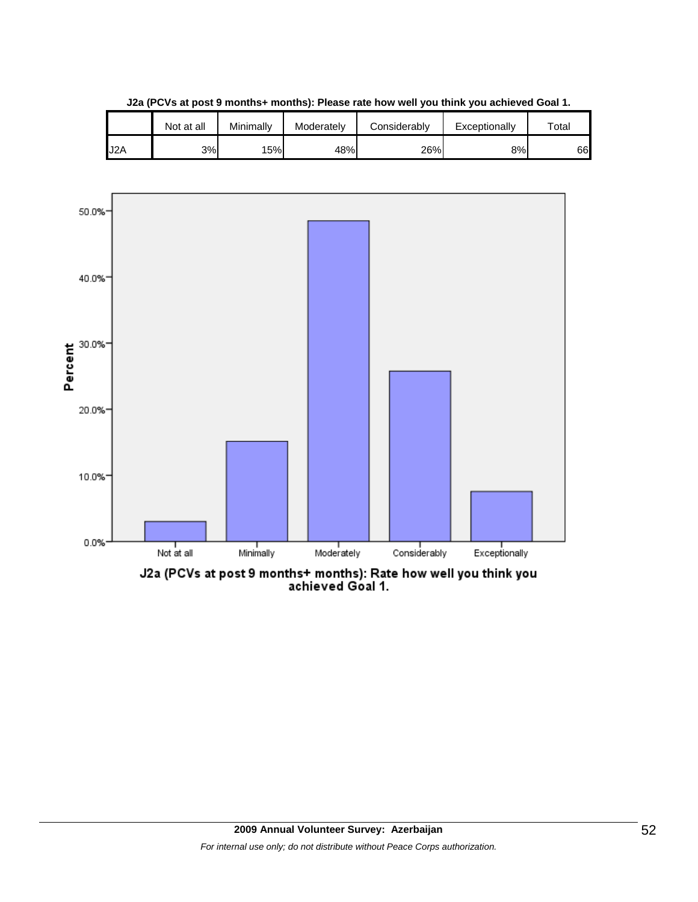**J2a (PCVs at post 9 months+ months): Please rate how well you think you achieved Goal 1.**

| | Not at all | Minimally | Moderately | Considerably | Exceptionally | Total |
|---|---|---|---|---|---|---|
| J2A | 3% | 15% | 48% | 26% | 8% | 66 |

J2a (PCVs at post 9 months+ months): Rate how well you think you achieved Goal 1.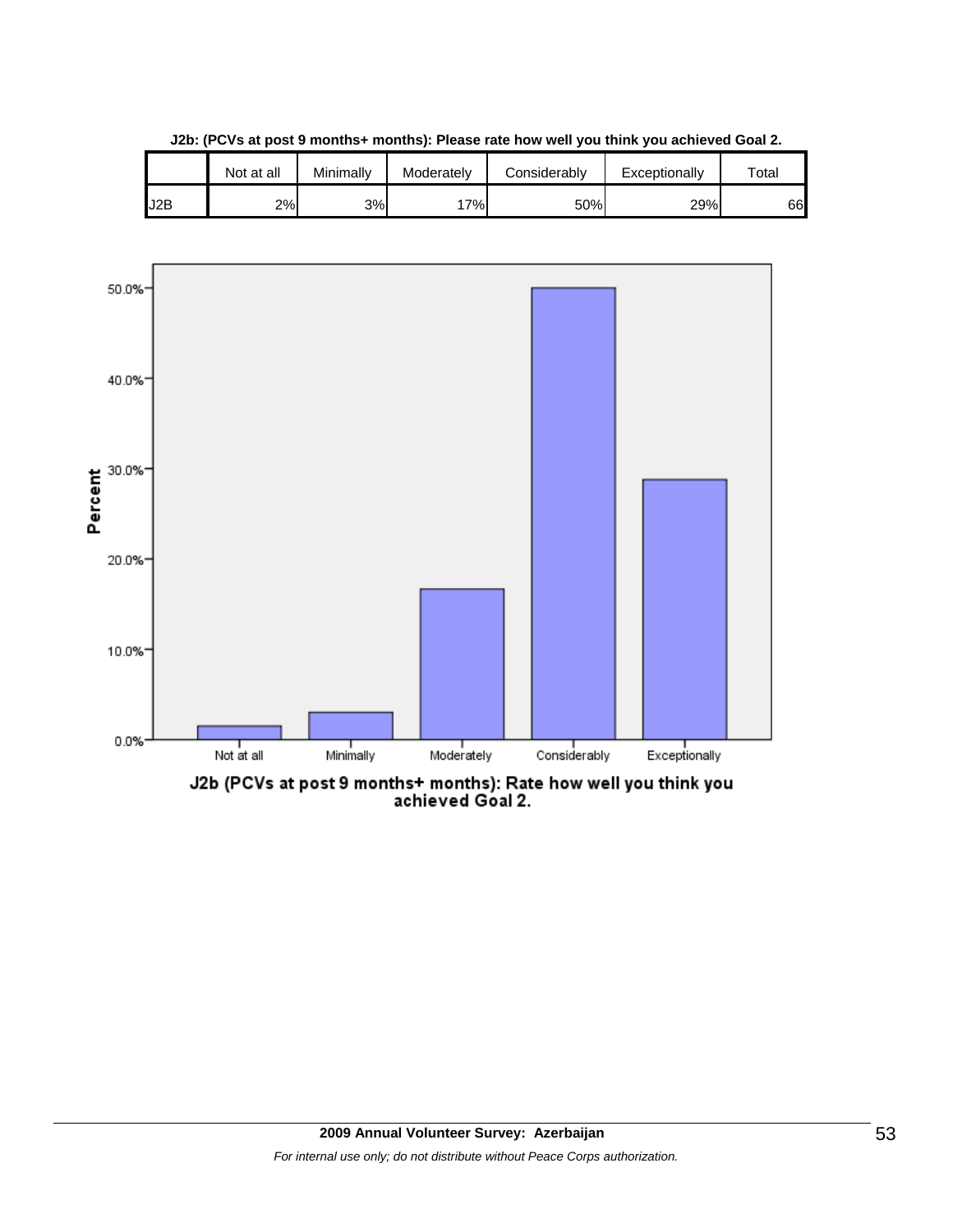**J2b: (PCVs at post 9 months+ months): Please rate how well you think you achieved Goal 2.**

| | Not at all | Minimally | Moderately | Considerably | Exceptionally | Total |
|---|---|---|---|---|---|---|
| J2B | 2% | 3% | 17% | 50% | 29% | 66 |

J2b (PCVs at post 9 months+ months): Rate how well you think you achieved Goal 2.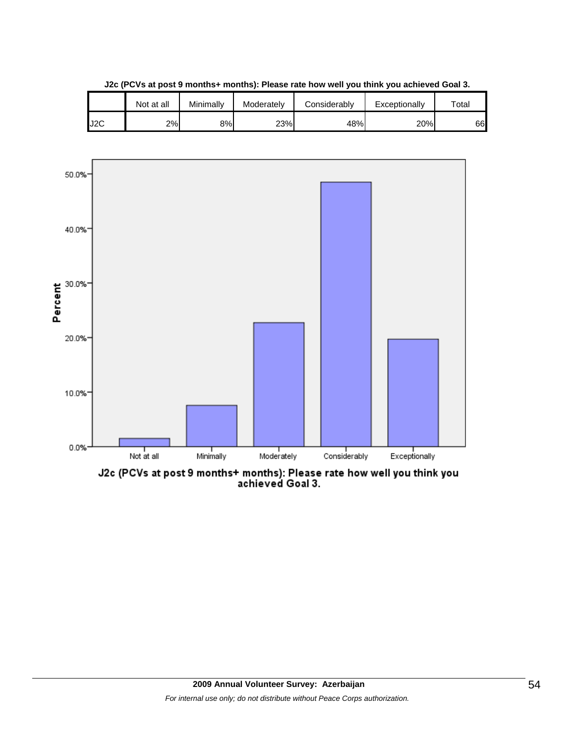**J2c (PCVs at post 9 months+ months): Please rate how well you think you achieved Goal 3.**

| | Not at all | Minimally | Moderately | Considerably | Exceptionally | Total |
|---|---|---|---|---|---|---|
| J2C | 2% | 8% | 23% | 48% | 20% | 66 |

J2c (PCVs at post 9 months+ months): Please rate how well you think you achieved Goal 3.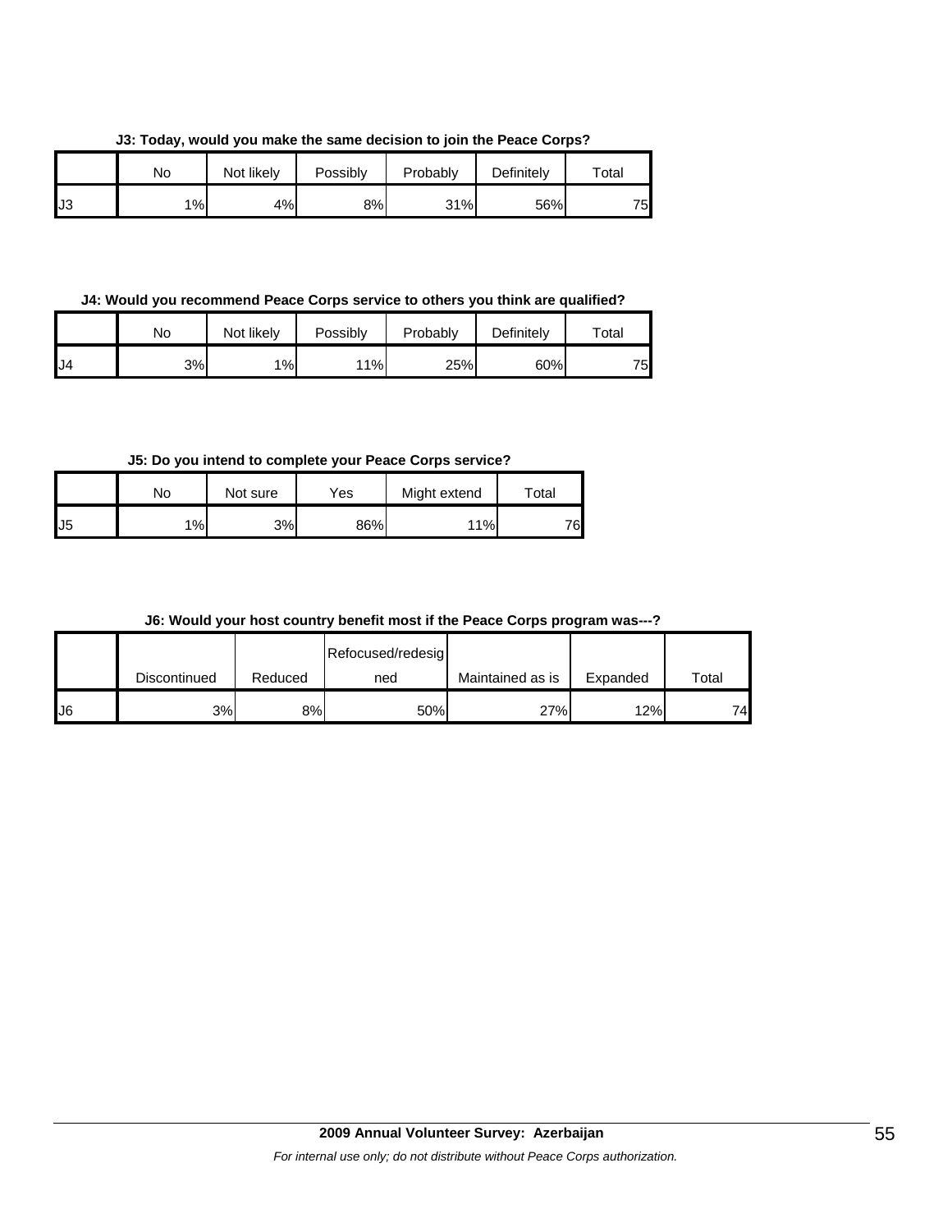**J3: Today, would you make the same decision to join the Peace Corps?**

| | No | Not likely | Possibly | Probably | Definitely | Total |
|---|---|---|---|---|---|---|
| J3 | 1% | 4% | 8% | 31% | 56% | 75 |

**J4: Would you recommend Peace Corps service to others you think are qualified?**

| | No | Not likely | Possibly | Probably | Definitely | Total |
|---|---|---|---|---|---|---|
| J4 | 3% | 1% | 11% | 25% | 60% | 75 |

**J5: Do you intend to complete your Peace Corps service?**

| | No | Not sure | Yes | Might extend | Total |
|---|---|---|---|---|---|
| J5 | 1% | 3% | 86% | 11% | 76 |

**J6: Would your host country benefit most if the Peace Corps program was---?**

| | Discontinued | Reduced | Refocused/redesigned | Maintained as is | Expanded | Total |
|---|---|---|---|---|---|---|
| J6 | 3% | 8% | 50% | 27% | 12% | 74 |

**2009 Annual Volunteer Survey: Azerbaijan**

*For internal use only; do not distribute without Peace Corps authorization.*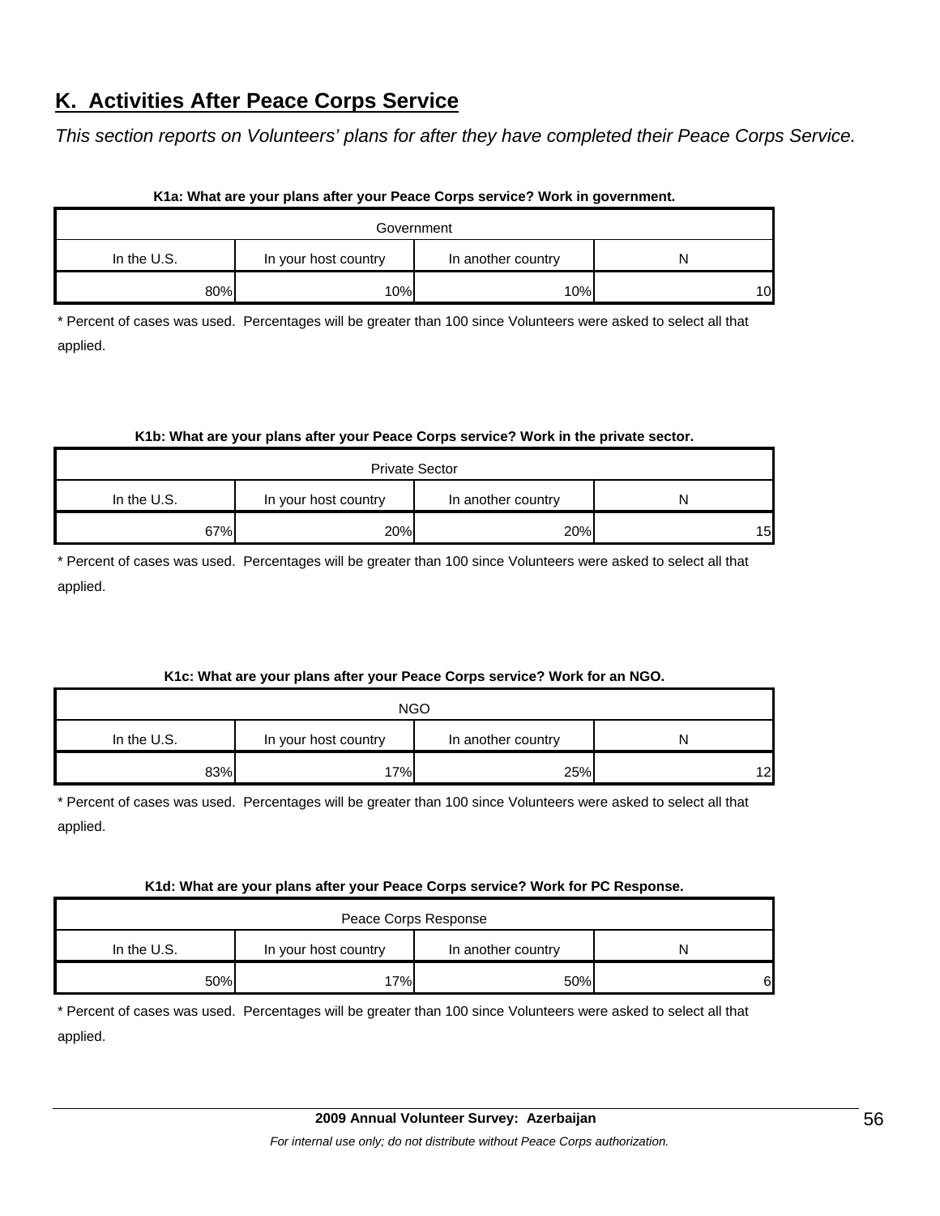## K. Activities After Peace Corps Service

*This section reports on Volunteers' plans for after they have completed their Peace Corps Service.*

**K1a: What are your plans after your Peace Corps service? Work in government.**

| Government | | | |
|---|---|---|---|
| In the U.S. | In your host country | In another country | N |
| 80% | 10% | 10% | 10 |

\* Percent of cases was used. Percentages will be greater than 100 since Volunteers were asked to select all that applied.

**K1b: What are your plans after your Peace Corps service? Work in the private sector.**

| Private Sector | | | |
|---|---|---|---|
| In the U.S. | In your host country | In another country | N |
| 67% | 20% | 20% | 15 |

\* Percent of cases was used. Percentages will be greater than 100 since Volunteers were asked to select all that applied.

**K1c: What are your plans after your Peace Corps service? Work for an NGO.**

| NGO | | | |
|---|---|---|---|
| In the U.S. | In your host country | In another country | N |
| 83% | 17% | 25% | 12 |

\* Percent of cases was used. Percentages will be greater than 100 since Volunteers were asked to select all that applied.

**K1d: What are your plans after your Peace Corps service? Work for PC Response.**

| Peace Corps Response | | | |
|---|---|---|---|
| In the U.S. | In your host country | In another country | N |
| 50% | 17% | 50% | 6 |

\* Percent of cases was used. Percentages will be greater than 100 since Volunteers were asked to select all that applied.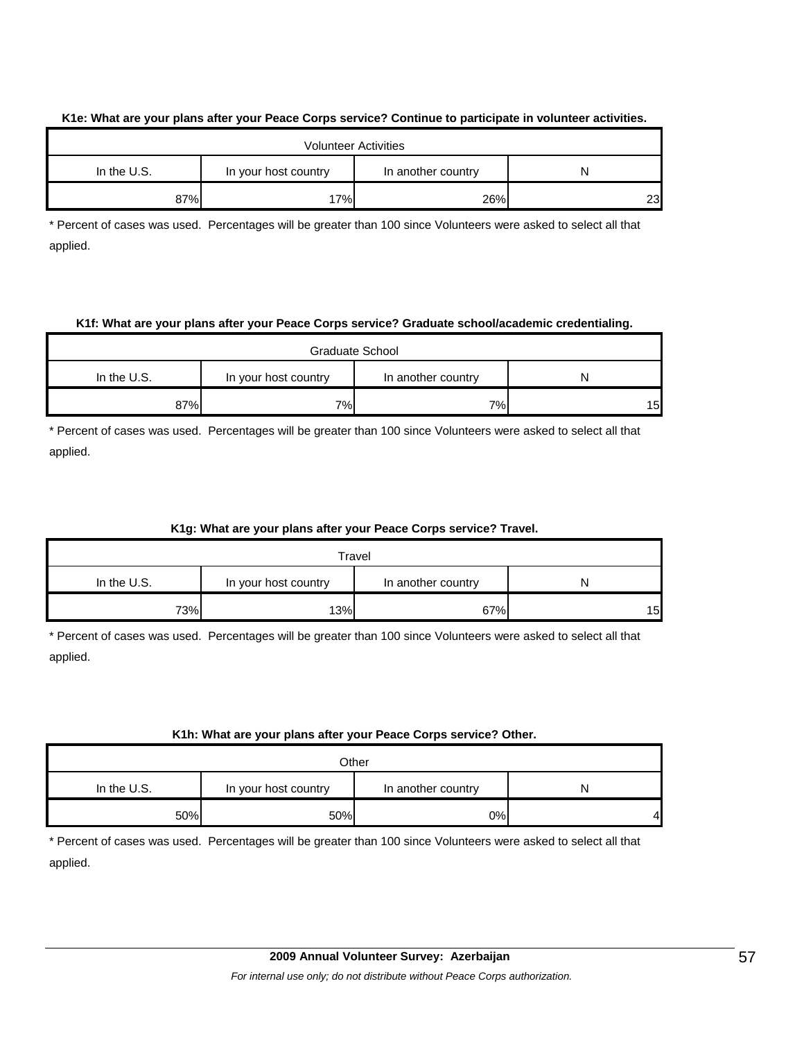**K1e: What are your plans after your Peace Corps service? Continue to participate in volunteer activities.**

| Volunteer Activities | | | |
|---|---|---|---|
| In the U.S. | In your host country | In another country | N |
| 87% | 17% | 26% | 23 |

\* Percent of cases was used. Percentages will be greater than 100 since Volunteers were asked to select all that applied.

**K1f: What are your plans after your Peace Corps service? Graduate school/academic credentialing.**

| Graduate School | | | |
|---|---|---|---|
| In the U.S. | In your host country | In another country | N |
| 87% | 7% | 7% | 15 |

\* Percent of cases was used. Percentages will be greater than 100 since Volunteers were asked to select all that applied.

**K1g: What are your plans after your Peace Corps service? Travel.**

| Travel | | | |
|---|---|---|---|
| In the U.S. | In your host country | In another country | N |
| 73% | 13% | 67% | 15 |

\* Percent of cases was used. Percentages will be greater than 100 since Volunteers were asked to select all that applied.

**K1h: What are your plans after your Peace Corps service? Other.**

| Other | | | |
|---|---|---|---|
| In the U.S. | In your host country | In another country | N |
| 50% | 50% | 0% | 4 |

\* Percent of cases was used. Percentages will be greater than 100 since Volunteers were asked to select all that applied.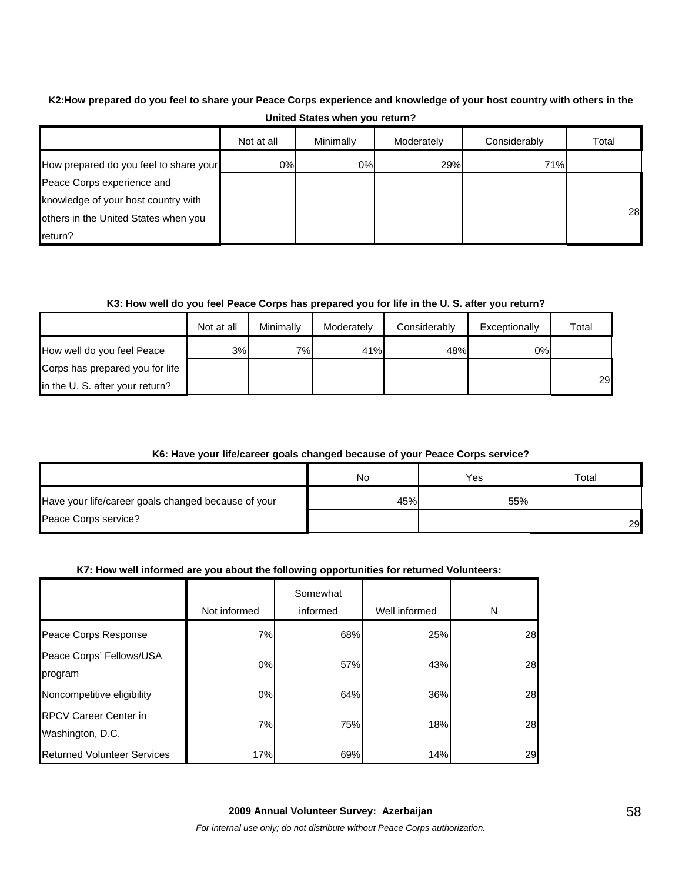**K2:How prepared do you feel to share your Peace Corps experience and knowledge of your host country with others in the United States when you return?**

| | Not at all | Minimally | Moderately | Considerably | Total |
|---|---|---|---|---|---|
| How prepared do you feel to share your Peace Corps experience and knowledge of your host country with others in the United States when you return? | 0% | 0% | 29% | 71% | 28 |

**K3: How well do you feel Peace Corps has prepared you for life in the U. S. after you return?**

| | Not at all | Minimally | Moderately | Considerably | Exceptionally | Total |
|---|---|---|---|---|---|---|
| How well do you feel Peace Corps has prepared you for life in the U. S. after you return? | 3% | 7% | 41% | 48% | 0% | 29 |

**K6: Have your life/career goals changed because of your Peace Corps service?**

| | No | Yes | Total |
|---|---|---|---|
| Have your life/career goals changed because of your Peace Corps service? | 45% | 55% | 29 |

**K7: How well informed are you about the following opportunities for returned Volunteers:**

| | Not informed | Somewhat informed | Well informed | N |
|---|---|---|---|---|
| Peace Corps Response | 7% | 68% | 25% | 28 |
| Peace Corps' Fellows/USA program | 0% | 57% | 43% | 28 |
| Noncompetitive eligibility | 0% | 64% | 36% | 28 |
| RPCV Career Center in Washington, D.C. | 7% | 75% | 18% | 28 |
| Returned Volunteer Services | 17% | 69% | 14% | 29 |

**2009 Annual Volunteer Survey: Azerbaijan**

*For internal use only; do not distribute without Peace Corps authorization.*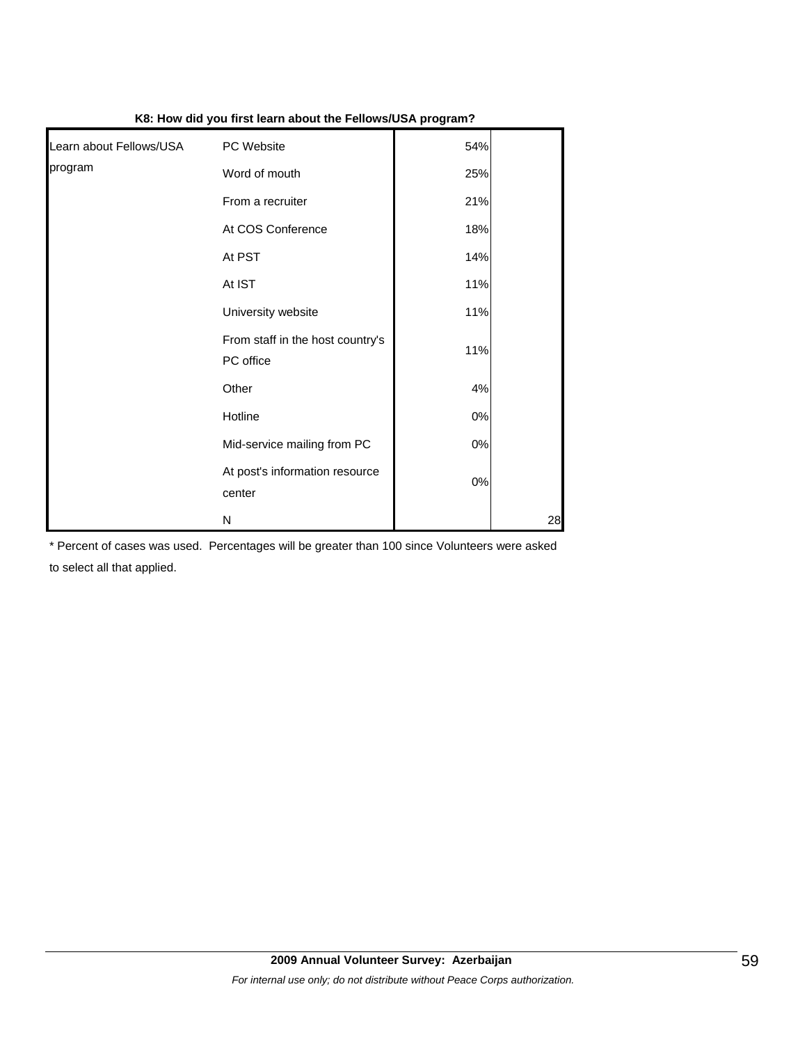**K8: How did you first learn about the Fellows/USA program?**

| | | | |
|---|---|---|---|
| Learn about Fellows/USA program | PC Website | 54% | |
| | Word of mouth | 25% | |
| | From a recruiter | 21% | |
| | At COS Conference | 18% | |
| | At PST | 14% | |
| | At IST | 11% | |
| | University website | 11% | |
| | From staff in the host country's PC office | 11% | |
| | Other | 4% | |
| | Hotline | 0% | |
| | Mid-service mailing from PC | 0% | |
| | At post's information resource center | 0% | |
| | N | | 28 |

* Percent of cases was used. Percentages will be greater than 100 since Volunteers were asked to select all that applied.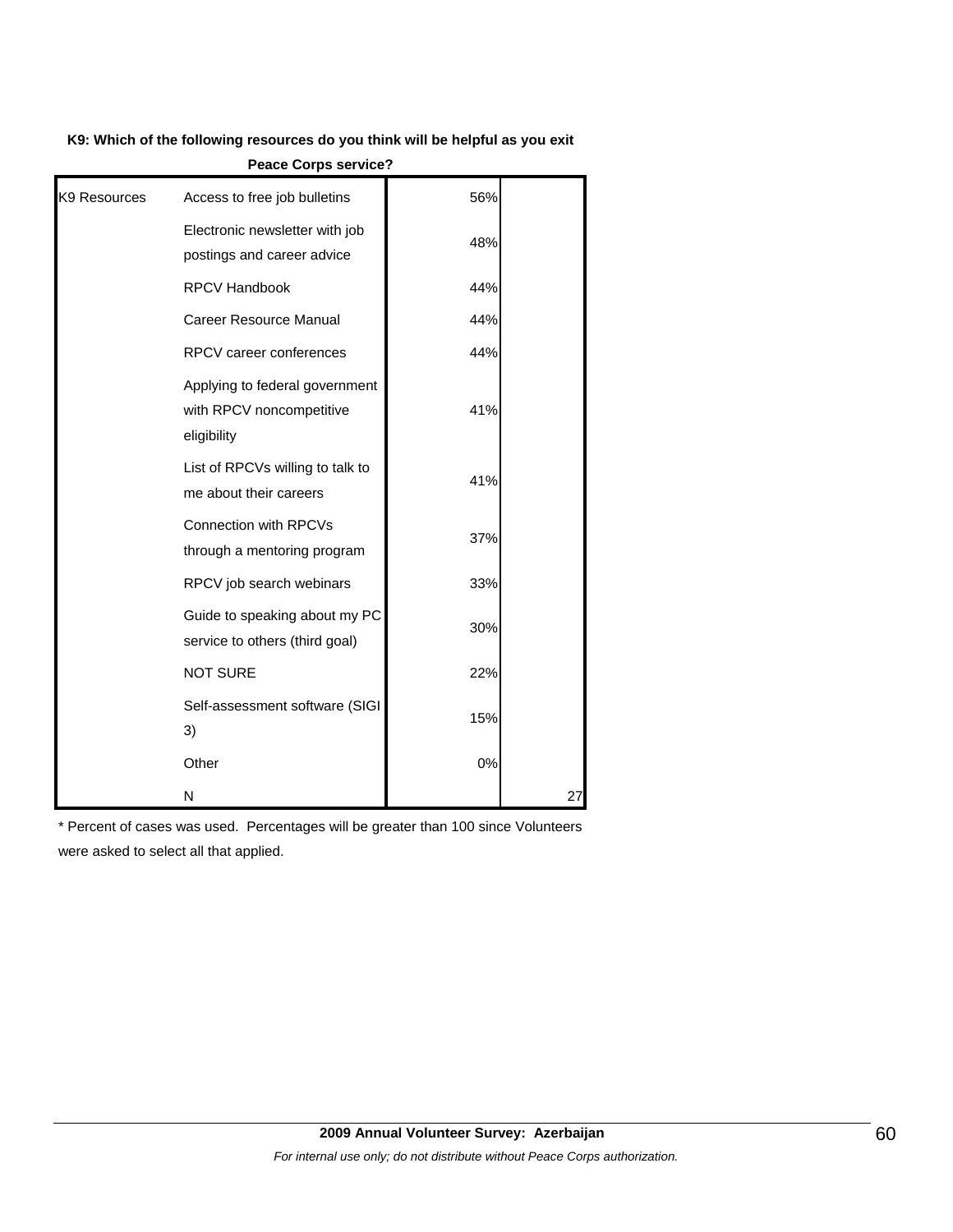**K9: Which of the following resources do you think will be helpful as you exit Peace Corps service?**

| | | | |
|---|---|---|---|
| K9 Resources | Access to free job bulletins | 56% | |
| | Electronic newsletter with job postings and career advice | 48% | |
| | RPCV Handbook | 44% | |
| | Career Resource Manual | 44% | |
| | RPCV career conferences | 44% | |
| | Applying to federal government with RPCV noncompetitive eligibility | 41% | |
| | List of RPCVs willing to talk to me about their careers | 41% | |
| | Connection with RPCVs through a mentoring program | 37% | |
| | RPCV job search webinars | 33% | |
| | Guide to speaking about my PC service to others (third goal) | 30% | |
| | NOT SURE | 22% | |
| | Self-assessment software (SIGI 3) | 15% | |
| | Other | 0% | |
| | N | | 27 |

* Percent of cases was used. Percentages will be greater than 100 since Volunteers were asked to select all that applied.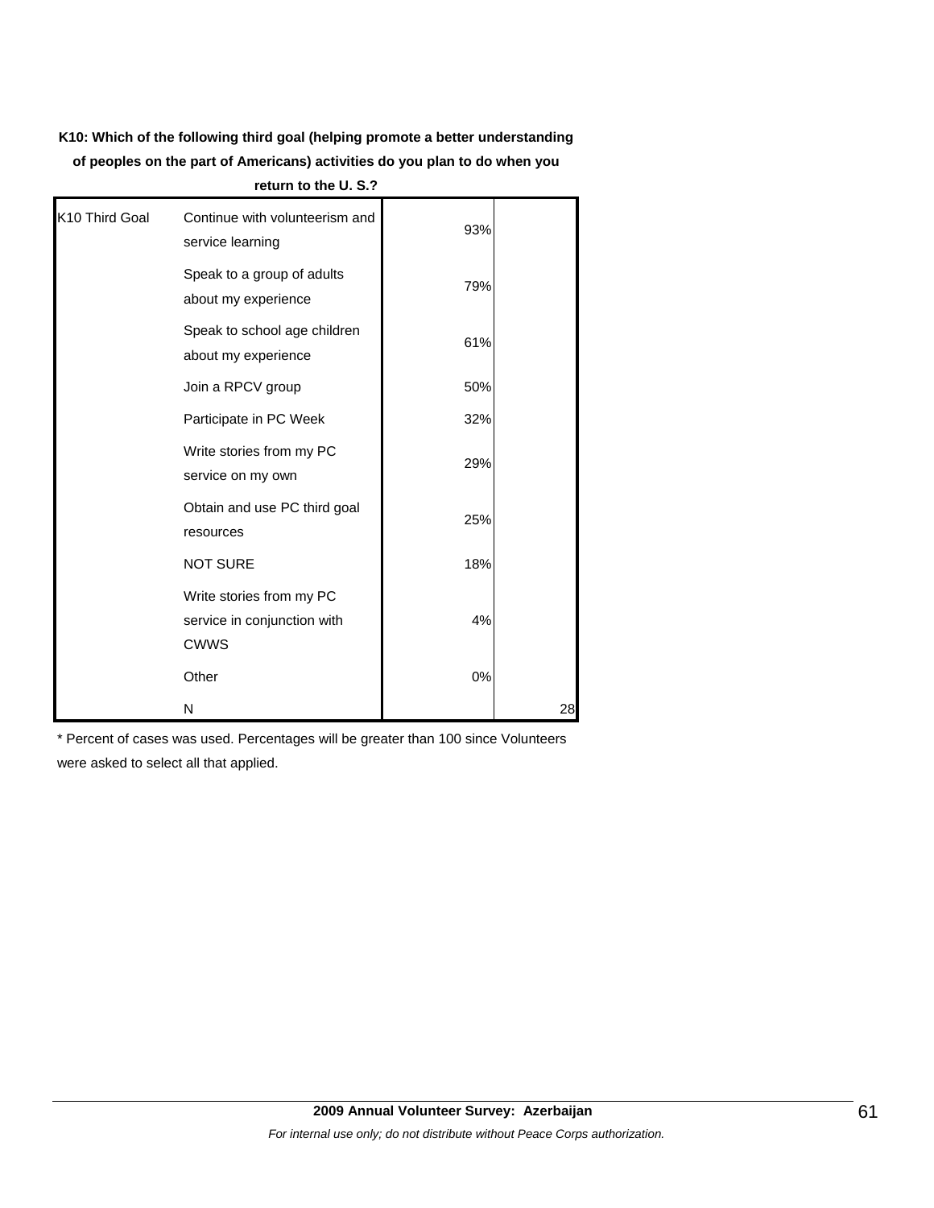**K10: Which of the following third goal (helping promote a better understanding of peoples on the part of Americans) activities do you plan to do when you return to the U. S.?**

| | | | |
|---|---|---|---|
| K10 Third Goal | Continue with volunteerism and service learning | 93% | |
| | Speak to a group of adults about my experience | 79% | |
| | Speak to school age children about my experience | 61% | |
| | Join a RPCV group | 50% | |
| | Participate in PC Week | 32% | |
| | Write stories from my PC service on my own | 29% | |
| | Obtain and use PC third goal resources | 25% | |
| | NOT SURE | 18% | |
| | Write stories from my PC service in conjunction with CWWS | 4% | |
| | Other | 0% | |
| | N | | 28 |

* Percent of cases was used. Percentages will be greater than 100 since Volunteers were asked to select all that applied.